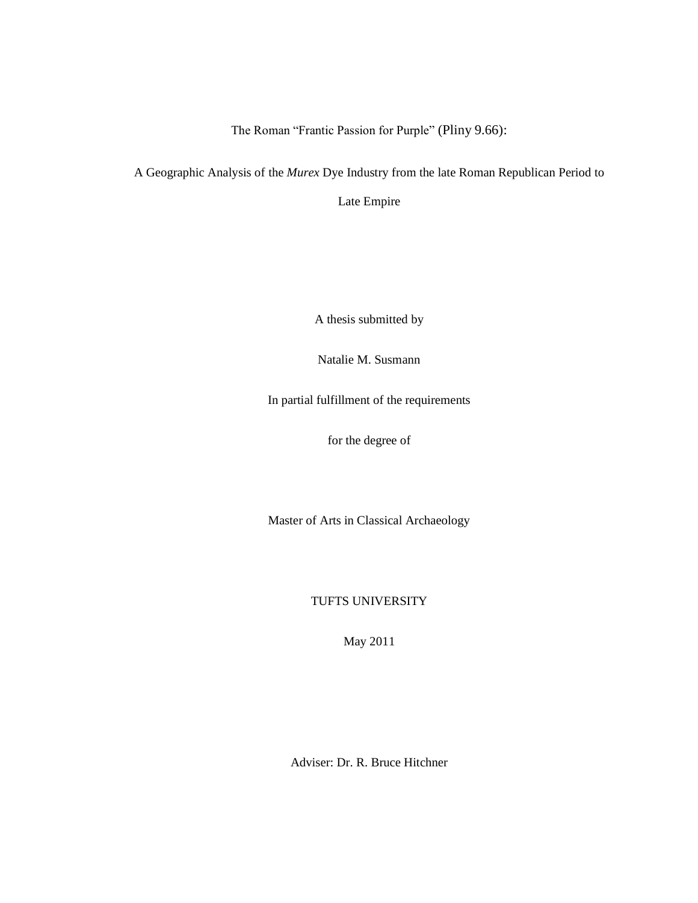The Roman “Frantic Passion for Purple” (Pliny 9.66):

A Geographic Analysis of the *Murex* Dye Industry from the late Roman Republican Period to Late Empire

A thesis submitted by

Natalie M. Susmann

In partial fulfillment of the requirements

for the degree of

Master of Arts in Classical Archaeology

TUFTS UNIVERSITY

May 2011

Adviser: Dr. R. Bruce Hitchner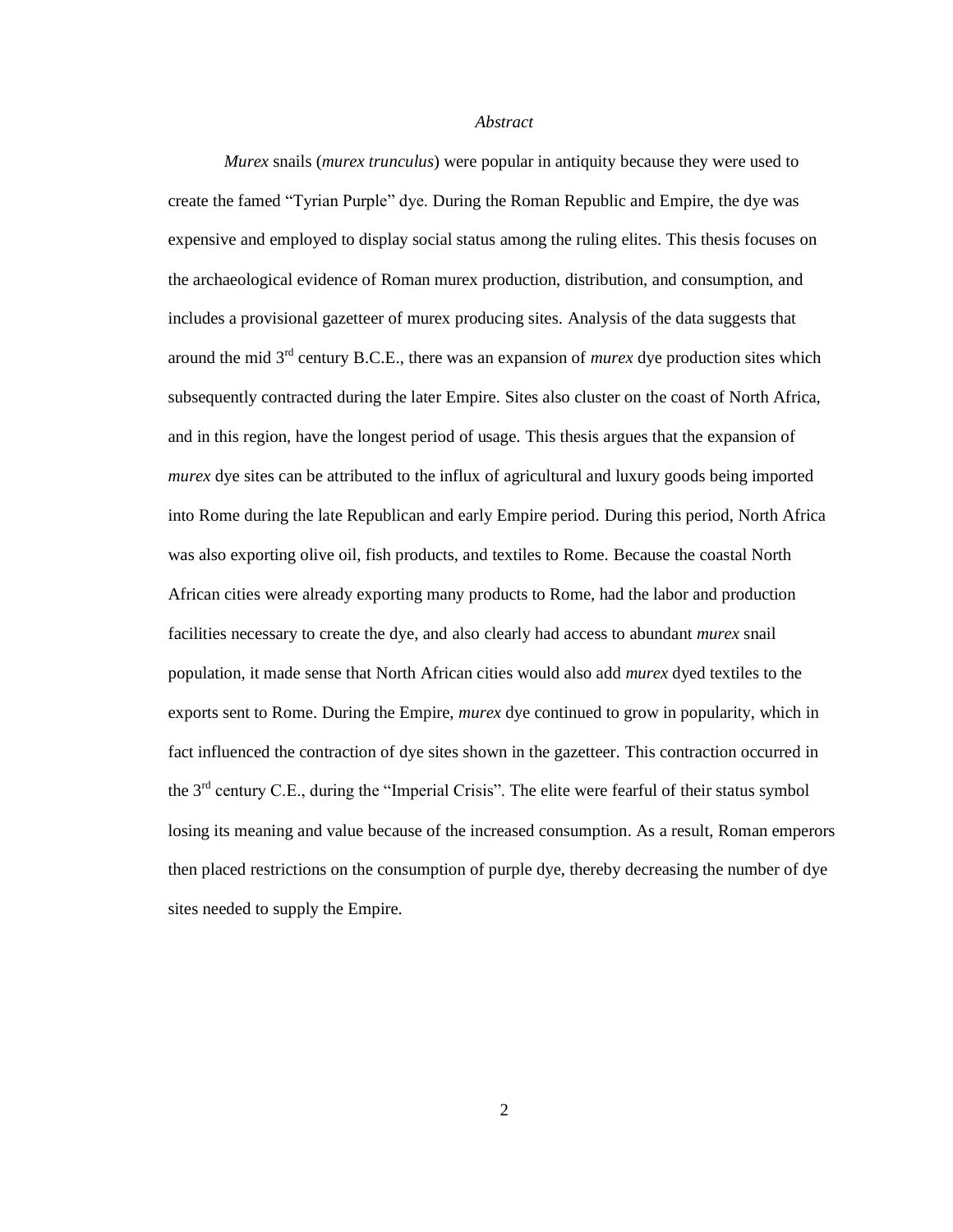*Abstract*

*Murex* snails (*murex trunculus*) were popular in antiquity because they were used to create the famed "Tyrian Purple" dye. During the Roman Republic and Empire, the dye was expensive and employed to display social status among the ruling elites. This thesis focuses on the archaeological evidence of Roman murex production, distribution, and consumption, and includes a provisional gazetteer of murex producing sites. Analysis of the data suggests that around the mid 3rd century B.C.E., there was an expansion of *murex* dye production sites which subsequently contracted during the later Empire. Sites also cluster on the coast of North Africa, and in this region, have the longest period of usage. This thesis argues that the expansion of *murex* dye sites can be attributed to the influx of agricultural and luxury goods being imported into Rome during the late Republican and early Empire period. During this period, North Africa was also exporting olive oil, fish products, and textiles to Rome. Because the coastal North African cities were already exporting many products to Rome, had the labor and production facilities necessary to create the dye, and also clearly had access to abundant *murex* snail population, it made sense that North African cities would also add *murex* dyed textiles to the exports sent to Rome. During the Empire, *murex* dye continued to grow in popularity, which in fact influenced the contraction of dye sites shown in the gazetteer. This contraction occurred in the 3rd century C.E., during the "Imperial Crisis". The elite were fearful of their status symbol losing its meaning and value because of the increased consumption. As a result, Roman emperors then placed restrictions on the consumption of purple dye, thereby decreasing the number of dye sites needed to supply the Empire.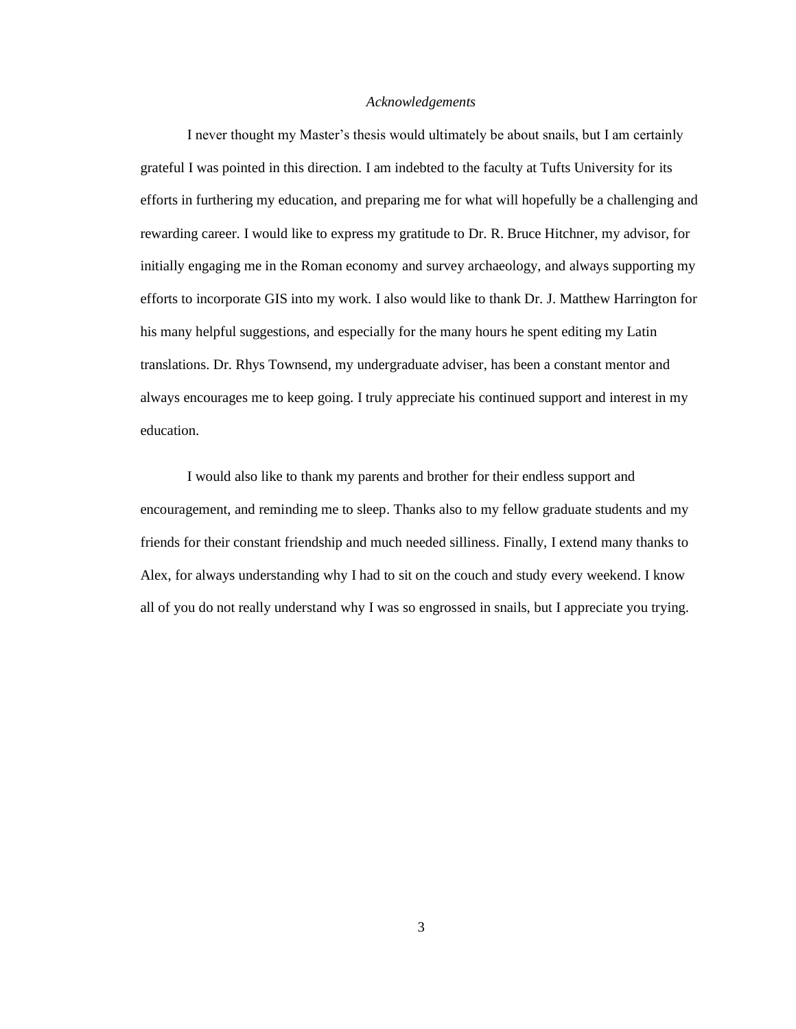*Acknowledgements*

I never thought my Master's thesis would ultimately be about snails, but I am certainly grateful I was pointed in this direction. I am indebted to the faculty at Tufts University for its efforts in furthering my education, and preparing me for what will hopefully be a challenging and rewarding career. I would like to express my gratitude to Dr. R. Bruce Hitchner, my advisor, for initially engaging me in the Roman economy and survey archaeology, and always supporting my efforts to incorporate GIS into my work. I also would like to thank Dr. J. Matthew Harrington for his many helpful suggestions, and especially for the many hours he spent editing my Latin translations. Dr. Rhys Townsend, my undergraduate adviser, has been a constant mentor and always encourages me to keep going. I truly appreciate his continued support and interest in my education.

I would also like to thank my parents and brother for their endless support and encouragement, and reminding me to sleep. Thanks also to my fellow graduate students and my friends for their constant friendship and much needed silliness. Finally, I extend many thanks to Alex, for always understanding why I had to sit on the couch and study every weekend. I know all of you do not really understand why I was so engrossed in snails, but I appreciate you trying.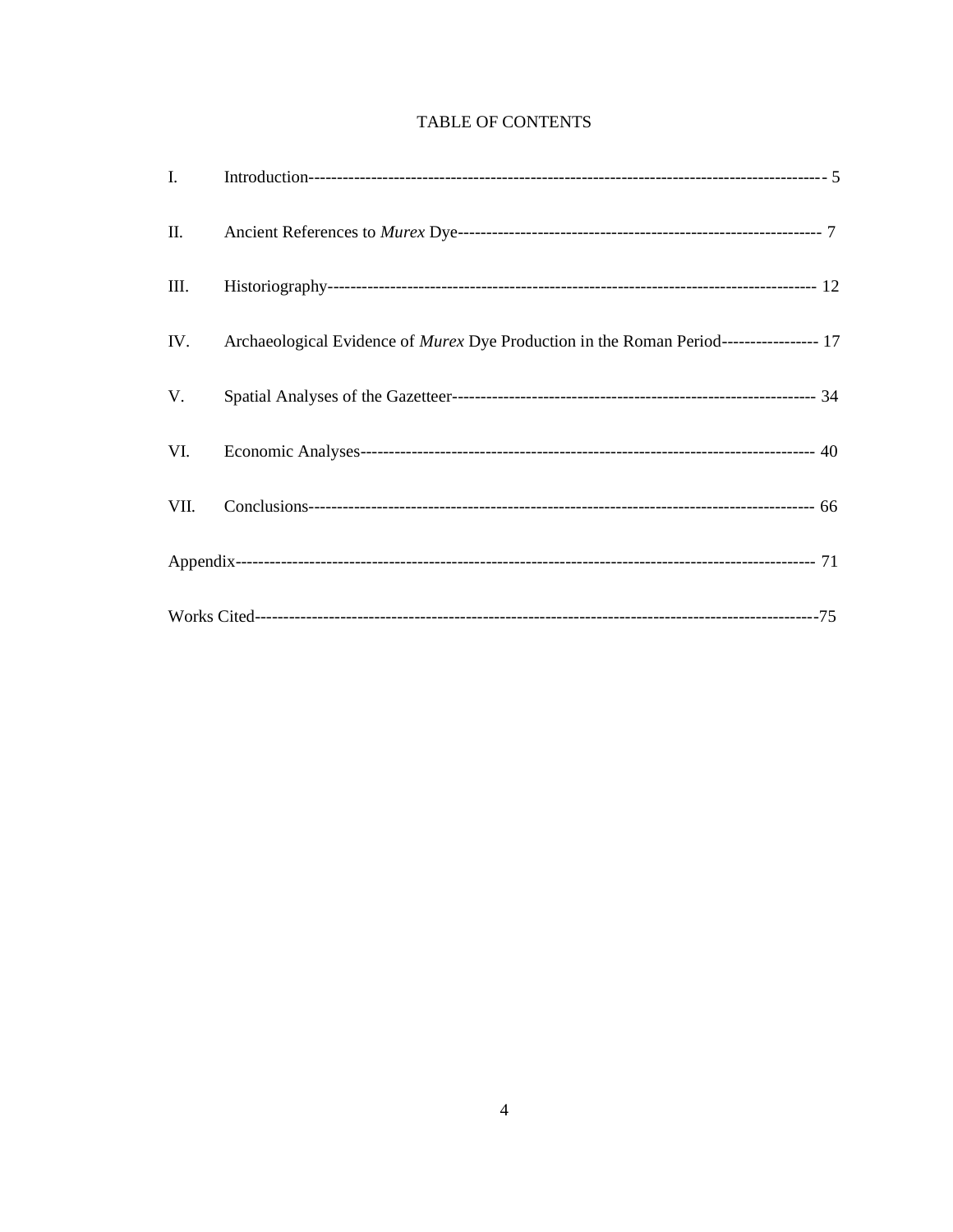# TABLE OF CONTENTS

I. Introduction------------------------------------------------------------------------------------------- 5

II. Ancient References to *Murex* Dye---------------------------------------------------------------- 7

III. Historiography-------------------------------------------------------------------------------------- 12

IV. Archaeological Evidence of *Murex* Dye Production in the Roman Period----------------- 17

V. Spatial Analyses of the Gazetteer--------------------------------------------------------------- 34

VI. Economic Analyses------------------------------------------------------------------------------- 40

VII. Conclusions------------------------------------------------------------------------------------- 66

Appendix------------------------------------------------------------------------------------------------- 71

Works Cited-----------------------------------------------------------------------------------------------75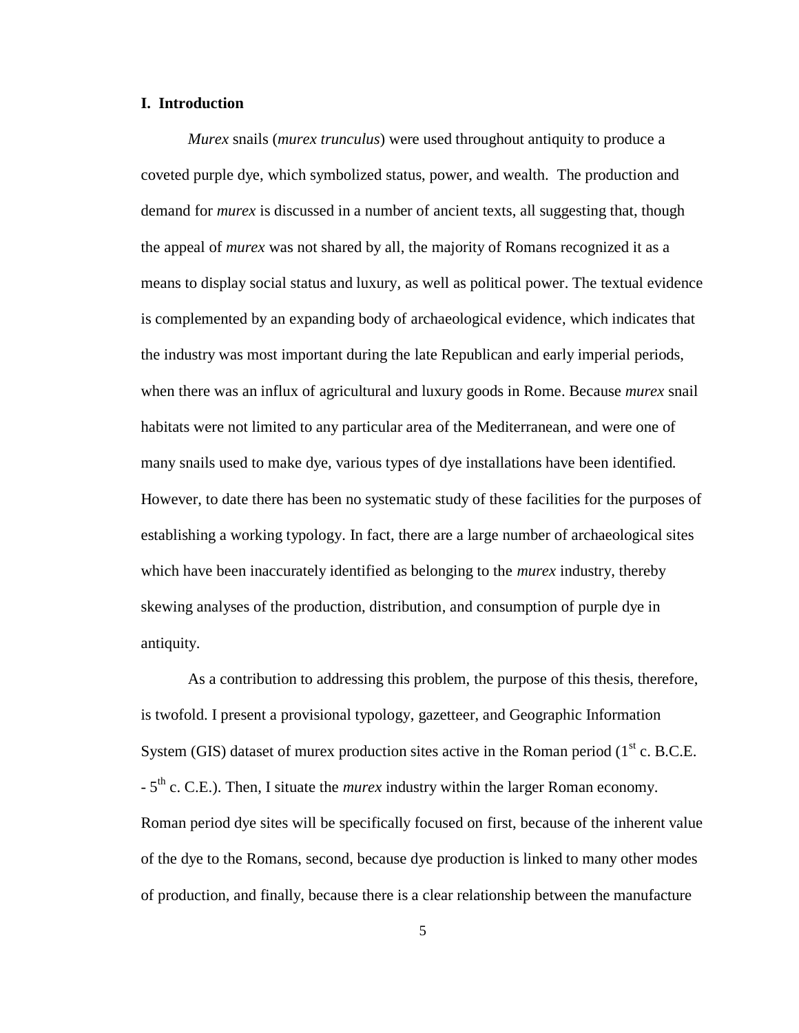## I. Introduction

*Murex* snails (*murex trunculus*) were used throughout antiquity to produce a coveted purple dye, which symbolized status, power, and wealth. The production and demand for *murex* is discussed in a number of ancient texts, all suggesting that, though the appeal of *murex* was not shared by all, the majority of Romans recognized it as a means to display social status and luxury, as well as political power. The textual evidence is complemented by an expanding body of archaeological evidence, which indicates that the industry was most important during the late Republican and early imperial periods, when there was an influx of agricultural and luxury goods in Rome. Because *murex* snail habitats were not limited to any particular area of the Mediterranean, and were one of many snails used to make dye, various types of dye installations have been identified. However, to date there has been no systematic study of these facilities for the purposes of establishing a working typology. In fact, there are a large number of archaeological sites which have been inaccurately identified as belonging to the *murex* industry, thereby skewing analyses of the production, distribution, and consumption of purple dye in antiquity.

As a contribution to addressing this problem, the purpose of this thesis, therefore, is twofold. I present a provisional typology, gazetteer, and Geographic Information System (GIS) dataset of murex production sites active in the Roman period (1st c. B.C.E. - 5th c. C.E.). Then, I situate the *murex* industry within the larger Roman economy. Roman period dye sites will be specifically focused on first, because of the inherent value of the dye to the Romans, second, because dye production is linked to many other modes of production, and finally, because there is a clear relationship between the manufacture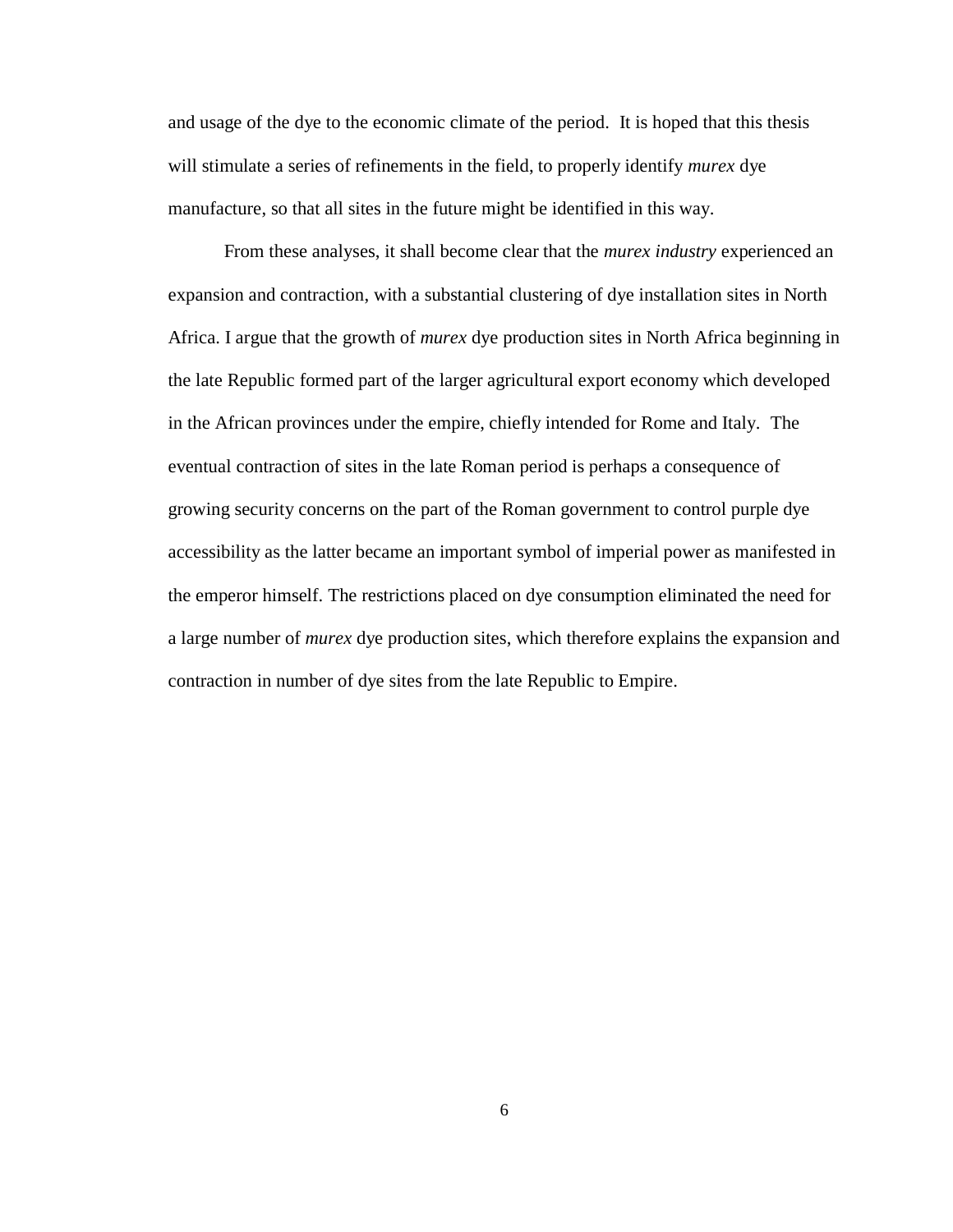and usage of the dye to the economic climate of the period. It is hoped that this thesis will stimulate a series of refinements in the field, to properly identify *murex* dye manufacture, so that all sites in the future might be identified in this way.

From these analyses, it shall become clear that the *murex industry* experienced an expansion and contraction, with a substantial clustering of dye installation sites in North Africa. I argue that the growth of *murex* dye production sites in North Africa beginning in the late Republic formed part of the larger agricultural export economy which developed in the African provinces under the empire, chiefly intended for Rome and Italy. The eventual contraction of sites in the late Roman period is perhaps a consequence of growing security concerns on the part of the Roman government to control purple dye accessibility as the latter became an important symbol of imperial power as manifested in the emperor himself. The restrictions placed on dye consumption eliminated the need for a large number of *murex* dye production sites, which therefore explains the expansion and contraction in number of dye sites from the late Republic to Empire.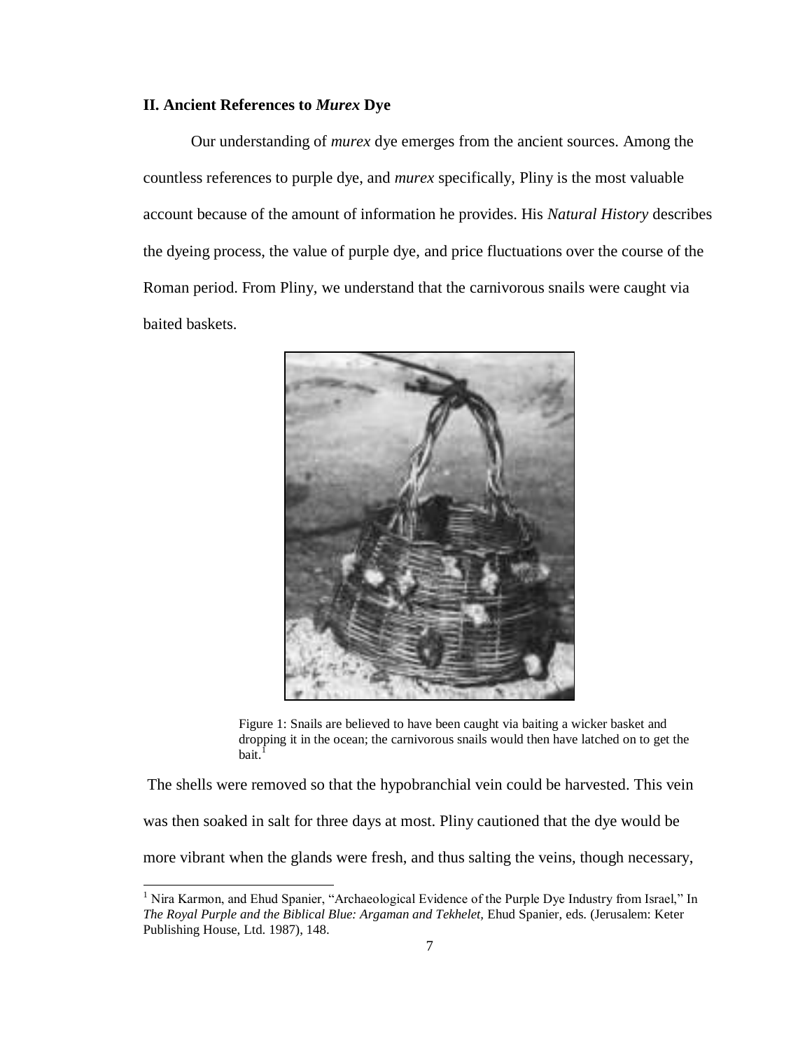## II. Ancient References to *Murex* Dye

Our understanding of *murex* dye emerges from the ancient sources. Among the countless references to purple dye, and *murex* specifically, Pliny is the most valuable account because of the amount of information he provides. His *Natural History* describes the dyeing process, the value of purple dye, and price fluctuations over the course of the Roman period. From Pliny, we understand that the carnivorous snails were caught via baited baskets.

Figure 1: Snails are believed to have been caught via baiting a wicker basket and dropping it in the ocean; the carnivorous snails would then have latched on to get the bait.[1]

The shells were removed so that the hypobranchial vein could be harvested. This vein was then soaked in salt for three days at most. Pliny cautioned that the dye would be more vibrant when the glands were fresh, and thus salting the veins, though necessary,

[1] Nira Karmon, and Ehud Spanier, "Archaeological Evidence of the Purple Dye Industry from Israel," In *The Royal Purple and the Biblical Blue: Argaman and Tekhelet,* Ehud Spanier, eds. (Jerusalem: Keter Publishing House, Ltd. 1987), 148.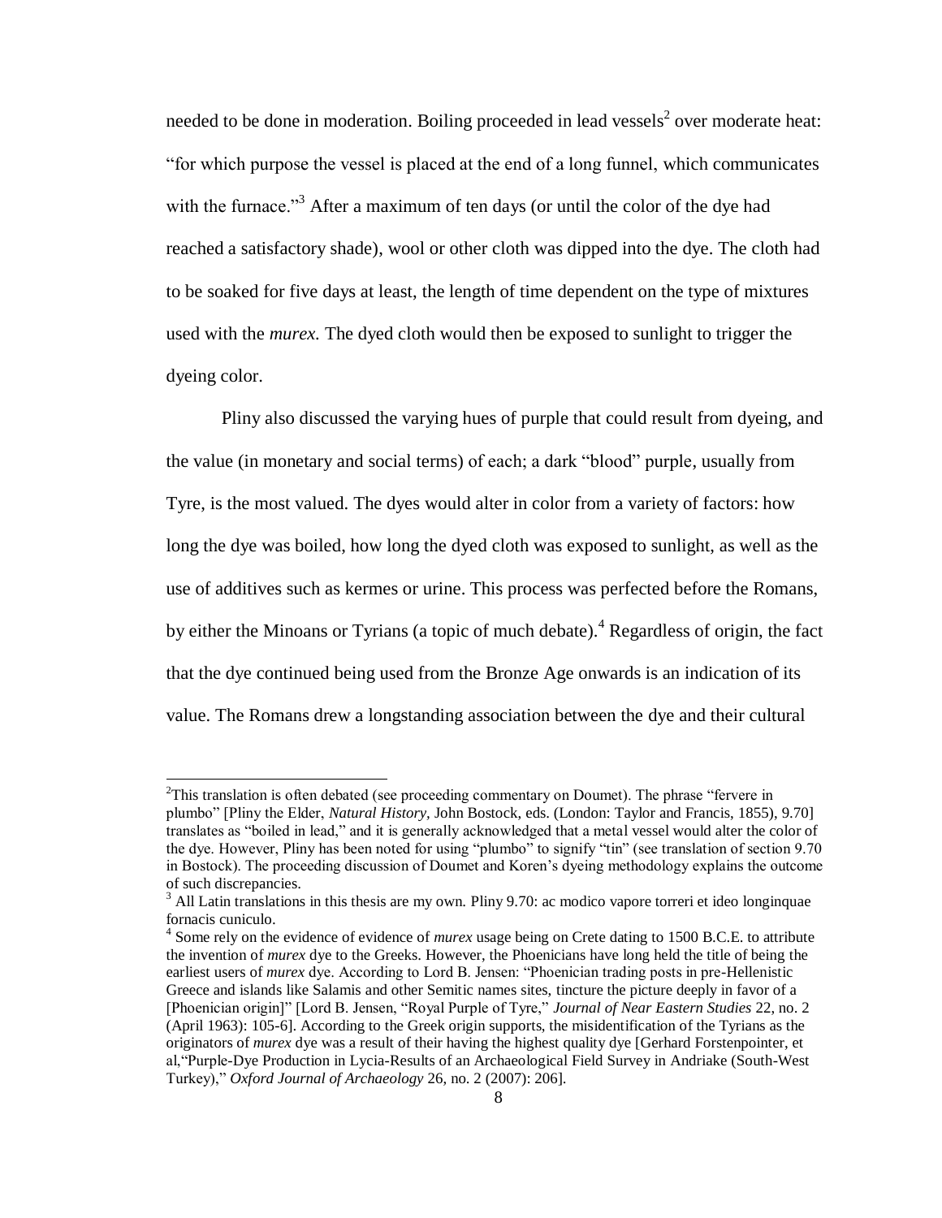needed to be done in moderation. Boiling proceeded in lead vessels[2] over moderate heat: "for which purpose the vessel is placed at the end of a long funnel, which communicates with the furnace."[3] After a maximum of ten days (or until the color of the dye had reached a satisfactory shade), wool or other cloth was dipped into the dye. The cloth had to be soaked for five days at least, the length of time dependent on the type of mixtures used with the *murex.* The dyed cloth would then be exposed to sunlight to trigger the dyeing color.

Pliny also discussed the varying hues of purple that could result from dyeing, and the value (in monetary and social terms) of each; a dark "blood" purple, usually from Tyre, is the most valued. The dyes would alter in color from a variety of factors: how long the dye was boiled, how long the dyed cloth was exposed to sunlight, as well as the use of additives such as kermes or urine. This process was perfected before the Romans, by either the Minoans or Tyrians (a topic of much debate).[4] Regardless of origin, the fact that the dye continued being used from the Bronze Age onwards is an indication of its value. The Romans drew a longstanding association between the dye and their cultural

---

[2]This translation is often debated (see proceeding commentary on Doumet). The phrase "fervere in plumbo" [Pliny the Elder, *Natural History,* John Bostock, eds. (London: Taylor and Francis, 1855), 9.70] translates as "boiled in lead," and it is generally acknowledged that a metal vessel would alter the color of the dye. However, Pliny has been noted for using "plumbo" to signify "tin" (see translation of section 9.70 in Bostock). The proceeding discussion of Doumet and Koren's dyeing methodology explains the outcome of such discrepancies.

[3] All Latin translations in this thesis are my own. Pliny 9.70: ac modico vapore torreri et ideo longinquae fornacis cuniculo.

[4] Some rely on the evidence of evidence of *murex* usage being on Crete dating to 1500 B.C.E. to attribute the invention of *murex* dye to the Greeks. However, the Phoenicians have long held the title of being the earliest users of *murex* dye. According to Lord B. Jensen: "Phoenician trading posts in pre-Hellenistic Greece and islands like Salamis and other Semitic names sites, tincture the picture deeply in favor of a [Phoenician origin]" [Lord B. Jensen, "Royal Purple of Tyre," *Journal of Near Eastern Studies* 22, no. 2 (April 1963): 105-6]. According to the Greek origin supports, the misidentification of the Tyrians as the originators of *murex* dye was a result of their having the highest quality dye [Gerhard Forstenpointer, et al,"Purple-Dye Production in Lycia-Results of an Archaeological Field Survey in Andriake (South-West Turkey)," *Oxford Journal of Archaeology* 26, no. 2 (2007): 206].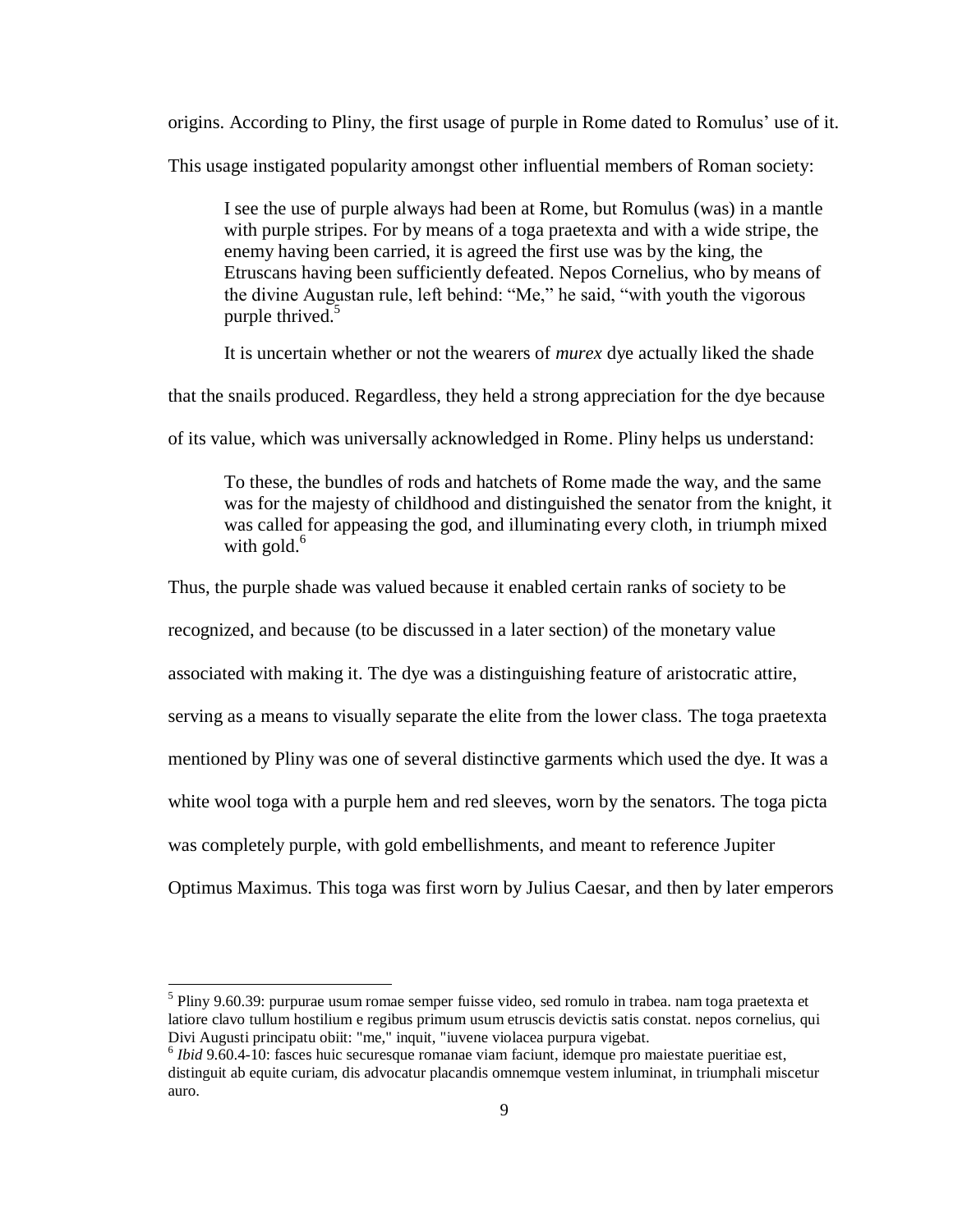origins. According to Pliny, the first usage of purple in Rome dated to Romulus' use of it. This usage instigated popularity amongst other influential members of Roman society:

> I see the use of purple always had been at Rome, but Romulus (was) in a mantle with purple stripes. For by means of a toga praetexta and with a wide stripe, the enemy having been carried, it is agreed the first use was by the king, the Etruscans having been sufficiently defeated. Nepos Cornelius, who by means of the divine Augustan rule, left behind: "Me," he said, "with youth the vigorous purple thrived.[5]

It is uncertain whether or not the wearers of *murex* dye actually liked the shade that the snails produced. Regardless, they held a strong appreciation for the dye because of its value, which was universally acknowledged in Rome. Pliny helps us understand:

> To these, the bundles of rods and hatchets of Rome made the way, and the same was for the majesty of childhood and distinguished the senator from the knight, it was called for appeasing the god, and illuminating every cloth, in triumph mixed with gold.[6]

Thus, the purple shade was valued because it enabled certain ranks of society to be recognized, and because (to be discussed in a later section) of the monetary value associated with making it. The dye was a distinguishing feature of aristocratic attire, serving as a means to visually separate the elite from the lower class. The toga praetexta mentioned by Pliny was one of several distinctive garments which used the dye. It was a white wool toga with a purple hem and red sleeves, worn by the senators. The toga picta was completely purple, with gold embellishments, and meant to reference Jupiter Optimus Maximus. This toga was first worn by Julius Caesar, and then by later emperors

---

[5] Pliny 9.60.39: purpurae usum romae semper fuisse video, sed romulo in trabea. nam toga praetexta et latiore clavo tullum hostilium e regibus primum usum etruscis devictis satis constat. nepos cornelius, qui Divi Augusti principatu obiit: "me," inquit, "iuvene violacea purpura vigebat.

[6] *Ibid* 9.60.4-10: fasces huic securesque romanae viam faciunt, idemque pro maiestate pueritiae est, distinguit ab equite curiam, dis advocatur placandis omnemque vestem inluminat, in triumphali miscetur auro.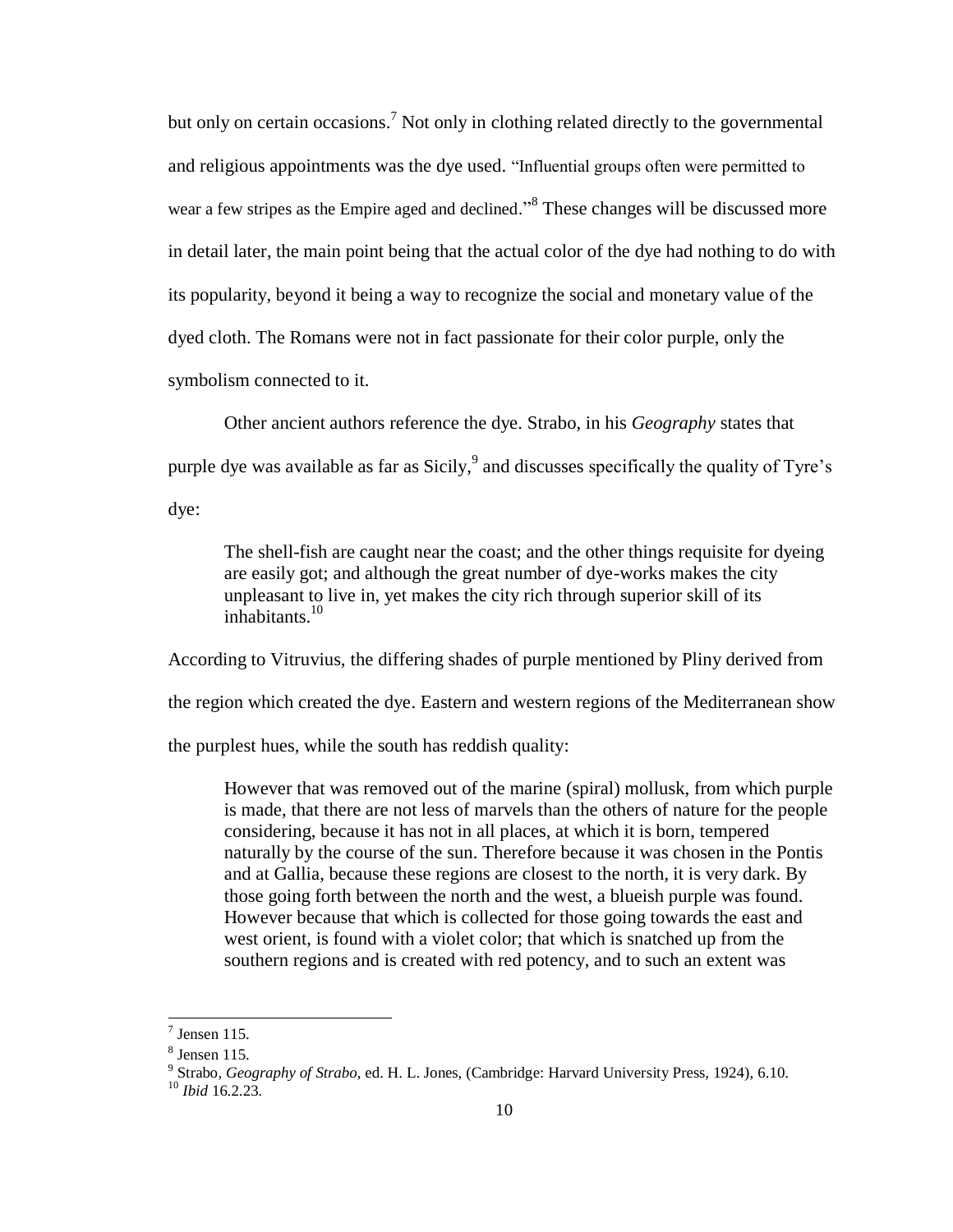but only on certain occasions.[7] Not only in clothing related directly to the governmental and religious appointments was the dye used. "Influential groups often were permitted to wear a few stripes as the Empire aged and declined."[8] These changes will be discussed more in detail later, the main point being that the actual color of the dye had nothing to do with its popularity, beyond it being a way to recognize the social and monetary value of the dyed cloth. The Romans were not in fact passionate for their color purple, only the symbolism connected to it.

Other ancient authors reference the dye. Strabo, in his *Geography* states that purple dye was available as far as Sicily,[9] and discusses specifically the quality of Tyre's dye:

> The shell-fish are caught near the coast; and the other things requisite for dyeing are easily got; and although the great number of dye-works makes the city unpleasant to live in, yet makes the city rich through superior skill of its inhabitants.[10]

According to Vitruvius, the differing shades of purple mentioned by Pliny derived from the region which created the dye. Eastern and western regions of the Mediterranean show the purplest hues, while the south has reddish quality:

> However that was removed out of the marine (spiral) mollusk, from which purple is made, that there are not less of marvels than the others of nature for the people considering, because it has not in all places, at which it is born, tempered naturally by the course of the sun. Therefore because it was chosen in the Pontis and at Gallia, because these regions are closest to the north, it is very dark. By those going forth between the north and the west, a blueish purple was found. However because that which is collected for those going towards the east and west orient, is found with a violet color; that which is snatched up from the southern regions and is created with red potency, and to such an extent was

---

[7] Jensen 115.

[8] Jensen 115.

[9] Strabo, *Geography of Strabo*, ed. H. L. Jones, (Cambridge: Harvard University Press, 1924), 6.10.

[10] *Ibid* 16.2.23.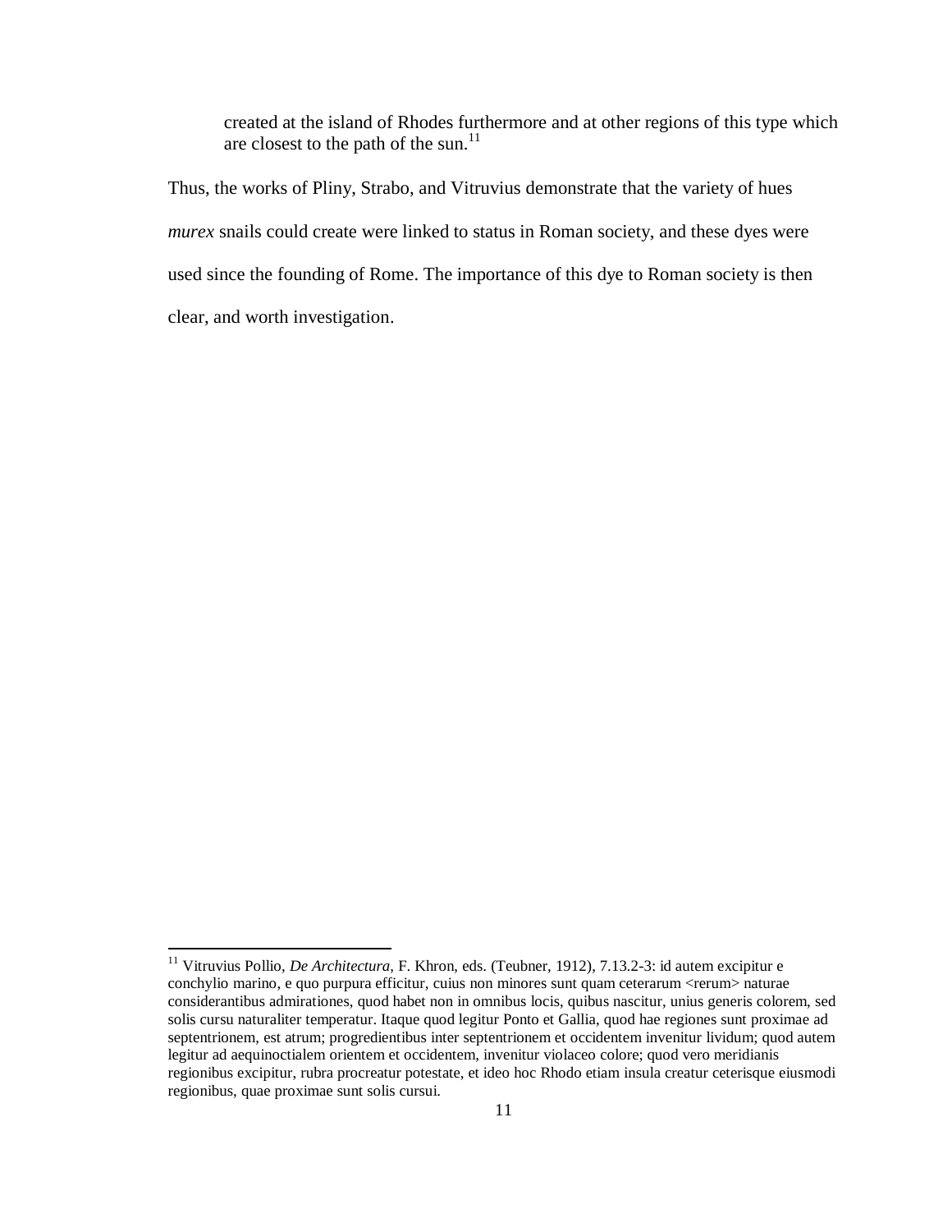> created at the island of Rhodes furthermore and at other regions of this type which are closest to the path of the sun.[11]

Thus, the works of Pliny, Strabo, and Vitruvius demonstrate that the variety of hues *murex* snails could create were linked to status in Roman society, and these dyes were used since the founding of Rome. The importance of this dye to Roman society is then clear, and worth investigation.

---

[11] Vitruvius Pollio, *De Architectura*, F. Khron, eds. (Teubner, 1912), 7.13.2-3: id autem excipitur e conchylio marino, e quo purpura efficitur, cuius non minores sunt quam ceterarum <rerum> naturae considerantibus admirationes, quod habet non in omnibus locis, quibus nascitur, unius generis colorem, sed solis cursu naturaliter temperatur. Itaque quod legitur Ponto et Gallia, quod hae regiones sunt proximae ad septentrionem, est atrum; progredientibus inter septentrionem et occidentem invenitur lividum; quod autem legitur ad aequinoctialem orientem et occidentem, invenitur violaceo colore; quod vero meridianis regionibus excipitur, rubra procreatur potestate, et ideo hoc Rhodo etiam insula creatur ceterisque eiusmodi regionibus, quae proximae sunt solis cursui.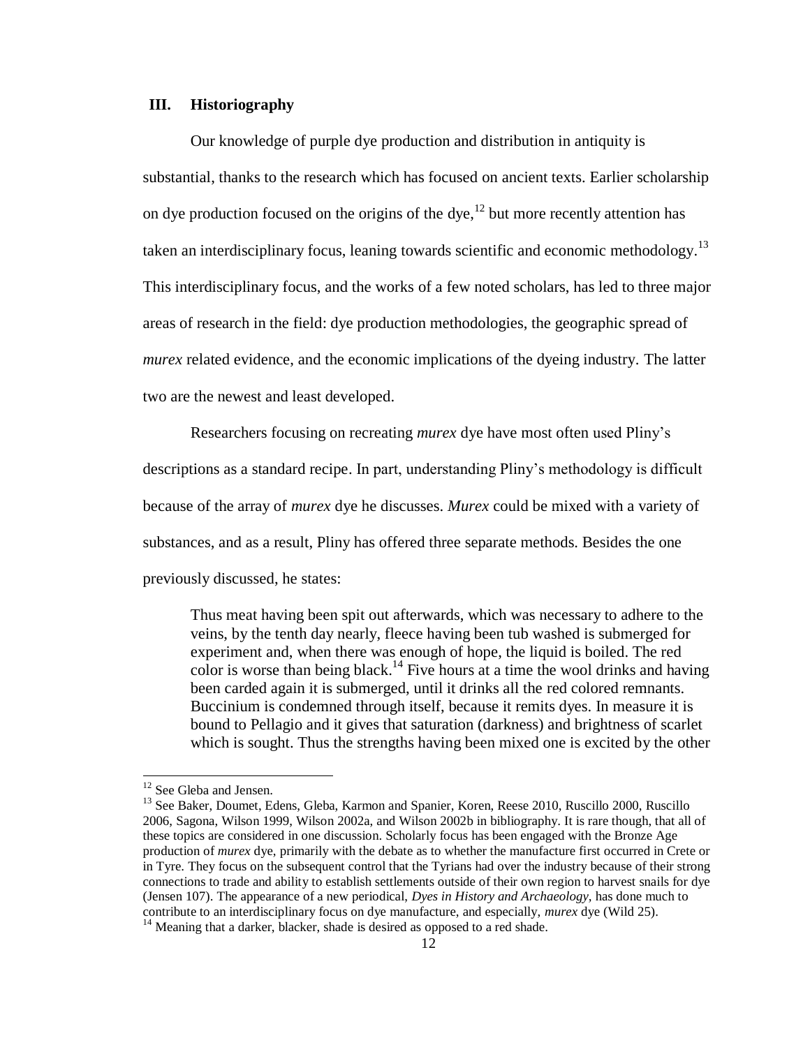## III. Historiography

Our knowledge of purple dye production and distribution in antiquity is substantial, thanks to the research which has focused on ancient texts. Earlier scholarship on dye production focused on the origins of the dye,[12] but more recently attention has taken an interdisciplinary focus, leaning towards scientific and economic methodology.[13] This interdisciplinary focus, and the works of a few noted scholars, has led to three major areas of research in the field: dye production methodologies, the geographic spread of *murex* related evidence, and the economic implications of the dyeing industry. The latter two are the newest and least developed.

Researchers focusing on recreating *murex* dye have most often used Pliny's descriptions as a standard recipe. In part, understanding Pliny's methodology is difficult because of the array of *murex* dye he discusses. *Murex* could be mixed with a variety of substances, and as a result, Pliny has offered three separate methods. Besides the one previously discussed, he states:

> Thus meat having been spit out afterwards, which was necessary to adhere to the veins, by the tenth day nearly, fleece having been tub washed is submerged for experiment and, when there was enough of hope, the liquid is boiled. The red color is worse than being black.[14] Five hours at a time the wool drinks and having been carded again it is submerged, until it drinks all the red colored remnants. Buccinium is condemned through itself, because it remits dyes. In measure it is bound to Pellagio and it gives that saturation (darkness) and brightness of scarlet which is sought. Thus the strengths having been mixed one is excited by the other

---

[12] See Gleba and Jensen.

[13] See Baker, Doumet, Edens, Gleba, Karmon and Spanier, Koren, Reese 2010, Ruscillo 2000, Ruscillo 2006, Sagona, Wilson 1999, Wilson 2002a, and Wilson 2002b in bibliography. It is rare though, that all of these topics are considered in one discussion. Scholarly focus has been engaged with the Bronze Age production of *murex* dye, primarily with the debate as to whether the manufacture first occurred in Crete or in Tyre. They focus on the subsequent control that the Tyrians had over the industry because of their strong connections to trade and ability to establish settlements outside of their own region to harvest snails for dye (Jensen 107). The appearance of a new periodical, *Dyes in History and Archaeology*, has done much to contribute to an interdisciplinary focus on dye manufacture, and especially, *murex* dye (Wild 25).

[14] Meaning that a darker, blacker, shade is desired as opposed to a red shade.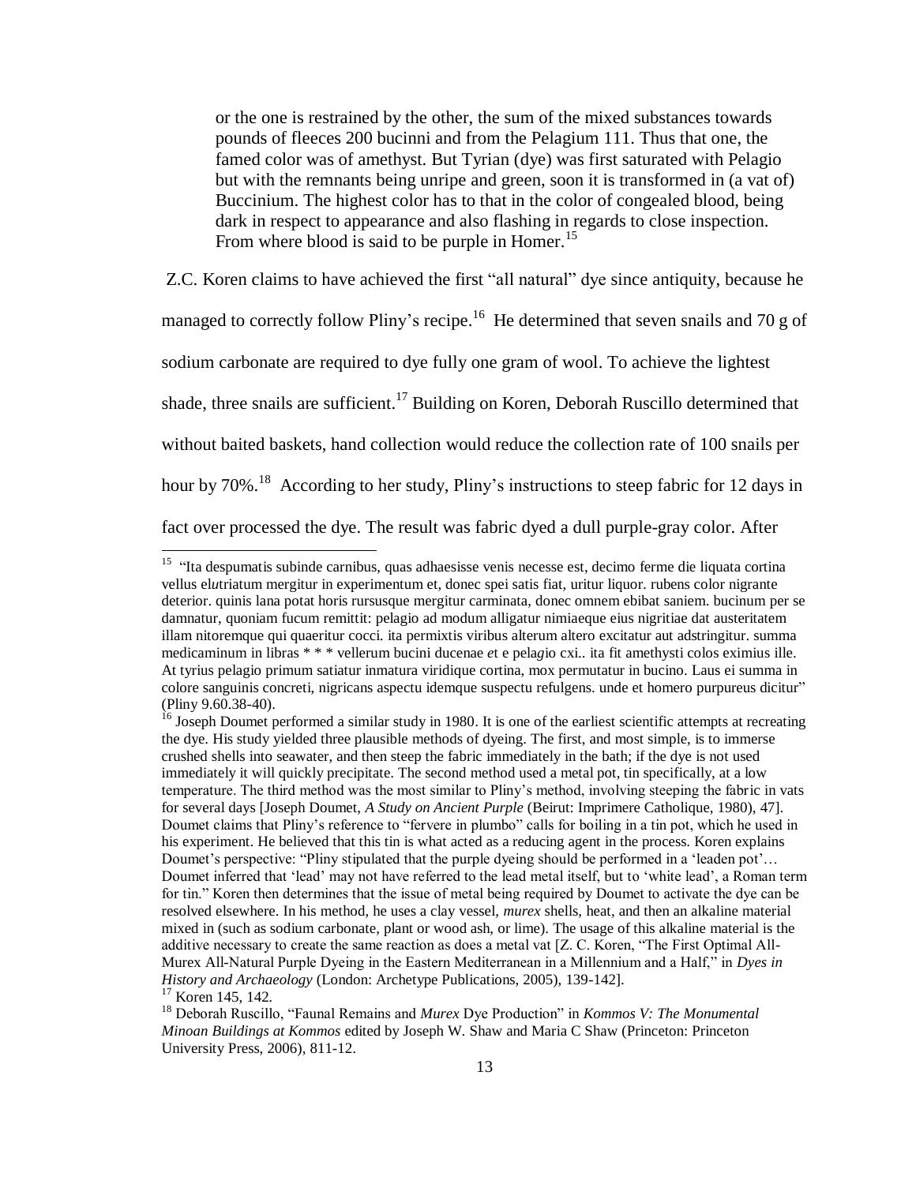> or the one is restrained by the other, the sum of the mixed substances towards pounds of fleeces 200 bucinni and from the Pelagium 111. Thus that one, the famed color was of amethyst. But Tyrian (dye) was first saturated with Pelagio but with the remnants being unripe and green, soon it is transformed in (a vat of) Buccinium. The highest color has to that in the color of congealed blood, being dark in respect to appearance and also flashing in regards to close inspection. From where blood is said to be purple in Homer.[15]

Z.C. Koren claims to have achieved the first "all natural" dye since antiquity, because he managed to correctly follow Pliny's recipe.[16] He determined that seven snails and 70 g of sodium carbonate are required to dye fully one gram of wool. To achieve the lightest shade, three snails are sufficient.[17] Building on Koren, Deborah Ruscillo determined that without baited baskets, hand collection would reduce the collection rate of 100 snails per hour by 70%.[18] According to her study, Pliny's instructions to steep fabric for 12 days in fact over processed the dye. The result was fabric dyed a dull purple-gray color. After

---

[15] "Ita despumatis subinde carnibus, quas adhaesisse venis necesse est, decimo ferme die liquata cortina vellus el*u*triatum mergitur in experimentum et, donec spei satis fiat, uritur liquor. rubens color nigrante deterior. quinis lana potat horis rursusque mergitur carminata, donec omnem ebibat saniem. bucinum per se damnatur, quoniam fucum remittit: pelagio ad modum alligatur nimiaeque eius nigritiae dat austeritatem illam nitoremque qui quaeritur cocci. ita permixtis viribus alterum altero excitatur aut adstringitur. summa medicaminum in libras * * * vellerum bucini ducenae *e*t e pela*g*io cxi.. ita fit amethysti colos eximius ille. At tyrius pelagio primum satiatur inmatura viridique cortina, mox permutatur in bucino. Laus ei summa in colore sanguinis concreti, nigricans aspectu idemque suspectu refulgens. unde et homero purpureus dicitur" (Pliny 9.60.38-40).

[16] Joseph Doumet performed a similar study in 1980. It is one of the earliest scientific attempts at recreating the dye. His study yielded three plausible methods of dyeing. The first, and most simple, is to immerse crushed shells into seawater, and then steep the fabric immediately in the bath; if the dye is not used immediately it will quickly precipitate. The second method used a metal pot, tin specifically, at a low temperature. The third method was the most similar to Pliny's method, involving steeping the fabric in vats for several days [Joseph Doumet, *A Study on Ancient Purple* (Beirut: Imprimere Catholique, 1980), 47]. Doumet claims that Pliny's reference to "fervere in plumbo" calls for boiling in a tin pot, which he used in his experiment. He believed that this tin is what acted as a reducing agent in the process. Koren explains Doumet's perspective: "Pliny stipulated that the purple dyeing should be performed in a 'leaden pot'… Doumet inferred that 'lead' may not have referred to the lead metal itself, but to 'white lead', a Roman term for tin." Koren then determines that the issue of metal being required by Doumet to activate the dye can be resolved elsewhere. In his method, he uses a clay vessel, *murex* shells, heat, and then an alkaline material mixed in (such as sodium carbonate, plant or wood ash, or lime). The usage of this alkaline material is the additive necessary to create the same reaction as does a metal vat [Z. C. Koren, "The First Optimal All-Murex All-Natural Purple Dyeing in the Eastern Mediterranean in a Millennium and a Half," in *Dyes in History and Archaeology* (London: Archetype Publications, 2005), 139-142].

[17] Koren 145, 142.

[18] Deborah Ruscillo, "Faunal Remains and *Murex* Dye Production" in *Kommos V: The Monumental Minoan Buildings at Kommos* edited by Joseph W. Shaw and Maria C Shaw (Princeton: Princeton University Press, 2006), 811-12.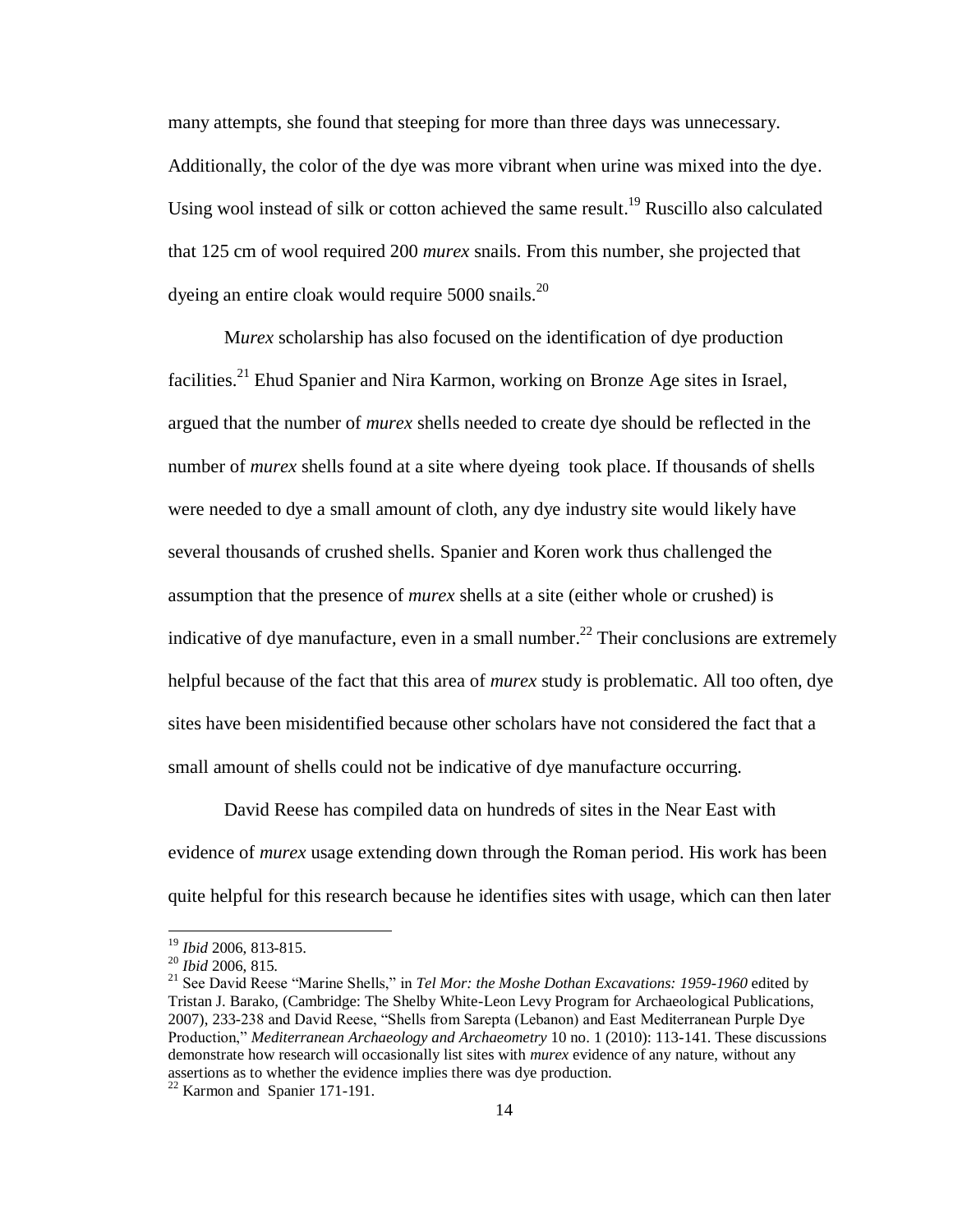many attempts, she found that steeping for more than three days was unnecessary. Additionally, the color of the dye was more vibrant when urine was mixed into the dye. Using wool instead of silk or cotton achieved the same result.[19] Ruscillo also calculated that 125 cm of wool required 200 *murex* snails. From this number, she projected that dyeing an entire cloak would require 5000 snails.[20]

M*urex* scholarship has also focused on the identification of dye production facilities.[21] Ehud Spanier and Nira Karmon, working on Bronze Age sites in Israel, argued that the number of *murex* shells needed to create dye should be reflected in the number of *murex* shells found at a site where dyeing took place. If thousands of shells were needed to dye a small amount of cloth, any dye industry site would likely have several thousands of crushed shells. Spanier and Koren work thus challenged the assumption that the presence of *murex* shells at a site (either whole or crushed) is indicative of dye manufacture, even in a small number.[22] Their conclusions are extremely helpful because of the fact that this area of *murex* study is problematic. All too often, dye sites have been misidentified because other scholars have not considered the fact that a small amount of shells could not be indicative of dye manufacture occurring.

David Reese has compiled data on hundreds of sites in the Near East with evidence of *murex* usage extending down through the Roman period. His work has been quite helpful for this research because he identifies sites with usage, which can then later

---

[19] *Ibid* 2006, 813-815.

[20] *Ibid* 2006, 815.

[21] See David Reese "Marine Shells," in *Tel Mor: the Moshe Dothan Excavations: 1959-1960* edited by Tristan J. Barako, (Cambridge: The Shelby White-Leon Levy Program for Archaeological Publications, 2007), 233-238 and David Reese, "Shells from Sarepta (Lebanon) and East Mediterranean Purple Dye Production," *Mediterranean Archaeology and Archaeometry* 10 no. 1 (2010): 113-141. These discussions demonstrate how research will occasionally list sites with *murex* evidence of any nature, without any assertions as to whether the evidence implies there was dye production.

[22] Karmon and Spanier 171-191.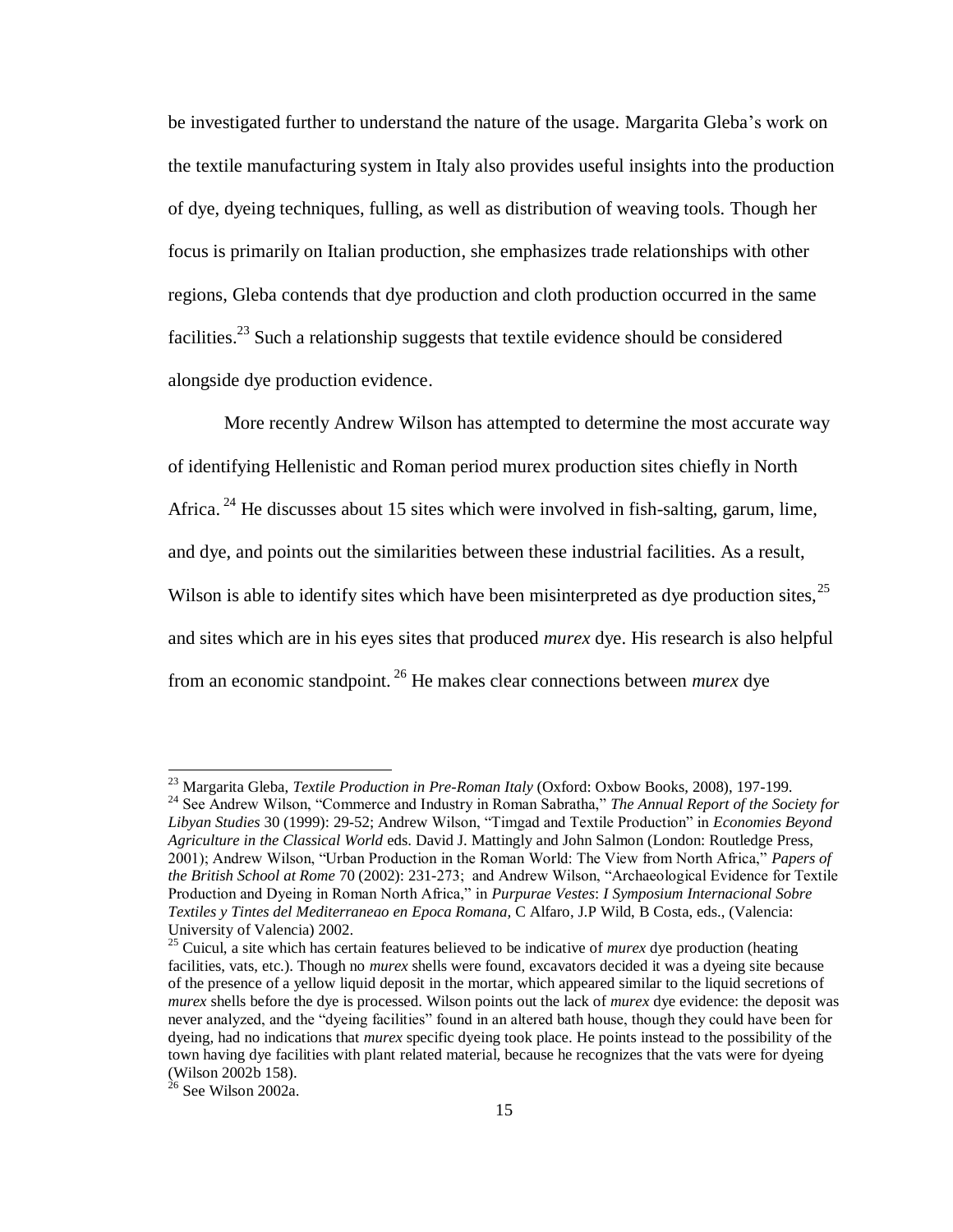be investigated further to understand the nature of the usage. Margarita Gleba's work on the textile manufacturing system in Italy also provides useful insights into the production of dye, dyeing techniques, fulling, as well as distribution of weaving tools. Though her focus is primarily on Italian production, she emphasizes trade relationships with other regions, Gleba contends that dye production and cloth production occurred in the same facilities.[23] Such a relationship suggests that textile evidence should be considered alongside dye production evidence.

More recently Andrew Wilson has attempted to determine the most accurate way of identifying Hellenistic and Roman period murex production sites chiefly in North Africa.[24] He discusses about 15 sites which were involved in fish-salting, garum, lime, and dye, and points out the similarities between these industrial facilities. As a result, Wilson is able to identify sites which have been misinterpreted as dye production sites,[25] and sites which are in his eyes sites that produced *murex* dye. His research is also helpful from an economic standpoint.[26] He makes clear connections between *murex* dye

---

[23] Margarita Gleba, *Textile Production in Pre-Roman Italy* (Oxford: Oxbow Books, 2008), 197-199.

[24] See Andrew Wilson, "Commerce and Industry in Roman Sabratha," *The Annual Report of the Society for Libyan Studies* 30 (1999): 29-52; Andrew Wilson, "Timgad and Textile Production" in *Economies Beyond Agriculture in the Classical World* eds. David J. Mattingly and John Salmon (London: Routledge Press, 2001); Andrew Wilson, "Urban Production in the Roman World: The View from North Africa," *Papers of the British School at Rome* 70 (2002): 231-273; and Andrew Wilson, "Archaeological Evidence for Textile Production and Dyeing in Roman North Africa," in *Purpurae Vestes*: *I Symposium Internacional Sobre Textiles y Tintes del Mediterraneao en Epoca Romana,* C Alfaro, J.P Wild, B Costa, eds., (Valencia: University of Valencia) 2002.

[25] Cuicul, a site which has certain features believed to be indicative of *murex* dye production (heating facilities, vats, etc.). Though no *murex* shells were found, excavators decided it was a dyeing site because of the presence of a yellow liquid deposit in the mortar, which appeared similar to the liquid secretions of *murex* shells before the dye is processed. Wilson points out the lack of *murex* dye evidence: the deposit was never analyzed, and the "dyeing facilities" found in an altered bath house, though they could have been for dyeing, had no indications that *murex* specific dyeing took place. He points instead to the possibility of the town having dye facilities with plant related material, because he recognizes that the vats were for dyeing (Wilson 2002b 158).

[26] See Wilson 2002a.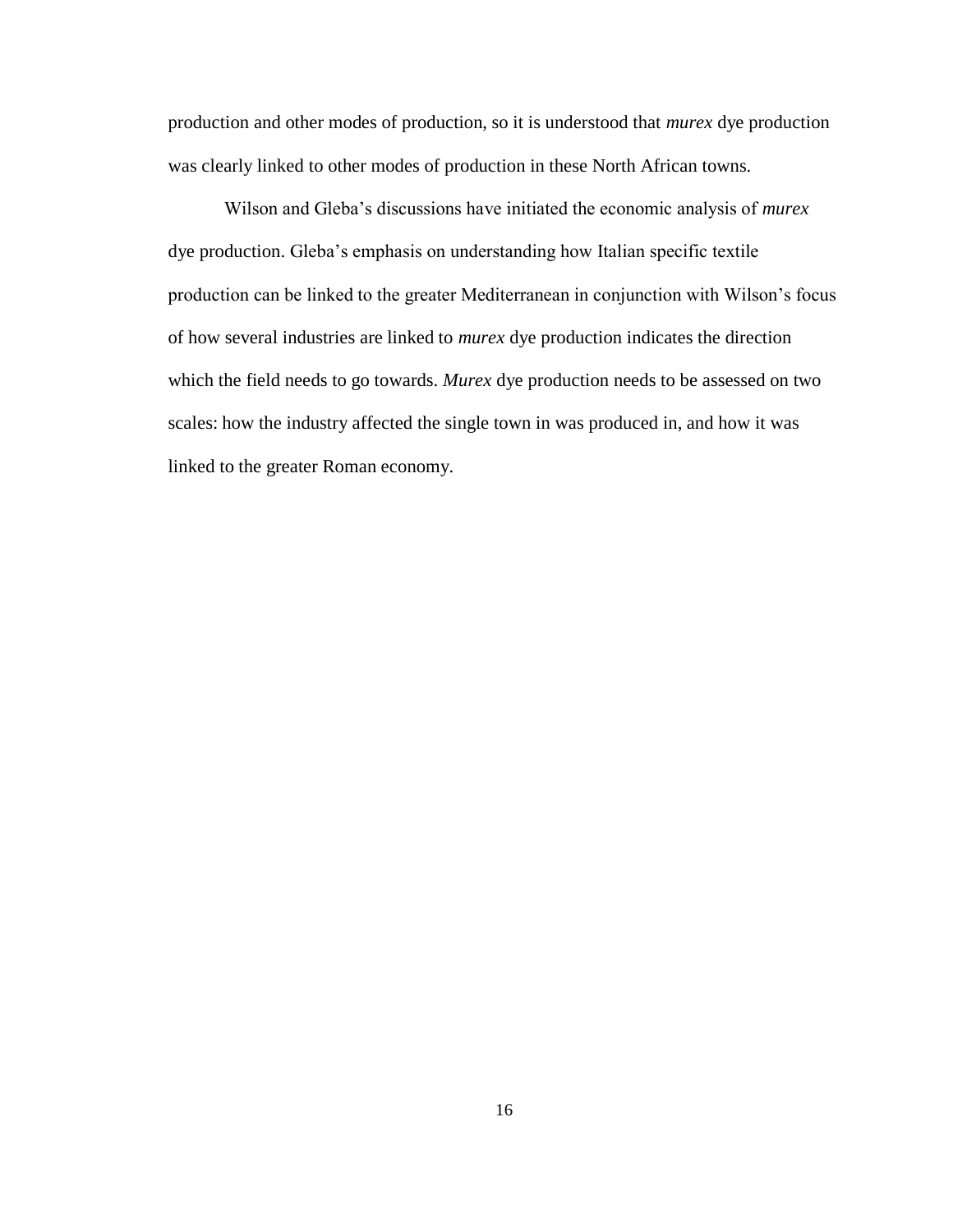production and other modes of production, so it is understood that *murex* dye production was clearly linked to other modes of production in these North African towns.

Wilson and Gleba's discussions have initiated the economic analysis of *murex* dye production. Gleba's emphasis on understanding how Italian specific textile production can be linked to the greater Mediterranean in conjunction with Wilson's focus of how several industries are linked to *murex* dye production indicates the direction which the field needs to go towards. *Murex* dye production needs to be assessed on two scales: how the industry affected the single town in was produced in, and how it was linked to the greater Roman economy.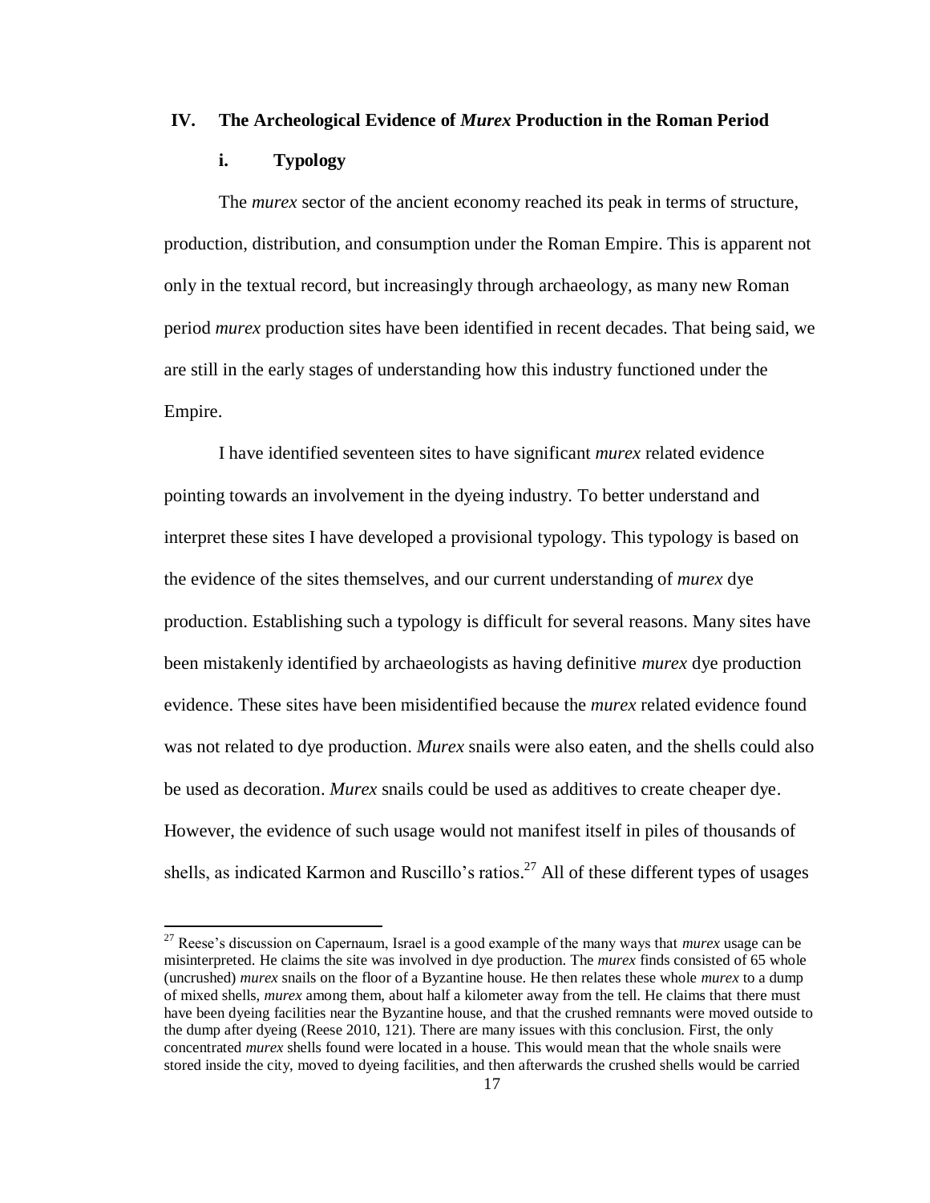## IV. The Archeological Evidence of *Murex* Production in the Roman Period

### i. Typology

The *murex* sector of the ancient economy reached its peak in terms of structure, production, distribution, and consumption under the Roman Empire. This is apparent not only in the textual record, but increasingly through archaeology, as many new Roman period *murex* production sites have been identified in recent decades. That being said, we are still in the early stages of understanding how this industry functioned under the Empire.

I have identified seventeen sites to have significant *murex* related evidence pointing towards an involvement in the dyeing industry. To better understand and interpret these sites I have developed a provisional typology. This typology is based on the evidence of the sites themselves, and our current understanding of *murex* dye production. Establishing such a typology is difficult for several reasons. Many sites have been mistakenly identified by archaeologists as having definitive *murex* dye production evidence. These sites have been misidentified because the *murex* related evidence found was not related to dye production. *Murex* snails were also eaten, and the shells could also be used as decoration. *Murex* snails could be used as additives to create cheaper dye. However, the evidence of such usage would not manifest itself in piles of thousands of shells, as indicated Karmon and Ruscillo's ratios.[27] All of these different types of usages

[27] Reese's discussion on Capernaum, Israel is a good example of the many ways that *murex* usage can be misinterpreted. He claims the site was involved in dye production. The *murex* finds consisted of 65 whole (uncrushed) *murex* snails on the floor of a Byzantine house. He then relates these whole *murex* to a dump of mixed shells, *murex* among them, about half a kilometer away from the tell. He claims that there must have been dyeing facilities near the Byzantine house, and that the crushed remnants were moved outside to the dump after dyeing (Reese 2010, 121). There are many issues with this conclusion. First, the only concentrated *murex* shells found were located in a house. This would mean that the whole snails were stored inside the city, moved to dyeing facilities, and then afterwards the crushed shells would be carried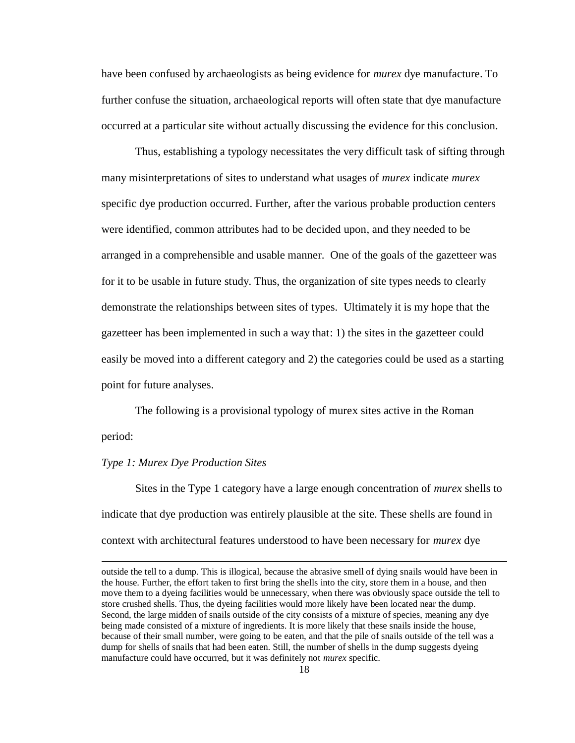have been confused by archaeologists as being evidence for *murex* dye manufacture. To further confuse the situation, archaeological reports will often state that dye manufacture occurred at a particular site without actually discussing the evidence for this conclusion.

Thus, establishing a typology necessitates the very difficult task of sifting through many misinterpretations of sites to understand what usages of *murex* indicate *murex* specific dye production occurred. Further, after the various probable production centers were identified, common attributes had to be decided upon, and they needed to be arranged in a comprehensible and usable manner. One of the goals of the gazetteer was for it to be usable in future study. Thus, the organization of site types needs to clearly demonstrate the relationships between sites of types. Ultimately it is my hope that the gazetteer has been implemented in such a way that: 1) the sites in the gazetteer could easily be moved into a different category and 2) the categories could be used as a starting point for future analyses.

The following is a provisional typology of murex sites active in the Roman period:

*Type 1: Murex Dye Production Sites*

Sites in the Type 1 category have a large enough concentration of *murex* shells to indicate that dye production was entirely plausible at the site. These shells are found in context with architectural features understood to have been necessary for *murex* dye

---

outside the tell to a dump. This is illogical, because the abrasive smell of dying snails would have been in the house. Further, the effort taken to first bring the shells into the city, store them in a house, and then move them to a dyeing facilities would be unnecessary, when there was obviously space outside the tell to store crushed shells. Thus, the dyeing facilities would more likely have been located near the dump. Second, the large midden of snails outside of the city consists of a mixture of species, meaning any dye being made consisted of a mixture of ingredients. It is more likely that these snails inside the house, because of their small number, were going to be eaten, and that the pile of snails outside of the tell was a dump for shells of snails that had been eaten. Still, the number of shells in the dump suggests dyeing manufacture could have occurred, but it was definitely not *murex* specific.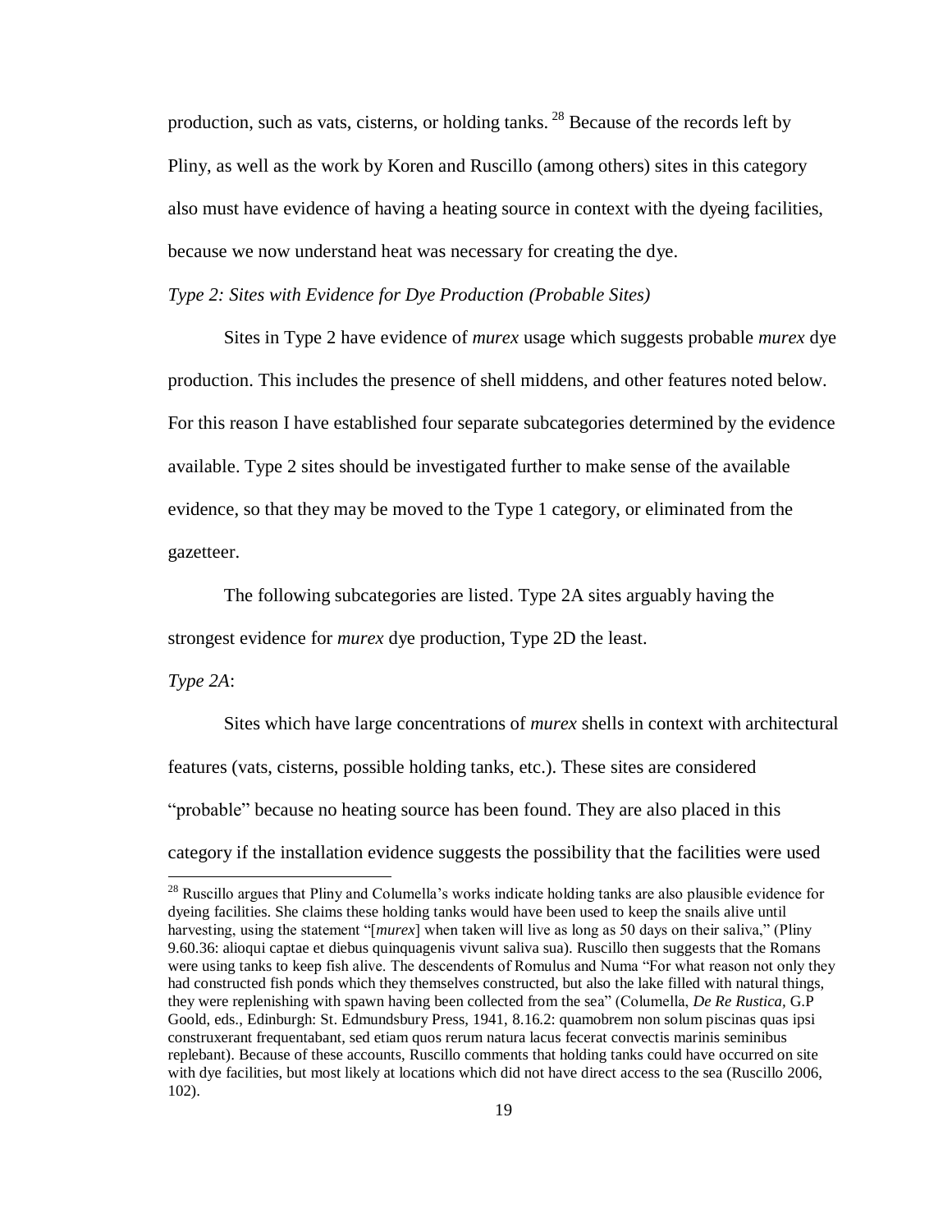production, such as vats, cisterns, or holding tanks. [28] Because of the records left by Pliny, as well as the work by Koren and Ruscillo (among others) sites in this category also must have evidence of having a heating source in context with the dyeing facilities, because we now understand heat was necessary for creating the dye.

*Type 2: Sites with Evidence for Dye Production (Probable Sites)*

Sites in Type 2 have evidence of *murex* usage which suggests probable *murex* dye production. This includes the presence of shell middens, and other features noted below. For this reason I have established four separate subcategories determined by the evidence available. Type 2 sites should be investigated further to make sense of the available evidence, so that they may be moved to the Type 1 category, or eliminated from the gazetteer.

The following subcategories are listed. Type 2A sites arguably having the strongest evidence for *murex* dye production, Type 2D the least.

*Type 2A*:

Sites which have large concentrations of *murex* shells in context with architectural features (vats, cisterns, possible holding tanks, etc.). These sites are considered "probable" because no heating source has been found. They are also placed in this category if the installation evidence suggests the possibility that the facilities were used

---

[28] Ruscillo argues that Pliny and Columella's works indicate holding tanks are also plausible evidence for dyeing facilities. She claims these holding tanks would have been used to keep the snails alive until harvesting, using the statement "[*murex*] when taken will live as long as 50 days on their saliva," (Pliny 9.60.36: alioqui captae et diebus quinquagenis vivunt saliva sua). Ruscillo then suggests that the Romans were using tanks to keep fish alive. The descendents of Romulus and Numa "For what reason not only they had constructed fish ponds which they themselves constructed, but also the lake filled with natural things, they were replenishing with spawn having been collected from the sea" (Columella, *De Re Rustica*, G.P Goold, eds., Edinburgh: St. Edmundsbury Press, 1941, 8.16.2: quamobrem non solum piscinas quas ipsi construxerant frequentabant, sed etiam quos rerum natura lacus fecerat convectis marinis seminibus replebant). Because of these accounts, Ruscillo comments that holding tanks could have occurred on site with dye facilities, but most likely at locations which did not have direct access to the sea (Ruscillo 2006, 102).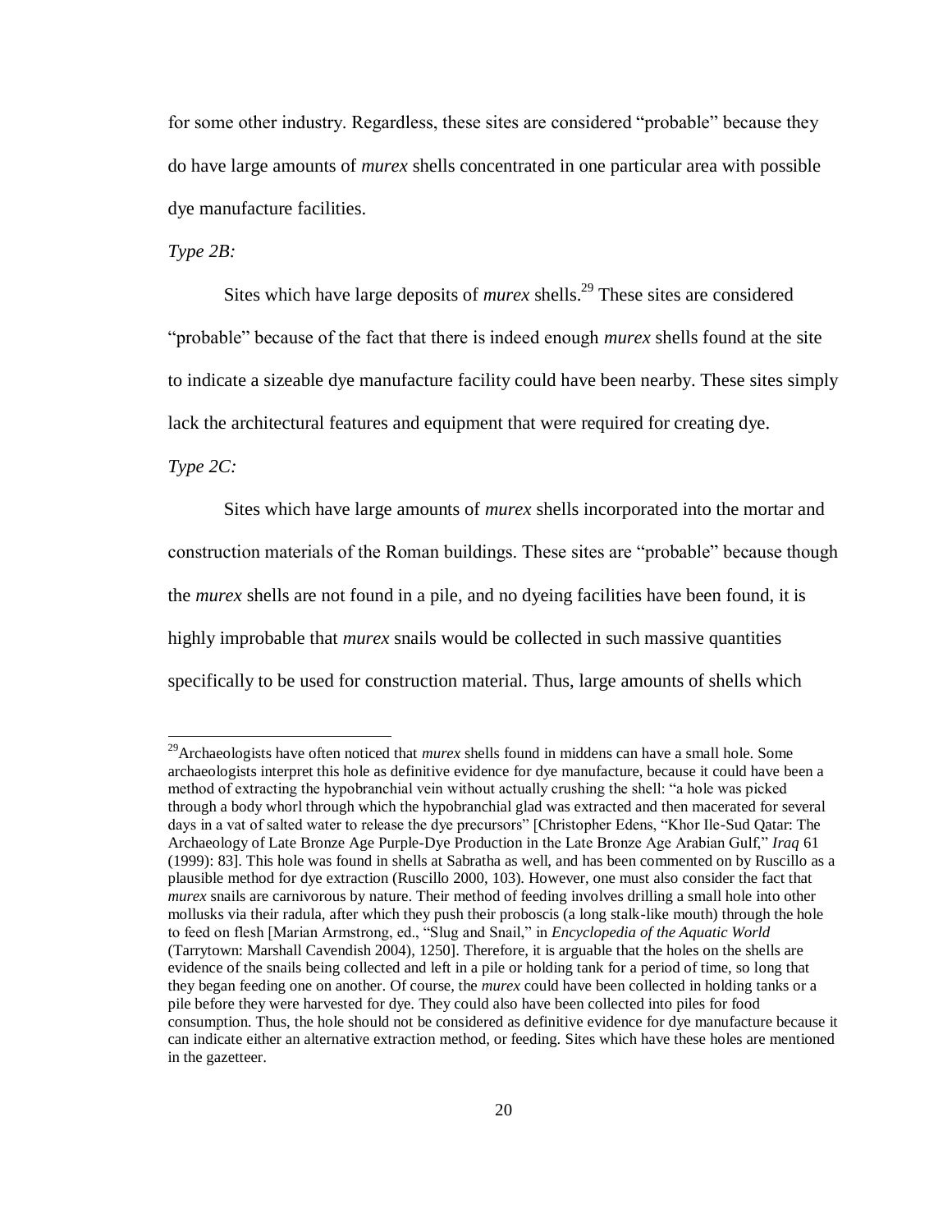for some other industry. Regardless, these sites are considered "probable" because they do have large amounts of *murex* shells concentrated in one particular area with possible dye manufacture facilities.

*Type 2B:*

Sites which have large deposits of *murex* shells.[29] These sites are considered "probable" because of the fact that there is indeed enough *murex* shells found at the site to indicate a sizeable dye manufacture facility could have been nearby. These sites simply lack the architectural features and equipment that were required for creating dye.

*Type 2C:*

Sites which have large amounts of *murex* shells incorporated into the mortar and construction materials of the Roman buildings. These sites are "probable" because though the *murex* shells are not found in a pile, and no dyeing facilities have been found, it is highly improbable that *murex* snails would be collected in such massive quantities specifically to be used for construction material. Thus, large amounts of shells which

---

[29] Archaeologists have often noticed that *murex* shells found in middens can have a small hole. Some archaeologists interpret this hole as definitive evidence for dye manufacture, because it could have been a method of extracting the hypobranchial vein without actually crushing the shell: "a hole was picked through a body whorl through which the hypobranchial glad was extracted and then macerated for several days in a vat of salted water to release the dye precursors" [Christopher Edens, "Khor Ile-Sud Qatar: The Archaeology of Late Bronze Age Purple-Dye Production in the Late Bronze Age Arabian Gulf," *Iraq* 61 (1999): 83]. This hole was found in shells at Sabratha as well, and has been commented on by Ruscillo as a plausible method for dye extraction (Ruscillo 2000, 103). However, one must also consider the fact that *murex* snails are carnivorous by nature. Their method of feeding involves drilling a small hole into other mollusks via their radula, after which they push their proboscis (a long stalk-like mouth) through the hole to feed on flesh [Marian Armstrong, ed., "Slug and Snail," in *Encyclopedia of the Aquatic World* (Tarrytown: Marshall Cavendish 2004), 1250]. Therefore, it is arguable that the holes on the shells are evidence of the snails being collected and left in a pile or holding tank for a period of time, so long that they began feeding one on another. Of course, the *murex* could have been collected in holding tanks or a pile before they were harvested for dye. They could also have been collected into piles for food consumption. Thus, the hole should not be considered as definitive evidence for dye manufacture because it can indicate either an alternative extraction method, or feeding. Sites which have these holes are mentioned in the gazetteer.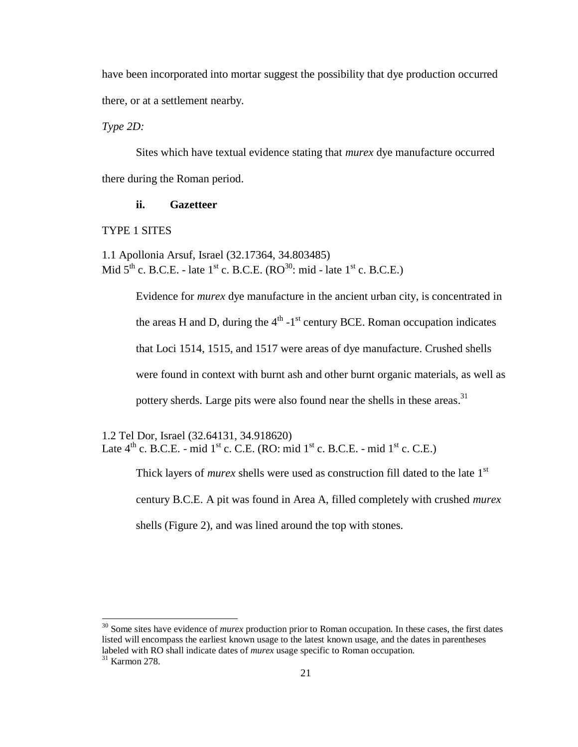have been incorporated into mortar suggest the possibility that dye production occurred there, or at a settlement nearby.

*Type 2D:*

Sites which have textual evidence stating that *murex* dye manufacture occurred there during the Roman period.

**ii. Gazetteer**

TYPE 1 SITES

1.1 Apollonia Arsuf, Israel (32.17364, 34.803485)
Mid 5th c. B.C.E. - late 1st c. B.C.E. (RO[30]: mid - late 1st c. B.C.E.)

Evidence for *murex* dye manufacture in the ancient urban city, is concentrated in the areas H and D, during the 4th -1st century BCE. Roman occupation indicates that Loci 1514, 1515, and 1517 were areas of dye manufacture. Crushed shells were found in context with burnt ash and other burnt organic materials, as well as pottery sherds. Large pits were also found near the shells in these areas.[31]

1.2 Tel Dor, Israel (32.64131, 34.918620)
Late 4th c. B.C.E. - mid 1st c. C.E. (RO: mid 1st c. B.C.E. - mid 1st c. C.E.)

Thick layers of *murex* shells were used as construction fill dated to the late 1st century B.C.E. A pit was found in Area A, filled completely with crushed *murex* shells (Figure 2), and was lined around the top with stones.

---

[30] Some sites have evidence of *murex* production prior to Roman occupation. In these cases, the first dates listed will encompass the earliest known usage to the latest known usage, and the dates in parentheses labeled with RO shall indicate dates of *murex* usage specific to Roman occupation.

[31] Karmon 278.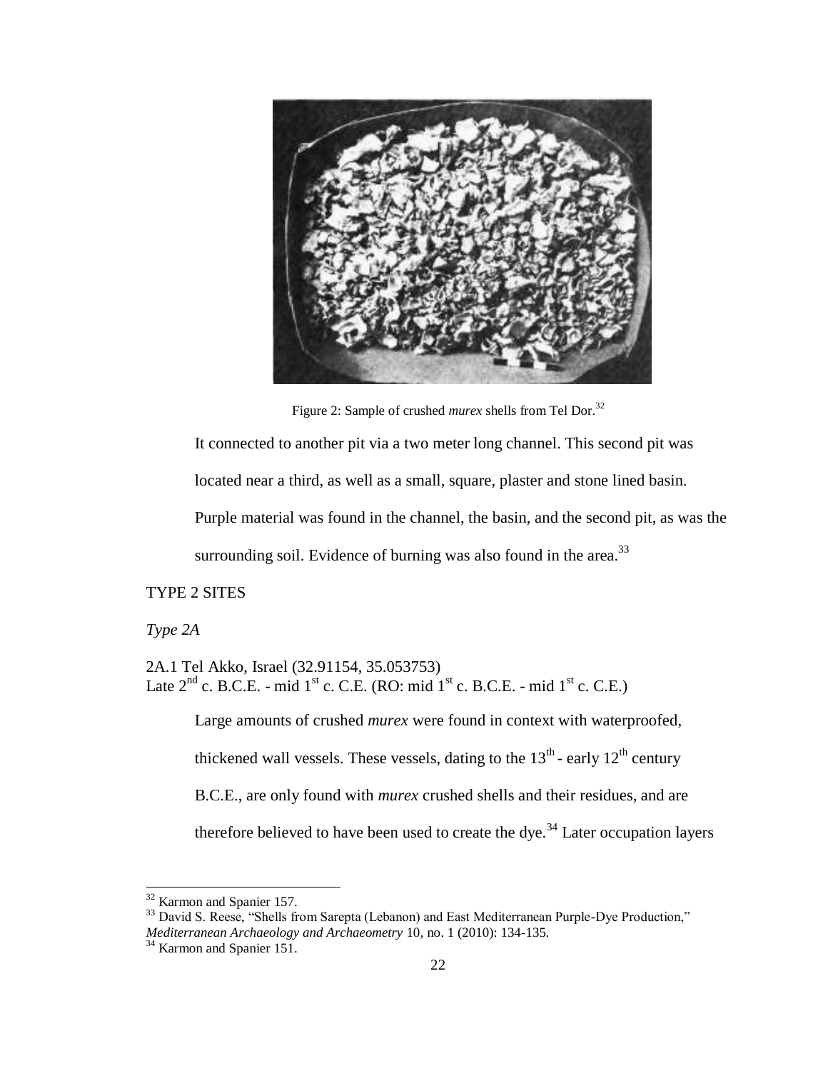Figure 2: Sample of crushed *murex* shells from Tel Dor.[32]

It connected to another pit via a two meter long channel. This second pit was located near a third, as well as a small, square, plaster and stone lined basin. Purple material was found in the channel, the basin, and the second pit, as was the surrounding soil. Evidence of burning was also found in the area.[33]

TYPE 2 SITES

*Type 2A*

2A.1 Tel Akko, Israel (32.91154, 35.053753)
Late 2nd c. B.C.E. - mid 1st c. C.E. (RO: mid 1st c. B.C.E. - mid 1st c. C.E.)

Large amounts of crushed *murex* were found in context with waterproofed, thickened wall vessels. These vessels, dating to the 13th - early 12th century B.C.E., are only found with *murex* crushed shells and their residues, and are therefore believed to have been used to create the dye.[34] Later occupation layers

[32] Karmon and Spanier 157.

[33] David S. Reese, "Shells from Sarepta (Lebanon) and East Mediterranean Purple-Dye Production," *Mediterranean Archaeology and Archaeometry* 10, no. 1 (2010): 134-135.

[34] Karmon and Spanier 151.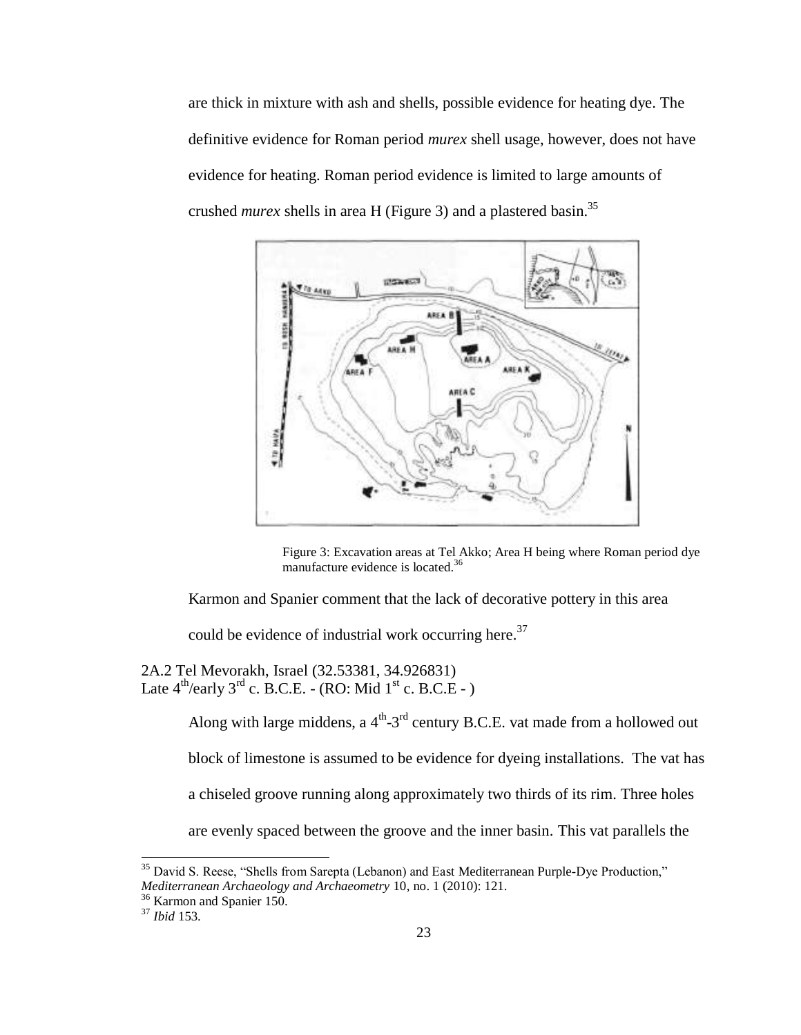are thick in mixture with ash and shells, possible evidence for heating dye. The definitive evidence for Roman period *murex* shell usage, however, does not have evidence for heating. Roman period evidence is limited to large amounts of crushed *murex* shells in area H (Figure 3) and a plastered basin.[35]

Figure 3: Excavation areas at Tel Akko; Area H being where Roman period dye manufacture evidence is located.[36]

Karmon and Spanier comment that the lack of decorative pottery in this area could be evidence of industrial work occurring here.[37]

2A.2 Tel Mevorakh, Israel (32.53381, 34.926831)
Late 4th/early 3rd c. B.C.E. - (RO: Mid 1st c. B.C.E - )

Along with large middens, a 4th-3rd century B.C.E. vat made from a hollowed out block of limestone is assumed to be evidence for dyeing installations. The vat has a chiseled groove running along approximately two thirds of its rim. Three holes are evenly spaced between the groove and the inner basin. This vat parallels the

---

[35] David S. Reese, "Shells from Sarepta (Lebanon) and East Mediterranean Purple-Dye Production," *Mediterranean Archaeology and Archaeometry* 10, no. 1 (2010): 121.

[36] Karmon and Spanier 150.

[37] *Ibid* 153.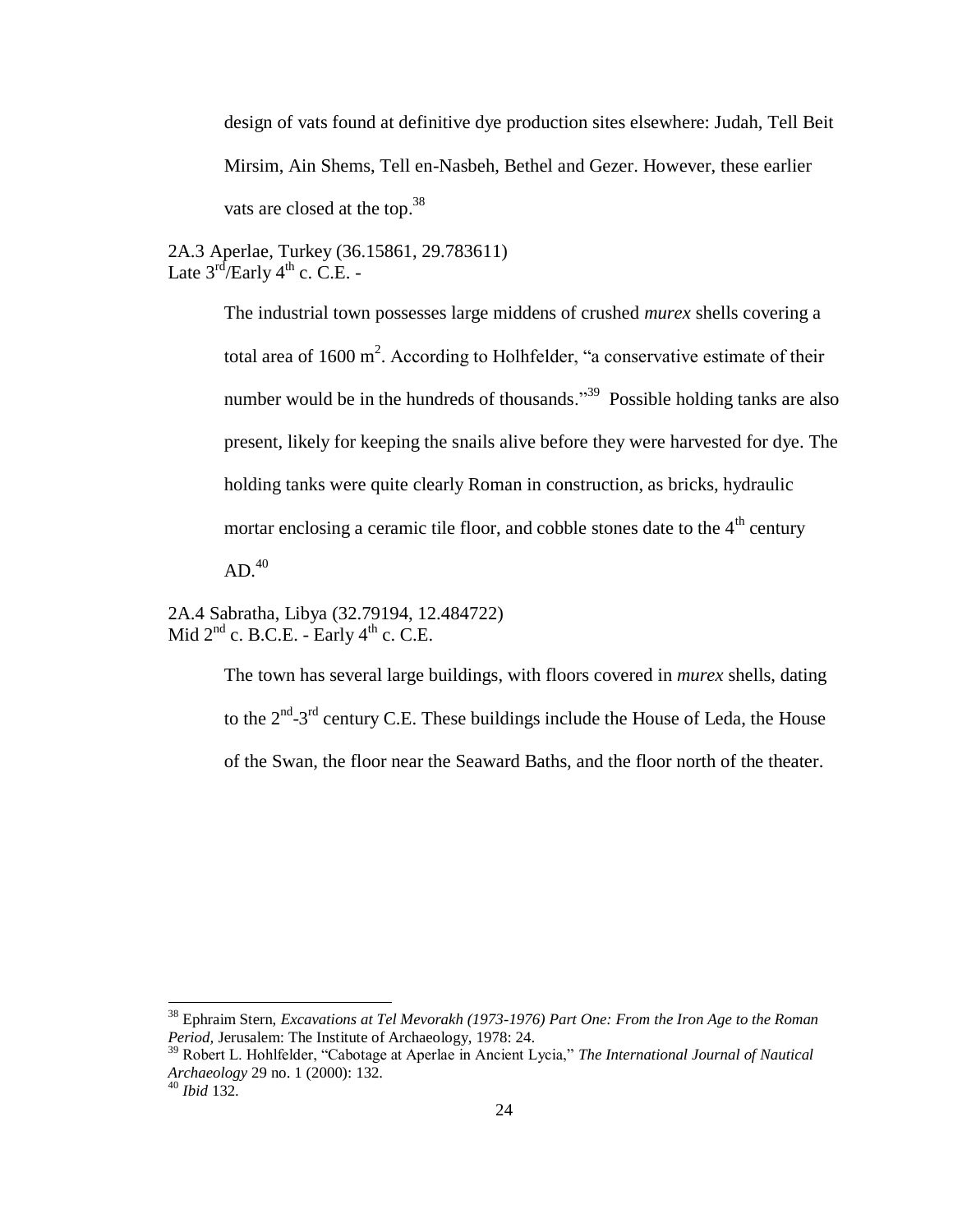design of vats found at definitive dye production sites elsewhere: Judah, Tell Beit Mirsim, Ain Shems, Tell en-Nasbeh, Bethel and Gezer. However, these earlier vats are closed at the top.[38]

### 2A.3 Aperlae, Turkey (36.15861, 29.783611)
### Late 3rd/Early 4th c. C.E. -

The industrial town possesses large middens of crushed *murex* shells covering a total area of 1600 $m^2$. According to Holhfelder, "a conservative estimate of their number would be in the hundreds of thousands."[39] Possible holding tanks are also present, likely for keeping the snails alive before they were harvested for dye. The holding tanks were quite clearly Roman in construction, as bricks, hydraulic mortar enclosing a ceramic tile floor, and cobble stones date to the 4th century AD.[40]

### 2A.4 Sabratha, Libya (32.79194, 12.484722)
### Mid 2nd c. B.C.E. - Early 4th c. C.E.

The town has several large buildings, with floors covered in *murex* shells, dating to the 2nd-3rd century C.E. These buildings include the House of Leda, the House of the Swan, the floor near the Seaward Baths, and the floor north of the theater.

---

[38] Ephraim Stern, *Excavations at Tel Mevorakh (1973-1976) Part One: From the Iron Age to the Roman Period*, Jerusalem: The Institute of Archaeology, 1978: 24.

[39] Robert L. Hohlfelder, "Cabotage at Aperlae in Ancient Lycia," *The International Journal of Nautical Archaeology* 29 no. 1 (2000): 132.

[40] *Ibid* 132.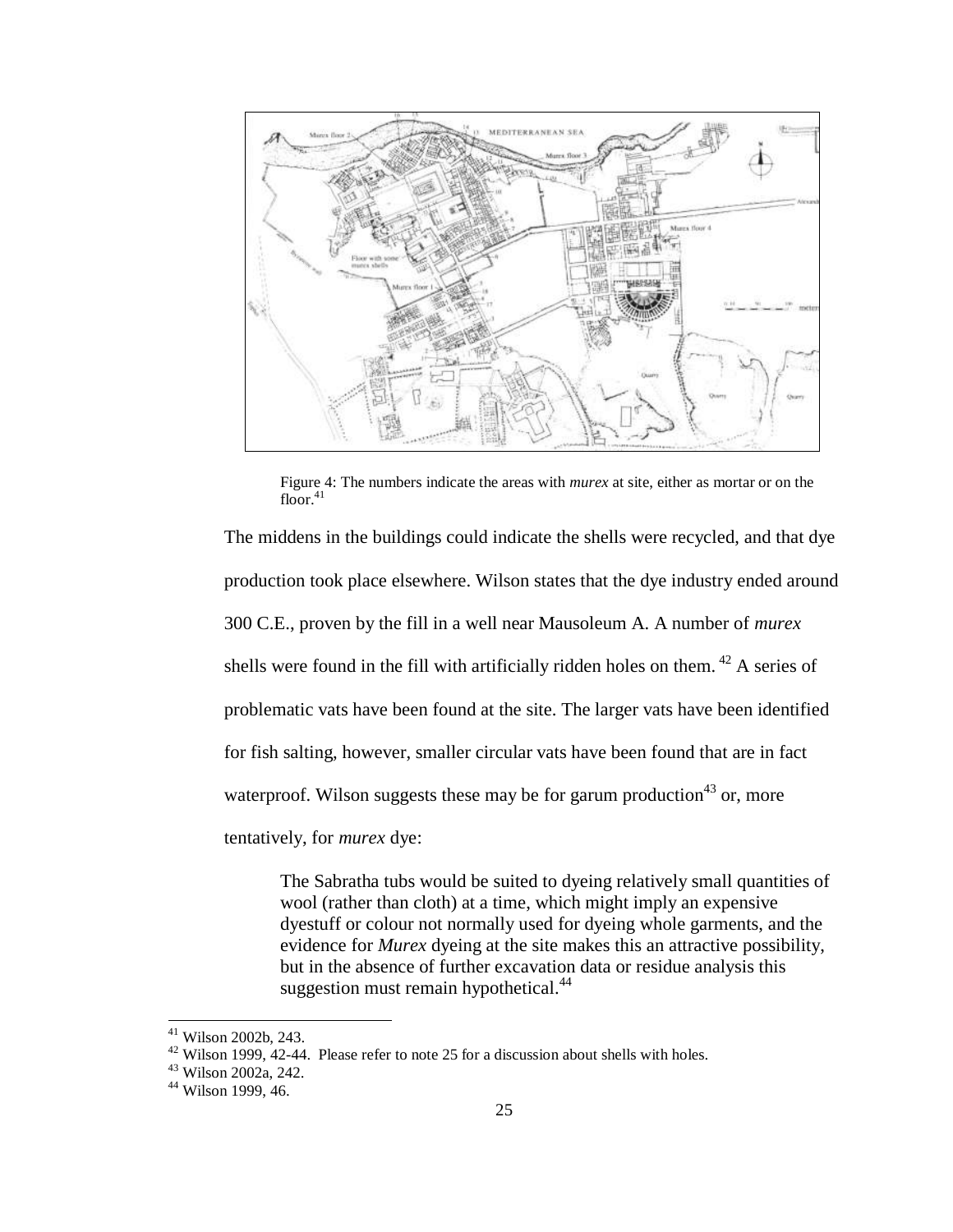Figure 4: The numbers indicate the areas with *murex* at site, either as mortar or on the floor.[41]

The middens in the buildings could indicate the shells were recycled, and that dye production took place elsewhere. Wilson states that the dye industry ended around 300 C.E., proven by the fill in a well near Mausoleum A. A number of *murex* shells were found in the fill with artificially ridden holes on them.[42] A series of problematic vats have been found at the site. The larger vats have been identified for fish salting, however, smaller circular vats have been found that are in fact waterproof. Wilson suggests these may be for garum production[43] or, more tentatively, for *murex* dye:

> The Sabratha tubs would be suited to dyeing relatively small quantities of wool (rather than cloth) at a time, which might imply an expensive dyestuff or colour not normally used for dyeing whole garments, and the evidence for *Murex* dyeing at the site makes this an attractive possibility, but in the absence of further excavation data or residue analysis this suggestion must remain hypothetical.[44]

---

[41] Wilson 2002b, 243.

[42] Wilson 1999, 42-44. Please refer to note 25 for a discussion about shells with holes.

[43] Wilson 2002a, 242.

[44] Wilson 1999, 46.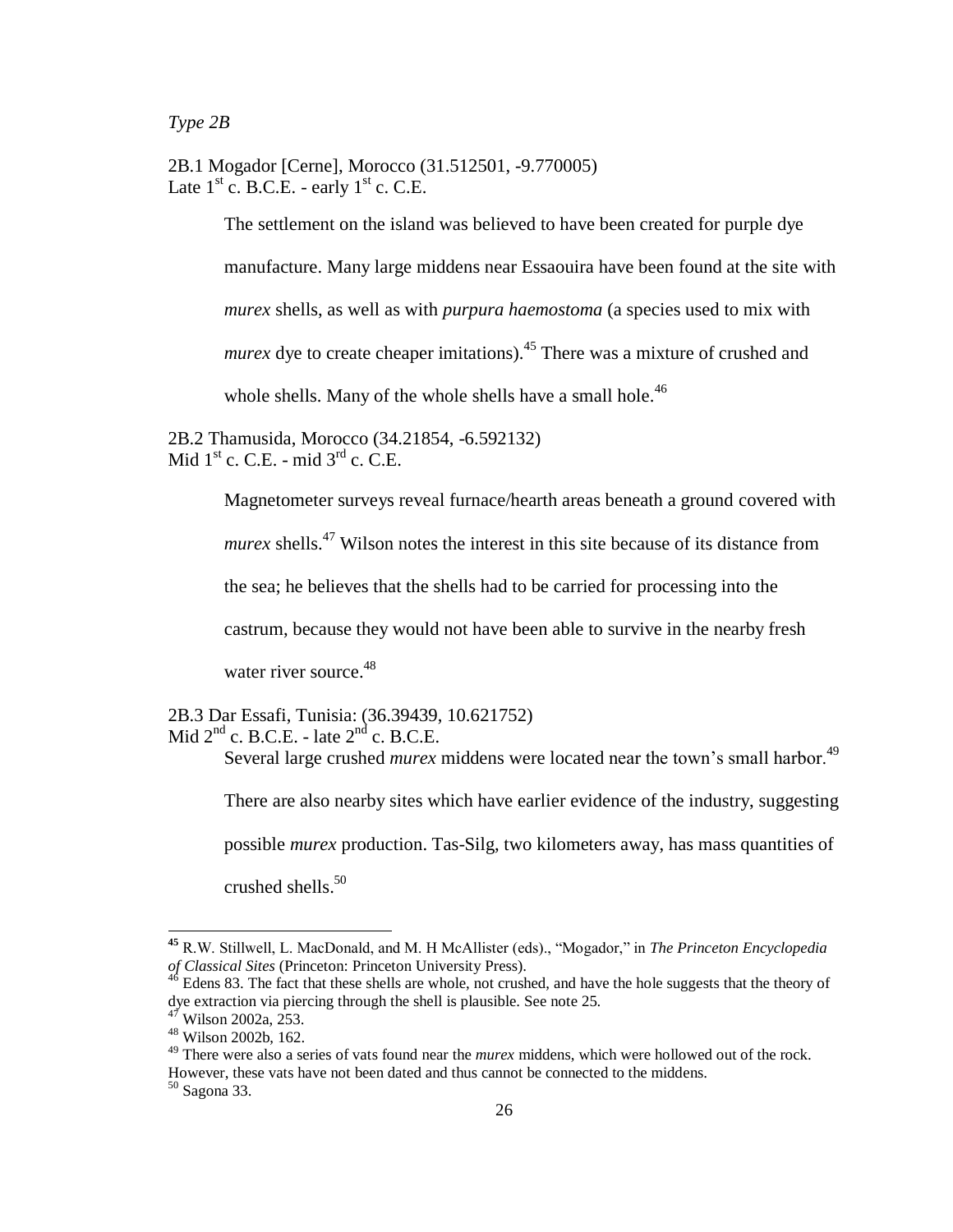*Type 2B*

2B.1 Mogador [Cerne], Morocco (31.512501, -9.770005)
Late 1st c. B.C.E. - early 1st c. C.E.

> The settlement on the island was believed to have been created for purple dye manufacture. Many large middens near Essaouira have been found at the site with *murex* shells, as well as with *purpura haemostoma* (a species used to mix with *murex* dye to create cheaper imitations).[45] There was a mixture of crushed and whole shells. Many of the whole shells have a small hole.[46]

2B.2 Thamusida, Morocco (34.21854, -6.592132)
Mid 1st c. C.E. - mid 3rd c. C.E.

> Magnetometer surveys reveal furnace/hearth areas beneath a ground covered with *murex* shells.[47] Wilson notes the interest in this site because of its distance from the sea; he believes that the shells had to be carried for processing into the castrum, because they would not have been able to survive in the nearby fresh water river source.[48]

2B.3 Dar Essafi, Tunisia: (36.39439, 10.621752)
Mid 2nd c. B.C.E. - late 2nd c. B.C.E.

> Several large crushed *murex* middens were located near the town's small harbor.[49] There are also nearby sites which have earlier evidence of the industry, suggesting possible *murex* production. Tas-Silg, two kilometers away, has mass quantities of crushed shells.[50]

---

[45] R.W. Stillwell, L. MacDonald, and M. H McAllister (eds)., "Mogador," in *The Princeton Encyclopedia of Classical Sites* (Princeton: Princeton University Press).

[46] Edens 83. The fact that these shells are whole, not crushed, and have the hole suggests that the theory of dye extraction via piercing through the shell is plausible. See note 25.

[47] Wilson 2002a, 253.

[48] Wilson 2002b, 162.

[49] There were also a series of vats found near the *murex* middens, which were hollowed out of the rock. However, these vats have not been dated and thus cannot be connected to the middens.

[50] Sagona 33.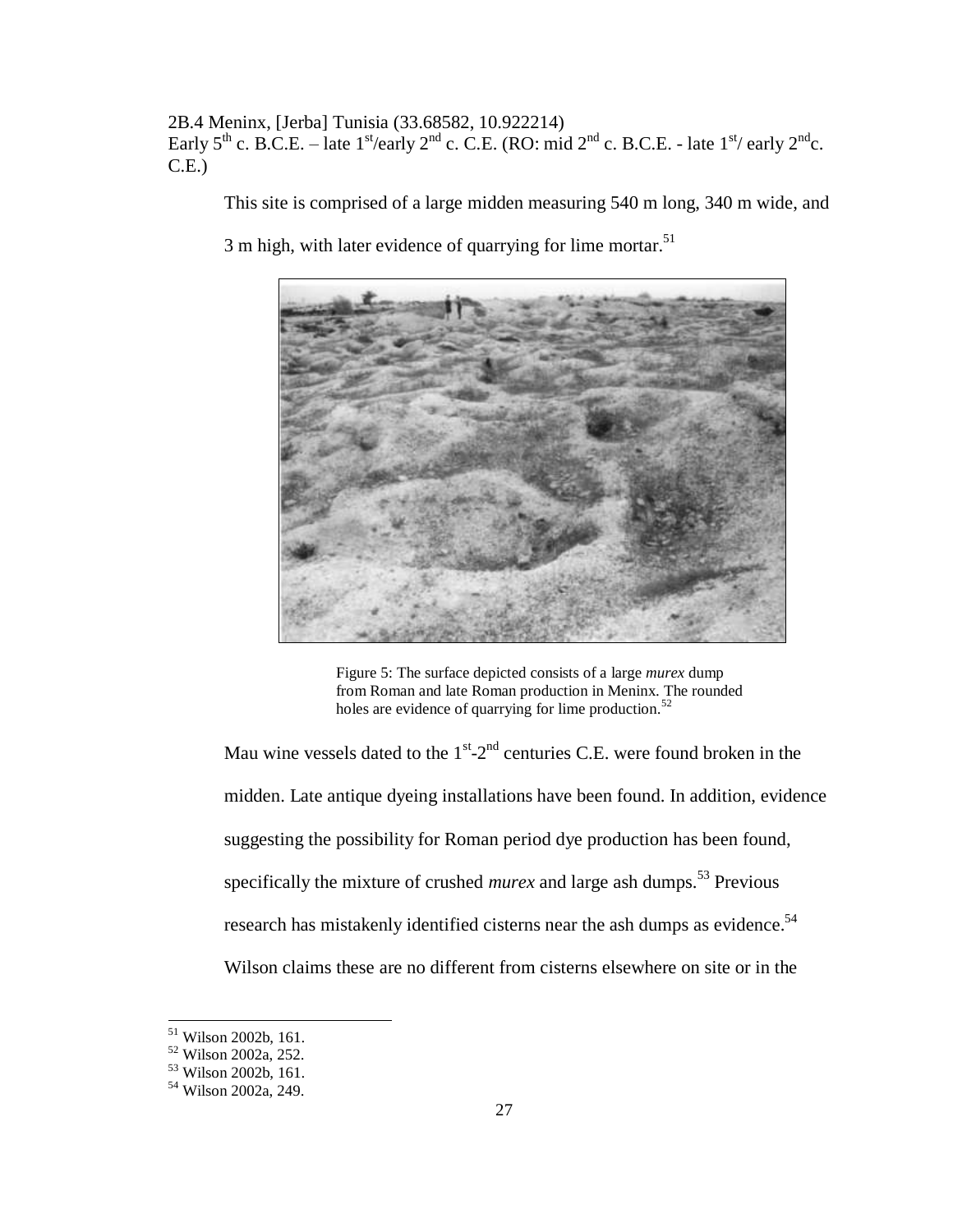2B.4 Meninx, [Jerba] Tunisia (33.68582, 10.922214)
Early 5th c. B.C.E. – late 1st/early 2nd c. C.E. (RO: mid 2nd c. B.C.E. - late 1st/ early 2nd c. C.E.)

This site is comprised of a large midden measuring 540 m long, 340 m wide, and 3 m high, with later evidence of quarrying for lime mortar.[51]

Figure 5: The surface depicted consists of a large *murex* dump from Roman and late Roman production in Meninx. The rounded holes are evidence of quarrying for lime production.[52]

Mau wine vessels dated to the 1st-2nd centuries C.E. were found broken in the midden. Late antique dyeing installations have been found. In addition, evidence suggesting the possibility for Roman period dye production has been found, specifically the mixture of crushed *murex* and large ash dumps.[53] Previous research has mistakenly identified cisterns near the ash dumps as evidence.[54] Wilson claims these are no different from cisterns elsewhere on site or in the

[51] Wilson 2002b, 161.
[52] Wilson 2002a, 252.
[53] Wilson 2002b, 161.
[54] Wilson 2002a, 249.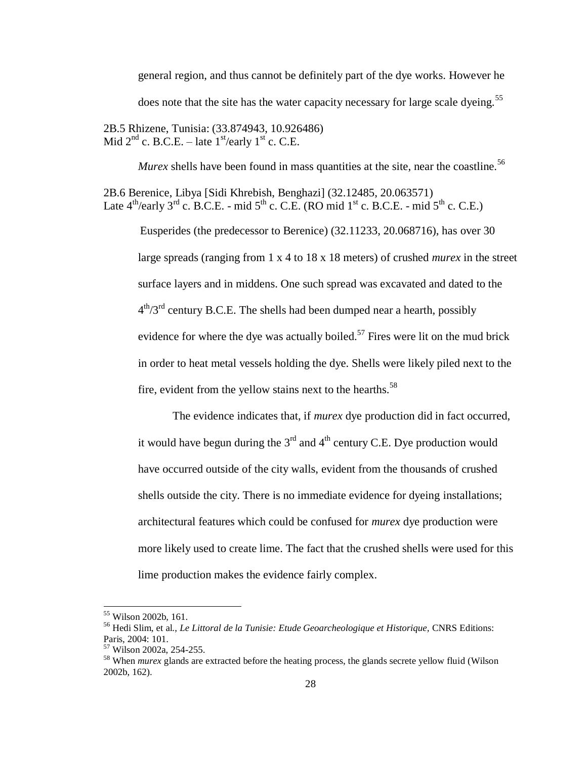general region, and thus cannot be definitely part of the dye works. However he does note that the site has the water capacity necessary for large scale dyeing.[55]

2B.5 Rhizene, Tunisia: (33.874943, 10.926486)
Mid 2nd c. B.C.E. – late 1st/early 1st c. C.E.

*Murex* shells have been found in mass quantities at the site, near the coastline.[56]

2B.6 Berenice, Libya [Sidi Khrebish, Benghazi] (32.12485, 20.063571)
Late 4th/early 3rd c. B.C.E. - mid 5th c. C.E. (RO mid 1st c. B.C.E. - mid 5th c. C.E.)

Eusperides (the predecessor to Berenice) (32.11233, 20.068716), has over 30 large spreads (ranging from 1 x 4 to 18 x 18 meters) of crushed *murex* in the street surface layers and in middens. One such spread was excavated and dated to the 4th/3rd century B.C.E. The shells had been dumped near a hearth, possibly evidence for where the dye was actually boiled.[57] Fires were lit on the mud brick in order to heat metal vessels holding the dye. Shells were likely piled next to the fire, evident from the yellow stains next to the hearths.[58]

The evidence indicates that, if *murex* dye production did in fact occurred, it would have begun during the 3rd and 4th century C.E. Dye production would have occurred outside of the city walls, evident from the thousands of crushed shells outside the city. There is no immediate evidence for dyeing installations; architectural features which could be confused for *murex* dye production were more likely used to create lime. The fact that the crushed shells were used for this lime production makes the evidence fairly complex.

---

[55] Wilson 2002b, 161.

[56] Hedi Slim, et al., *Le Littoral de la Tunisie: Etude Geoarcheologique et Historique,* CNRS Editions: Paris, 2004: 101.

[57] Wilson 2002a, 254-255.

[58] When *murex* glands are extracted before the heating process, the glands secrete yellow fluid (Wilson 2002b, 162).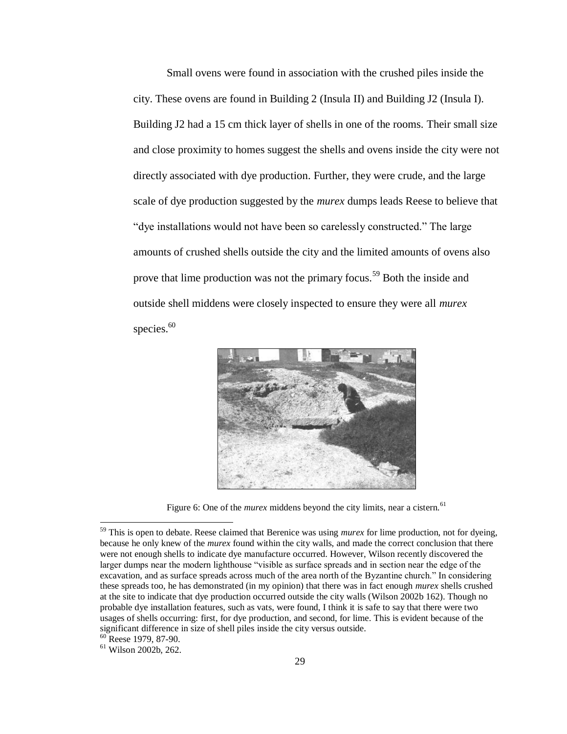Small ovens were found in association with the crushed piles inside the city. These ovens are found in Building 2 (Insula II) and Building J2 (Insula I). Building J2 had a 15 cm thick layer of shells in one of the rooms. Their small size and close proximity to homes suggest the shells and ovens inside the city were not directly associated with dye production. Further, they were crude, and the large scale of dye production suggested by the *murex* dumps leads Reese to believe that "dye installations would not have been so carelessly constructed." The large amounts of crushed shells outside the city and the limited amounts of ovens also prove that lime production was not the primary focus.[59] Both the inside and outside shell middens were closely inspected to ensure they were all *murex* species.[60]

Figure 6: One of the *murex* middens beyond the city limits, near a cistern.[61]

---

[59] This is open to debate. Reese claimed that Berenice was using *murex* for lime production, not for dyeing, because he only knew of the *murex* found within the city walls, and made the correct conclusion that there were not enough shells to indicate dye manufacture occurred. However, Wilson recently discovered the larger dumps near the modern lighthouse "visible as surface spreads and in section near the edge of the excavation, and as surface spreads across much of the area north of the Byzantine church." In considering these spreads too, he has demonstrated (in my opinion) that there was in fact enough *murex* shells crushed at the site to indicate that dye production occurred outside the city walls (Wilson 2002b 162). Though no probable dye installation features, such as vats, were found, I think it is safe to say that there were two usages of shells occurring: first, for dye production, and second, for lime. This is evident because of the significant difference in size of shell piles inside the city versus outside.

[60] Reese 1979, 87-90.

[61] Wilson 2002b, 262.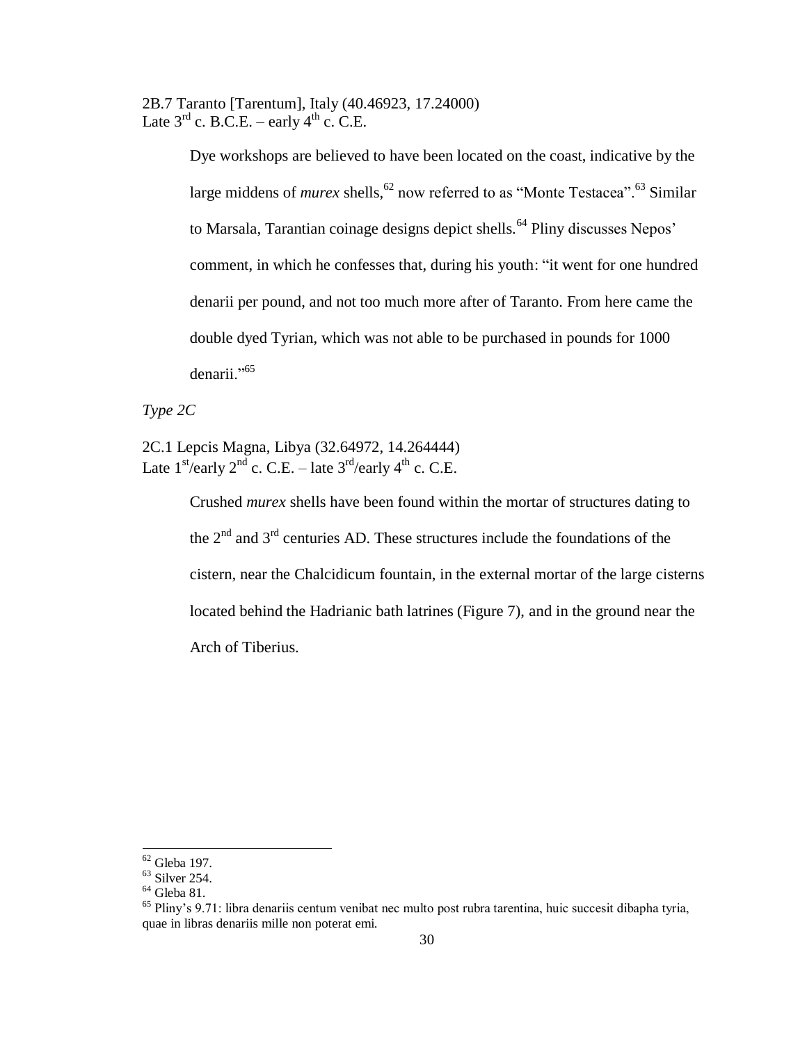2B.7 Taranto [Tarentum], Italy (40.46923, 17.24000)
Late 3rd c. B.C.E. – early 4th c. C.E.

> Dye workshops are believed to have been located on the coast, indicative by the large middens of *murex* shells,[62] now referred to as "Monte Testacea".[63] Similar to Marsala, Tarantian coinage designs depict shells.[64] Pliny discusses Nepos' comment, in which he confesses that, during his youth: "it went for one hundred denarii per pound, and not too much more after of Taranto. From here came the double dyed Tyrian, which was not able to be purchased in pounds for 1000 denarii."[65]

*Type 2C*

2C.1 Lepcis Magna, Libya (32.64972, 14.264444)
Late 1st/early 2nd c. C.E. – late 3rd/early 4th c. C.E.

> Crushed *murex* shells have been found within the mortar of structures dating to the 2nd and 3rd centuries AD. These structures include the foundations of the cistern, near the Chalcidicum fountain, in the external mortar of the large cisterns located behind the Hadrianic bath latrines (Figure 7), and in the ground near the Arch of Tiberius.

---

[62] Gleba 197.
[63] Silver 254.
[64] Gleba 81.
[65] Pliny's 9.71: libra denariis centum venibat nec multo post rubra tarentina, huic succesit dibapha tyria, quae in libras denariis mille non poterat emi.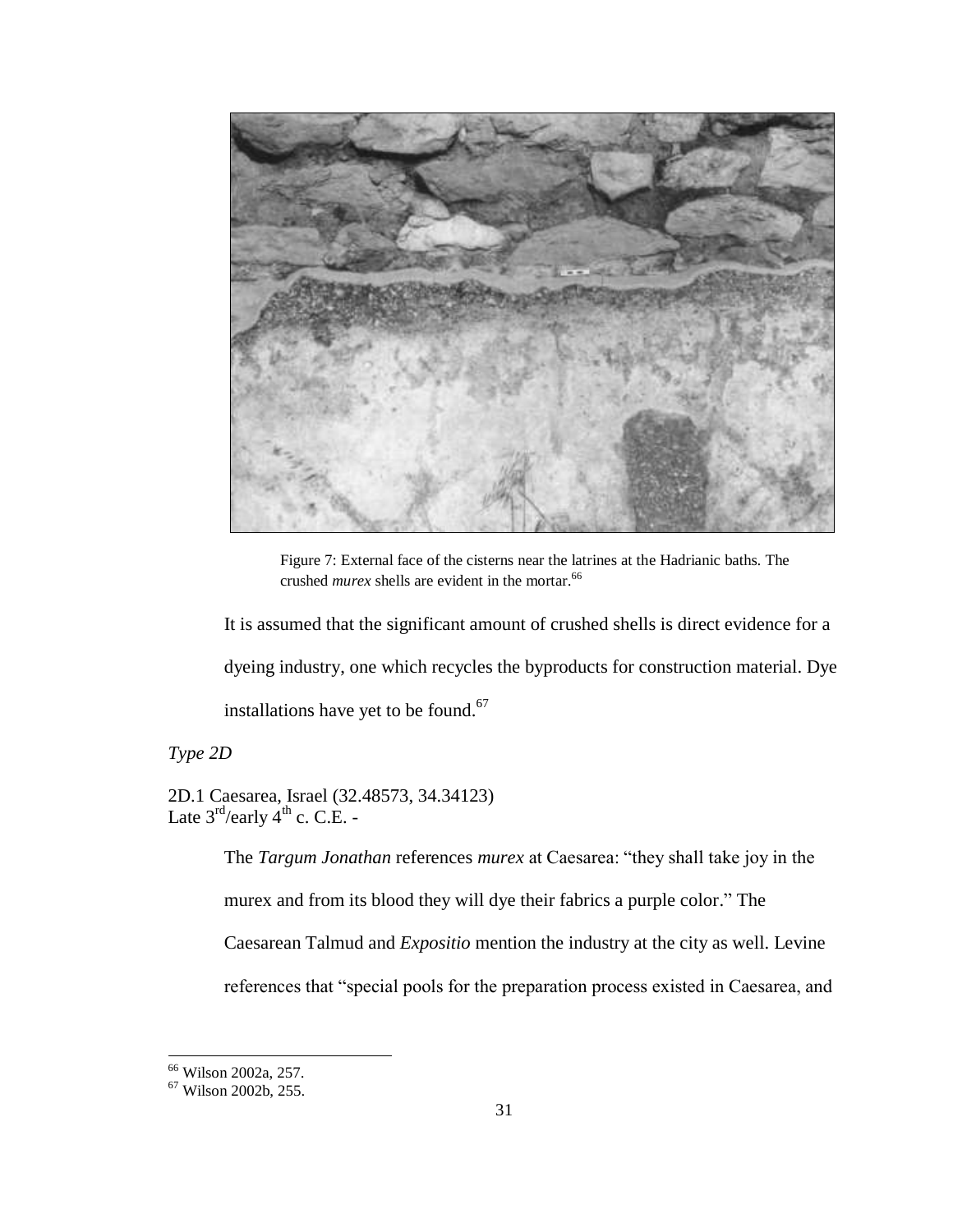Figure 7: External face of the cisterns near the latrines at the Hadrianic baths. The crushed *murex* shells are evident in the mortar.[66]

It is assumed that the significant amount of crushed shells is direct evidence for a dyeing industry, one which recycles the byproducts for construction material. Dye installations have yet to be found.[67]

*Type 2D*

2D.1 Caesarea, Israel (32.48573, 34.34123)
Late 3rd/early 4th c. C.E. -

The *Targum Jonathan* references *murex* at Caesarea: "they shall take joy in the murex and from its blood they will dye their fabrics a purple color." The Caesarean Talmud and *Expositio* mention the industry at the city as well. Levine references that "special pools for the preparation process existed in Caesarea, and

[66] Wilson 2002a, 257.
[67] Wilson 2002b, 255.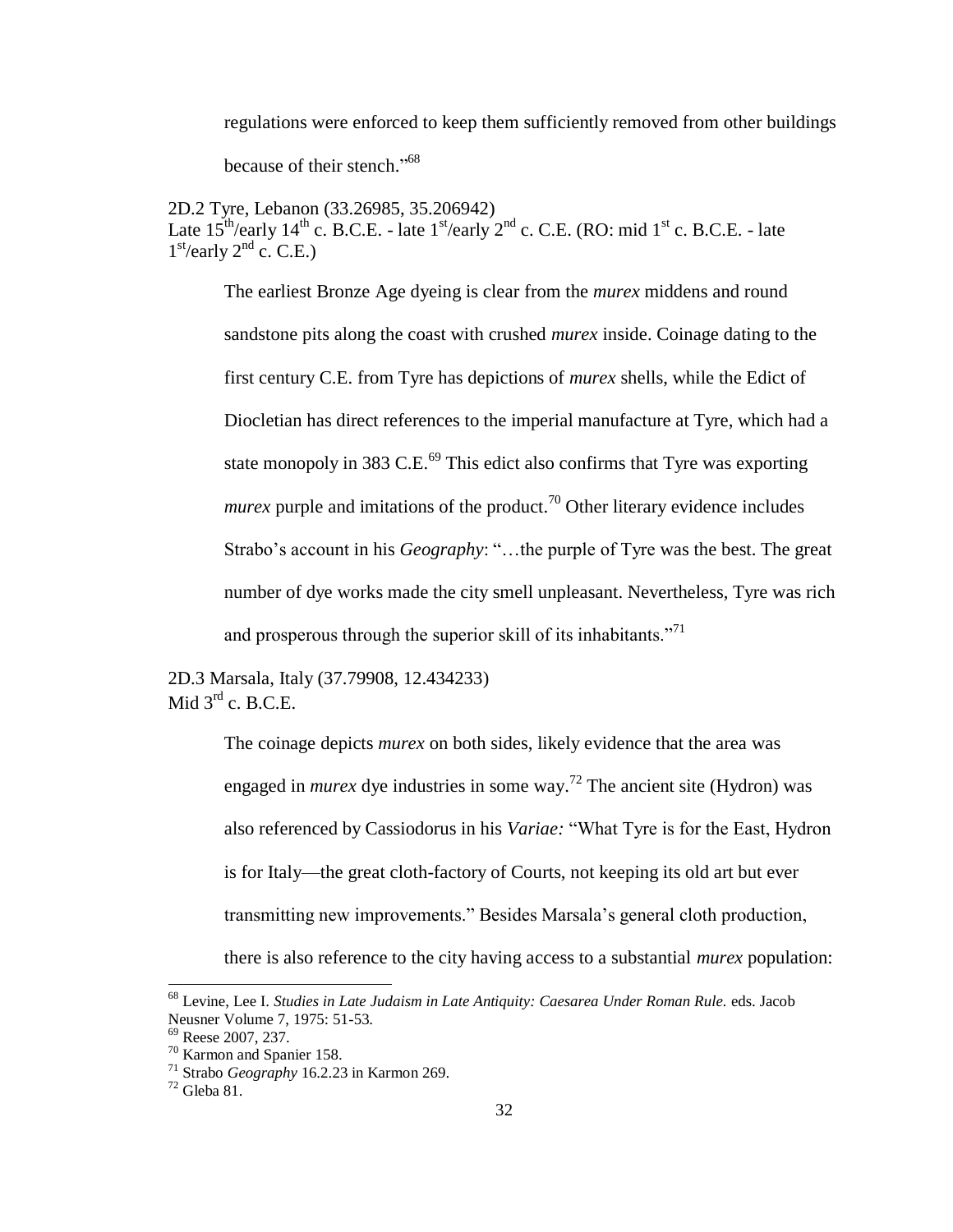regulations were enforced to keep them sufficiently removed from other buildings because of their stench."[68]

2D.2 Tyre, Lebanon (33.26985, 35.206942)
Late 15th/early 14th c. B.C.E. - late 1st/early 2nd c. C.E. (RO: mid 1st c. B.C.E. - late 1st/early 2nd c. C.E.)

The earliest Bronze Age dyeing is clear from the *murex* middens and round sandstone pits along the coast with crushed *murex* inside. Coinage dating to the first century C.E. from Tyre has depictions of *murex* shells, while the Edict of Diocletian has direct references to the imperial manufacture at Tyre, which had a state monopoly in 383 C.E.[69] This edict also confirms that Tyre was exporting *murex* purple and imitations of the product.[70] Other literary evidence includes Strabo's account in his *Geography*: "…the purple of Tyre was the best. The great number of dye works made the city smell unpleasant. Nevertheless, Tyre was rich and prosperous through the superior skill of its inhabitants."[71]

2D.3 Marsala, Italy (37.79908, 12.434233)
Mid 3rd c. B.C.E.

The coinage depicts *murex* on both sides, likely evidence that the area was engaged in *murex* dye industries in some way.[72] The ancient site (Hydron) was also referenced by Cassiodorus in his *Variae:* "What Tyre is for the East, Hydron is for Italy—the great cloth-factory of Courts, not keeping its old art but ever transmitting new improvements." Besides Marsala's general cloth production, there is also reference to the city having access to a substantial *murex* population:

---

[68] Levine, Lee I. *Studies in Late Judaism in Late Antiquity: Caesarea Under Roman Rule.* eds. Jacob Neusner Volume 7, 1975: 51-53.

[69] Reese 2007, 237.

[70] Karmon and Spanier 158.

[71] Strabo *Geography* 16.2.23 in Karmon 269.

[72] Gleba 81.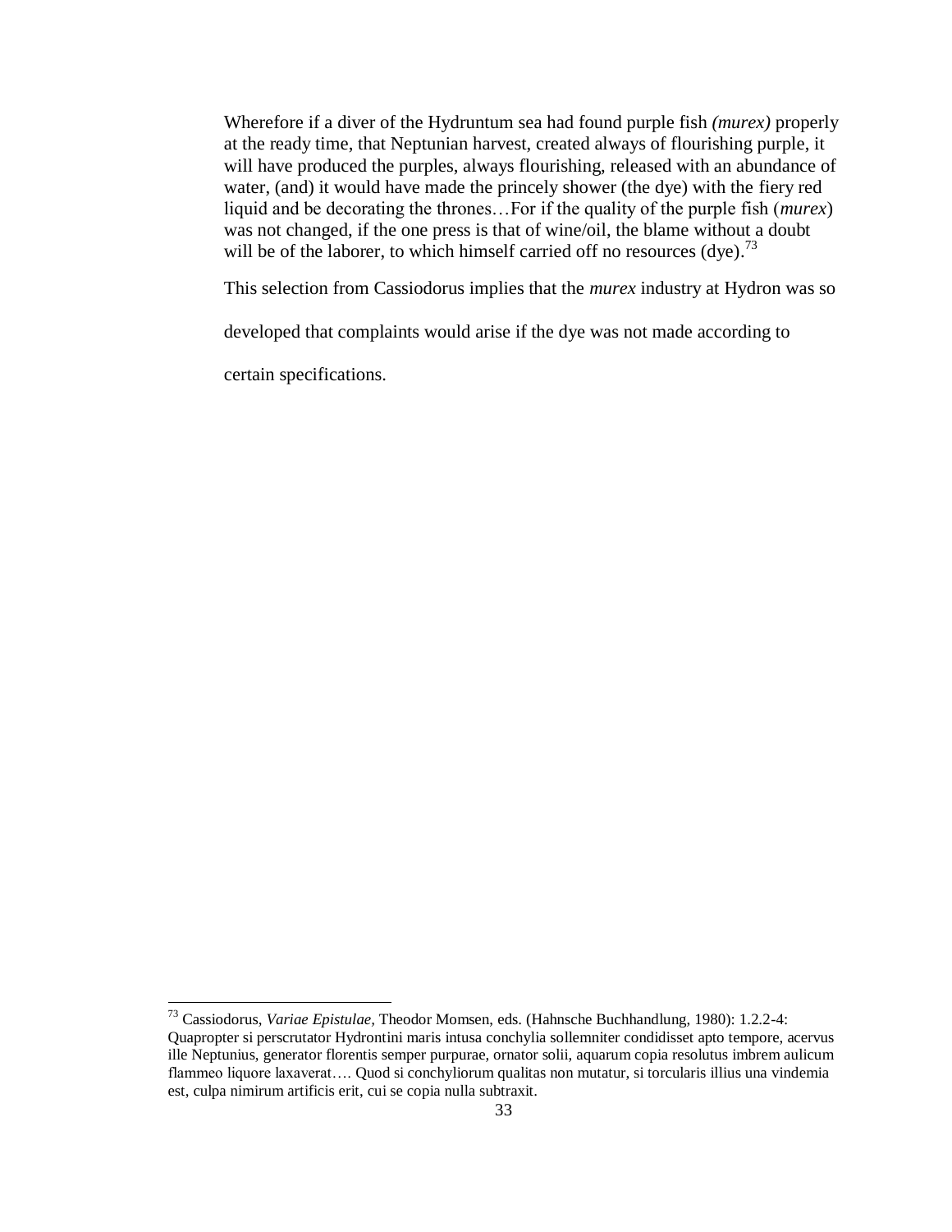> Wherefore if a diver of the Hydruntum sea had found purple fish *(murex)* properly at the ready time, that Neptunian harvest, created always of flourishing purple, it will have produced the purples, always flourishing, released with an abundance of water, (and) it would have made the princely shower (the dye) with the fiery red liquid and be decorating the thrones…For if the quality of the purple fish (*murex*) was not changed, if the one press is that of wine/oil, the blame without a doubt will be of the laborer, to which himself carried off no resources (dye).[73]

This selection from Cassiodorus implies that the *murex* industry at Hydron was so developed that complaints would arise if the dye was not made according to certain specifications.

---

[73] Cassiodorus, *Variae Epistulae,* Theodor Momsen, eds. (Hahnsche Buchhandlung, 1980): 1.2.2-4: Quapropter si perscrutator Hydrontini maris intusa conchylia sollemniter condidisset apto tempore, acervus ille Neptunius, generator florentis semper purpurae, ornator solii, aquarum copia resolutus imbrem aulicum flammeo liquore laxaverat…. Quod si conchyliorum qualitas non mutatur, si torcularis illius una vindemia est, culpa nimirum artificis erit, cui se copia nulla subtraxit.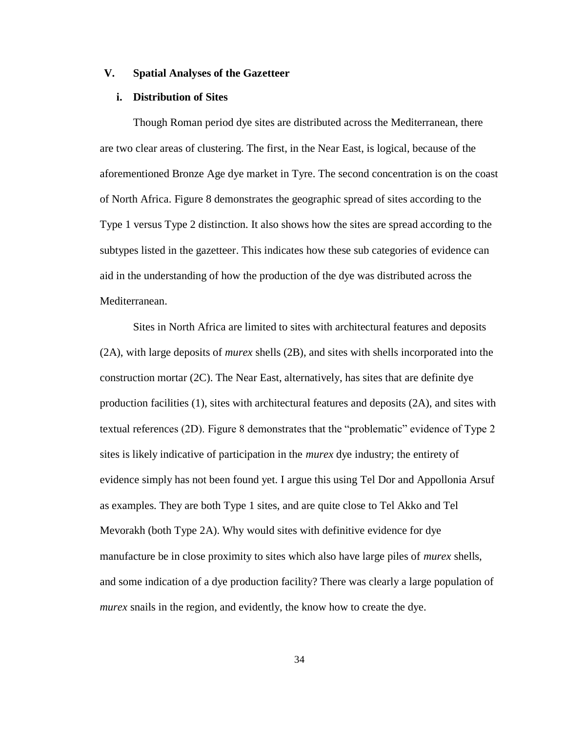## V. Spatial Analyses of the Gazetteer

### i. Distribution of Sites

Though Roman period dye sites are distributed across the Mediterranean, there are two clear areas of clustering. The first, in the Near East, is logical, because of the aforementioned Bronze Age dye market in Tyre. The second concentration is on the coast of North Africa. Figure 8 demonstrates the geographic spread of sites according to the Type 1 versus Type 2 distinction. It also shows how the sites are spread according to the subtypes listed in the gazetteer. This indicates how these sub categories of evidence can aid in the understanding of how the production of the dye was distributed across the Mediterranean.

Sites in North Africa are limited to sites with architectural features and deposits (2A), with large deposits of *murex* shells (2B), and sites with shells incorporated into the construction mortar (2C). The Near East, alternatively, has sites that are definite dye production facilities (1), sites with architectural features and deposits (2A), and sites with textual references (2D). Figure 8 demonstrates that the "problematic" evidence of Type 2 sites is likely indicative of participation in the *murex* dye industry; the entirety of evidence simply has not been found yet. I argue this using Tel Dor and Appollonia Arsuf as examples. They are both Type 1 sites, and are quite close to Tel Akko and Tel Mevorakh (both Type 2A). Why would sites with definitive evidence for dye manufacture be in close proximity to sites which also have large piles of *murex* shells, and some indication of a dye production facility? There was clearly a large population of *murex* snails in the region, and evidently, the know how to create the dye.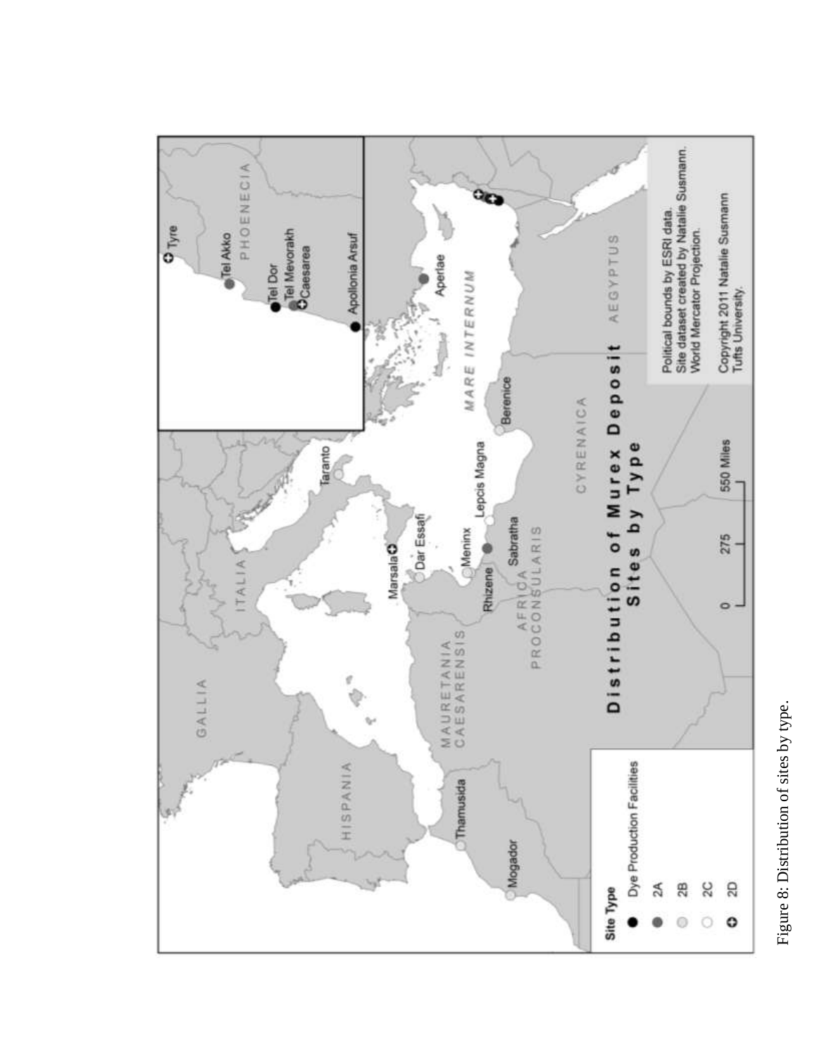Figure 8: Distribution of sites by type.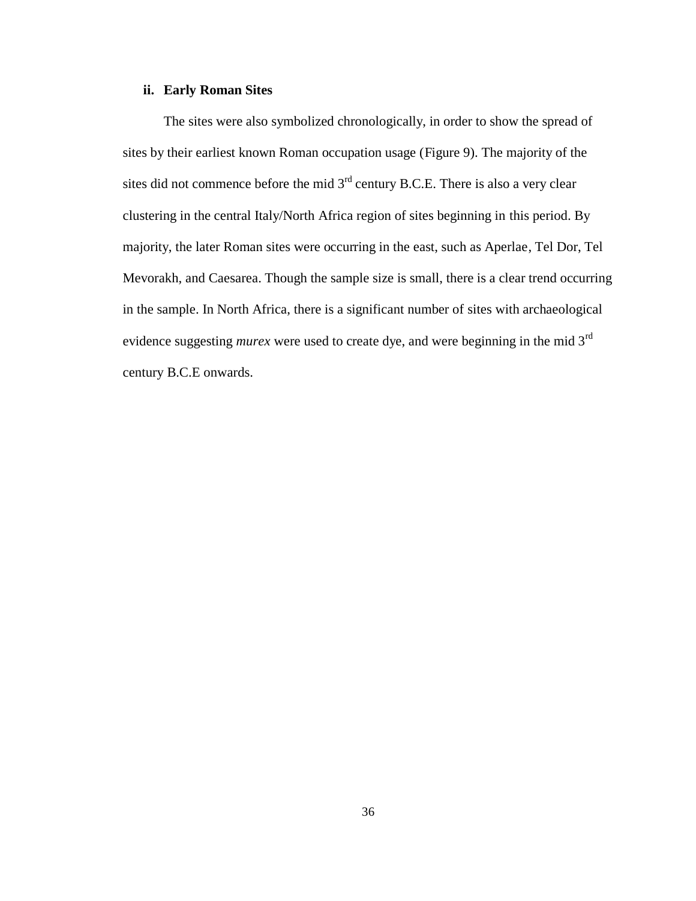### ii. Early Roman Sites

The sites were also symbolized chronologically, in order to show the spread of sites by their earliest known Roman occupation usage (Figure 9). The majority of the sites did not commence before the mid 3rd century B.C.E. There is also a very clear clustering in the central Italy/North Africa region of sites beginning in this period. By majority, the later Roman sites were occurring in the east, such as Aperlae, Tel Dor, Tel Mevorakh, and Caesarea. Though the sample size is small, there is a clear trend occurring in the sample. In North Africa, there is a significant number of sites with archaeological evidence suggesting *murex* were used to create dye, and were beginning in the mid 3rd century B.C.E onwards.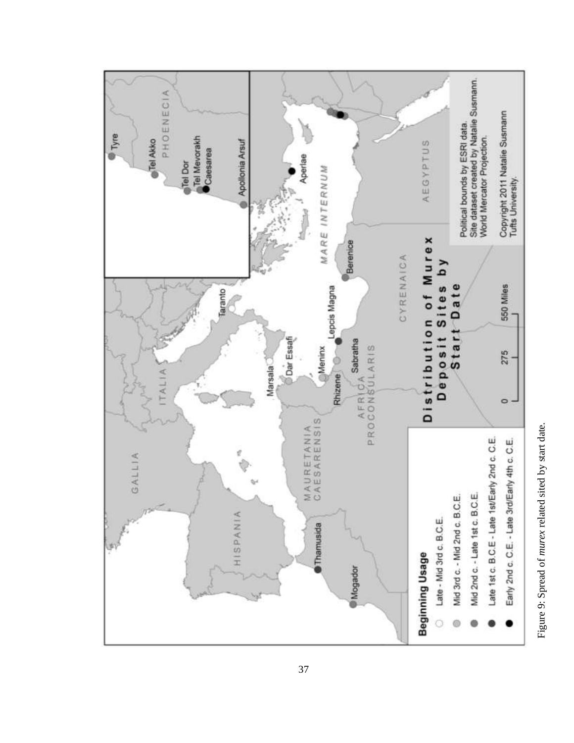Figure 9: Spread of *murex* related sited by start date.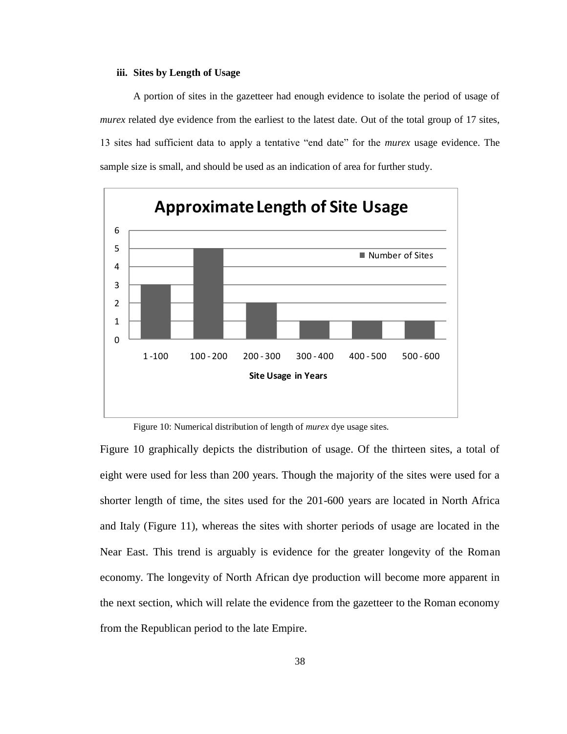### iii. Sites by Length of Usage

A portion of sites in the gazetteer had enough evidence to isolate the period of usage of *murex* related dye evidence from the earliest to the latest date. Out of the total group of 17 sites, 13 sites had sufficient data to apply a tentative "end date" for the *murex* usage evidence. The sample size is small, and should be used as an indication of area for further study.

**Approximate Length of Site Usage**

| Site Usage in Years | Number of Sites |
|---|---|
| 1 - 100 | 3 |
| 100 - 200 | 5 |
| 200 - 300 | 2 |
| 300 - 400 | 1 |
| 400 - 500 | 1 |
| 500 - 600 | 1 |

Figure 10: Numerical distribution of length of *murex* dye usage sites.

Figure 10 graphically depicts the distribution of usage. Of the thirteen sites, a total of eight were used for less than 200 years. Though the majority of the sites were used for a shorter length of time, the sites used for the 201-600 years are located in North Africa and Italy (Figure 11), whereas the sites with shorter periods of usage are located in the Near East. This trend is arguably is evidence for the greater longevity of the Roman economy. The longevity of North African dye production will become more apparent in the next section, which will relate the evidence from the gazetteer to the Roman economy from the Republican period to the late Empire.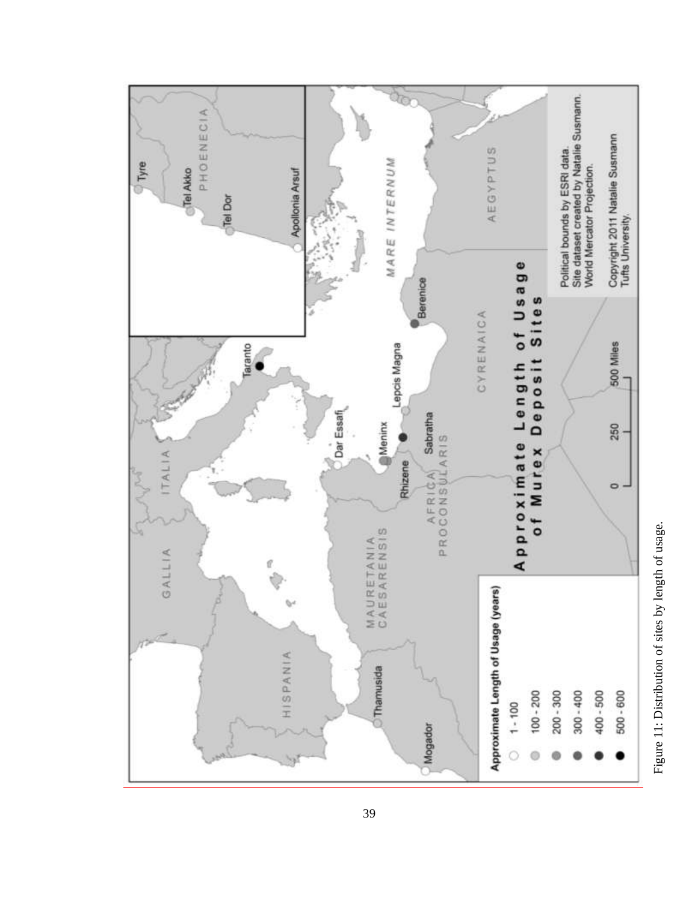Figure 11: Distribution of sites by length of usage.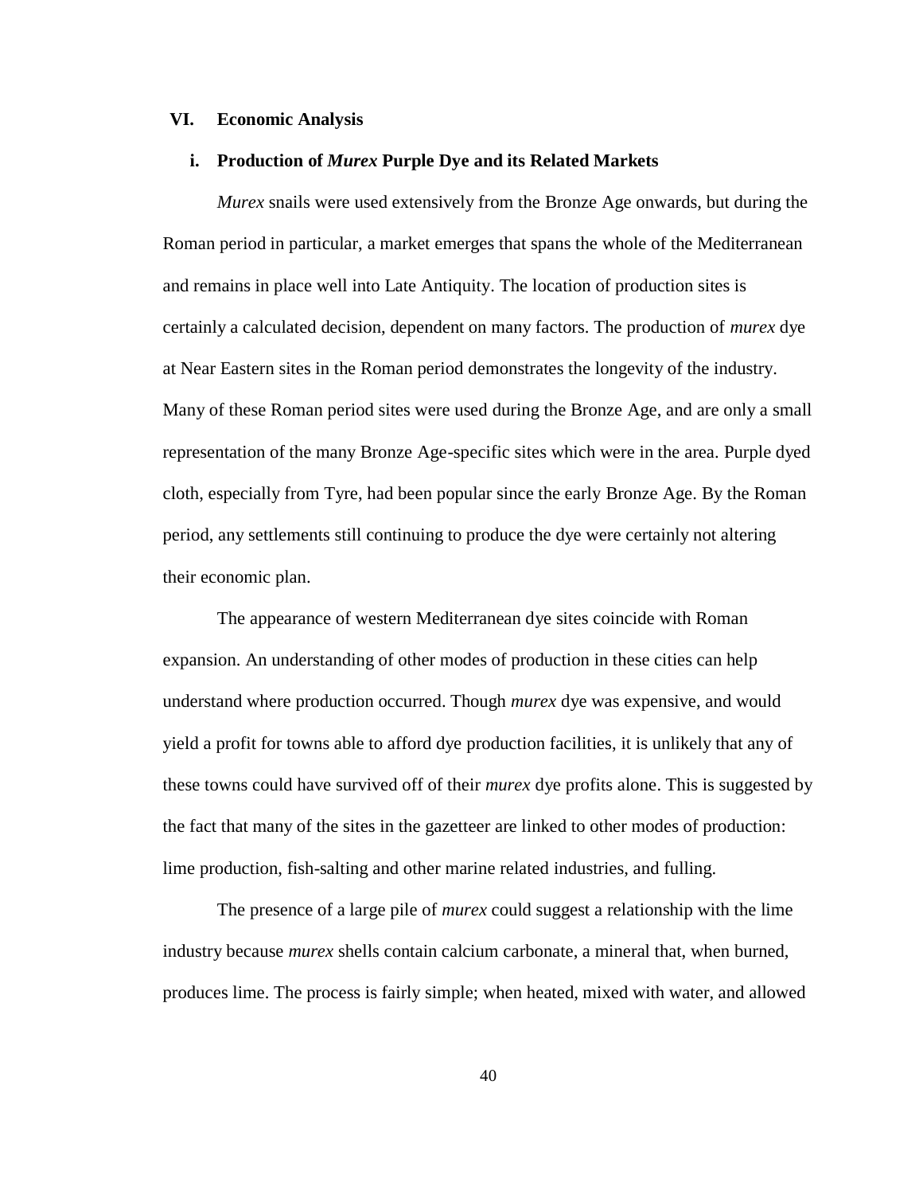## VI. Economic Analysis

### i. Production of *Murex* Purple Dye and its Related Markets

*Murex* snails were used extensively from the Bronze Age onwards, but during the Roman period in particular, a market emerges that spans the whole of the Mediterranean and remains in place well into Late Antiquity. The location of production sites is certainly a calculated decision, dependent on many factors. The production of *murex* dye at Near Eastern sites in the Roman period demonstrates the longevity of the industry. Many of these Roman period sites were used during the Bronze Age, and are only a small representation of the many Bronze Age-specific sites which were in the area. Purple dyed cloth, especially from Tyre, had been popular since the early Bronze Age. By the Roman period, any settlements still continuing to produce the dye were certainly not altering their economic plan.

The appearance of western Mediterranean dye sites coincide with Roman expansion. An understanding of other modes of production in these cities can help understand where production occurred. Though *murex* dye was expensive, and would yield a profit for towns able to afford dye production facilities, it is unlikely that any of these towns could have survived off of their *murex* dye profits alone. This is suggested by the fact that many of the sites in the gazetteer are linked to other modes of production: lime production, fish-salting and other marine related industries, and fulling.

The presence of a large pile of *murex* could suggest a relationship with the lime industry because *murex* shells contain calcium carbonate, a mineral that, when burned, produces lime. The process is fairly simple; when heated, mixed with water, and allowed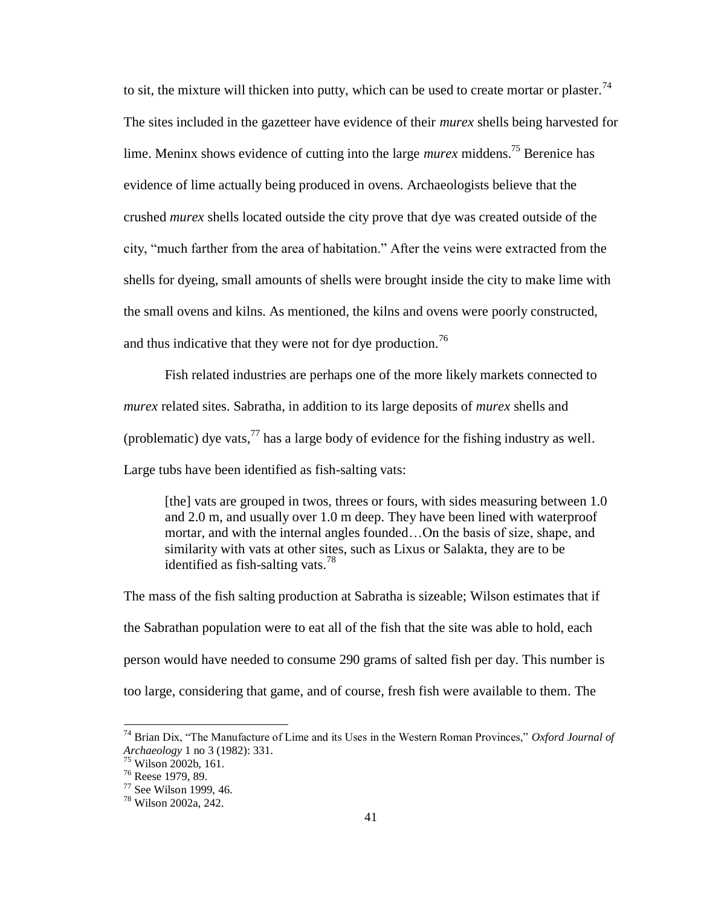to sit, the mixture will thicken into putty, which can be used to create mortar or plaster.[74] The sites included in the gazetteer have evidence of their *murex* shells being harvested for lime. Meninx shows evidence of cutting into the large *murex* middens.[75] Berenice has evidence of lime actually being produced in ovens. Archaeologists believe that the crushed *murex* shells located outside the city prove that dye was created outside of the city, "much farther from the area of habitation." After the veins were extracted from the shells for dyeing, small amounts of shells were brought inside the city to make lime with the small ovens and kilns. As mentioned, the kilns and ovens were poorly constructed, and thus indicative that they were not for dye production.[76]

Fish related industries are perhaps one of the more likely markets connected to *murex* related sites. Sabratha, in addition to its large deposits of *murex* shells and (problematic) dye vats,[77] has a large body of evidence for the fishing industry as well. Large tubs have been identified as fish-salting vats:

> [the] vats are grouped in twos, threes or fours, with sides measuring between 1.0 and 2.0 m, and usually over 1.0 m deep. They have been lined with waterproof mortar, and with the internal angles founded…On the basis of size, shape, and similarity with vats at other sites, such as Lixus or Salakta, they are to be identified as fish-salting vats.[78]

The mass of the fish salting production at Sabratha is sizeable; Wilson estimates that if the Sabrathan population were to eat all of the fish that the site was able to hold, each person would have needed to consume 290 grams of salted fish per day. This number is too large, considering that game, and of course, fresh fish were available to them. The

---

[74] Brian Dix, "The Manufacture of Lime and its Uses in the Western Roman Provinces," *Oxford Journal of Archaeology* 1 no 3 (1982): 331.

[75] Wilson 2002b, 161.

[76] Reese 1979, 89.

[77] See Wilson 1999, 46.

[78] Wilson 2002a, 242.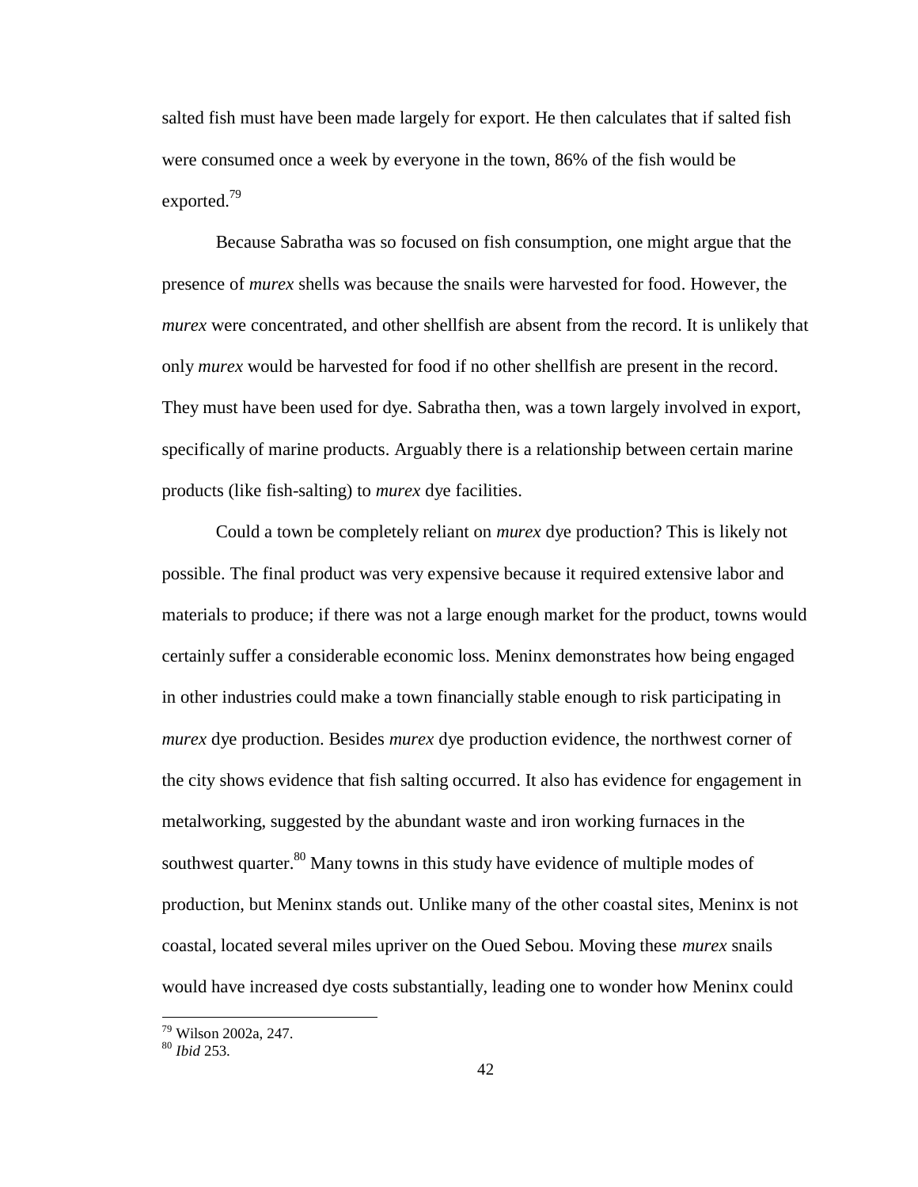salted fish must have been made largely for export. He then calculates that if salted fish were consumed once a week by everyone in the town, 86% of the fish would be exported.[79]

Because Sabratha was so focused on fish consumption, one might argue that the presence of *murex* shells was because the snails were harvested for food. However, the *murex* were concentrated, and other shellfish are absent from the record. It is unlikely that only *murex* would be harvested for food if no other shellfish are present in the record. They must have been used for dye. Sabratha then, was a town largely involved in export, specifically of marine products. Arguably there is a relationship between certain marine products (like fish-salting) to *murex* dye facilities.

Could a town be completely reliant on *murex* dye production? This is likely not possible. The final product was very expensive because it required extensive labor and materials to produce; if there was not a large enough market for the product, towns would certainly suffer a considerable economic loss. Meninx demonstrates how being engaged in other industries could make a town financially stable enough to risk participating in *murex* dye production. Besides *murex* dye production evidence, the northwest corner of the city shows evidence that fish salting occurred. It also has evidence for engagement in metalworking, suggested by the abundant waste and iron working furnaces in the southwest quarter.[80] Many towns in this study have evidence of multiple modes of production, but Meninx stands out. Unlike many of the other coastal sites, Meninx is not coastal, located several miles upriver on the Oued Sebou. Moving these *murex* snails would have increased dye costs substantially, leading one to wonder how Meninx could

---

[79] Wilson 2002a, 247.

[80] *Ibid* 253.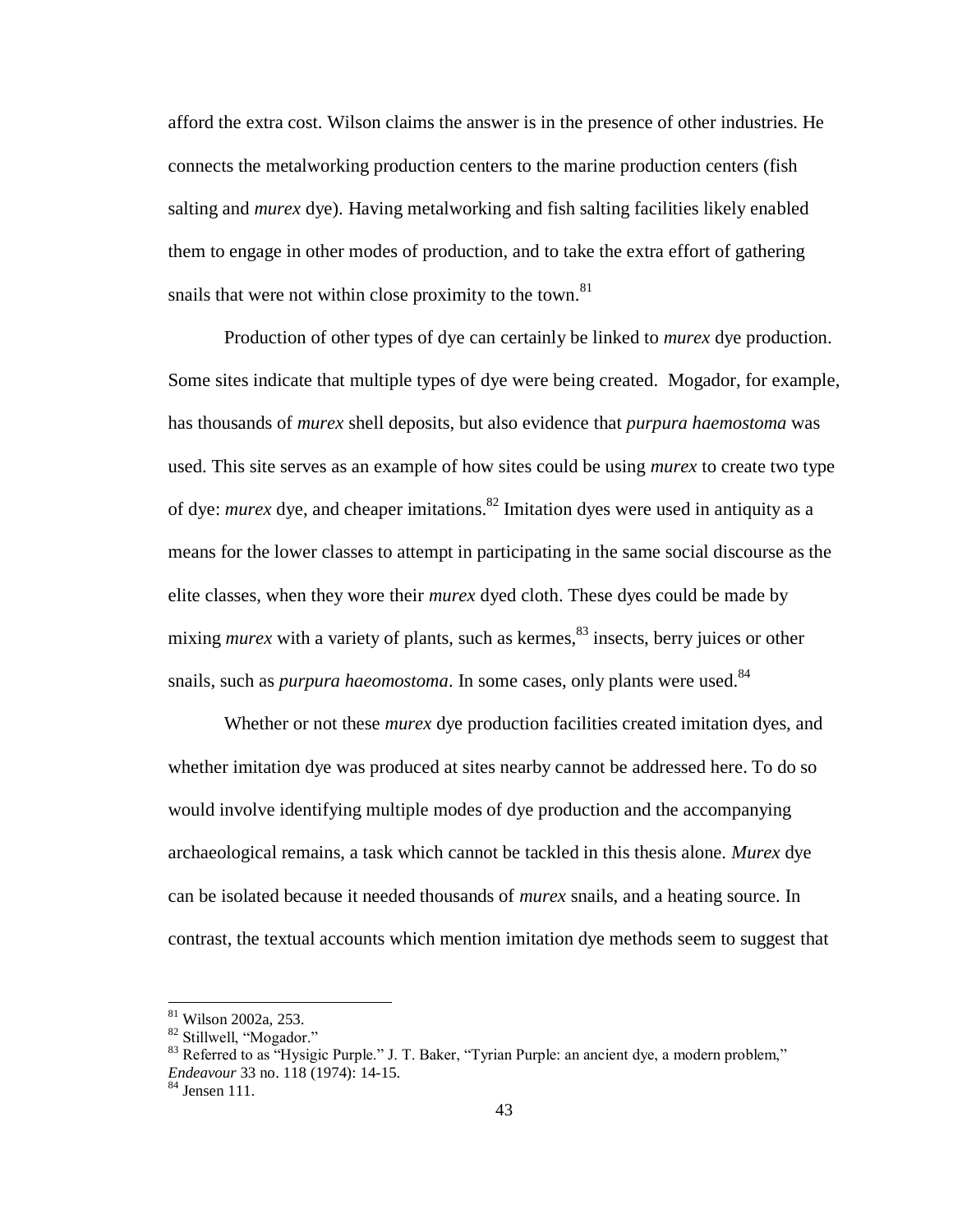afford the extra cost. Wilson claims the answer is in the presence of other industries. He connects the metalworking production centers to the marine production centers (fish salting and *murex* dye). Having metalworking and fish salting facilities likely enabled them to engage in other modes of production, and to take the extra effort of gathering snails that were not within close proximity to the town.[81]

Production of other types of dye can certainly be linked to *murex* dye production. Some sites indicate that multiple types of dye were being created. Mogador, for example, has thousands of *murex* shell deposits, but also evidence that *purpura haemostoma* was used. This site serves as an example of how sites could be using *murex* to create two type of dye: *murex* dye, and cheaper imitations.[82] Imitation dyes were used in antiquity as a means for the lower classes to attempt in participating in the same social discourse as the elite classes, when they wore their *murex* dyed cloth. These dyes could be made by mixing *murex* with a variety of plants, such as kermes,[83] insects, berry juices or other snails, such as *purpura haeomostoma*. In some cases, only plants were used.[84]

Whether or not these *murex* dye production facilities created imitation dyes, and whether imitation dye was produced at sites nearby cannot be addressed here. To do so would involve identifying multiple modes of dye production and the accompanying archaeological remains, a task which cannot be tackled in this thesis alone. *Murex* dye can be isolated because it needed thousands of *murex* snails, and a heating source. In contrast, the textual accounts which mention imitation dye methods seem to suggest that

---

[81] Wilson 2002a, 253.

[82] Stillwell, "Mogador."

[83] Referred to as "Hysigic Purple." J. T. Baker, "Tyrian Purple: an ancient dye, a modern problem," *Endeavour* 33 no. 118 (1974): 14-15.

[84] Jensen 111.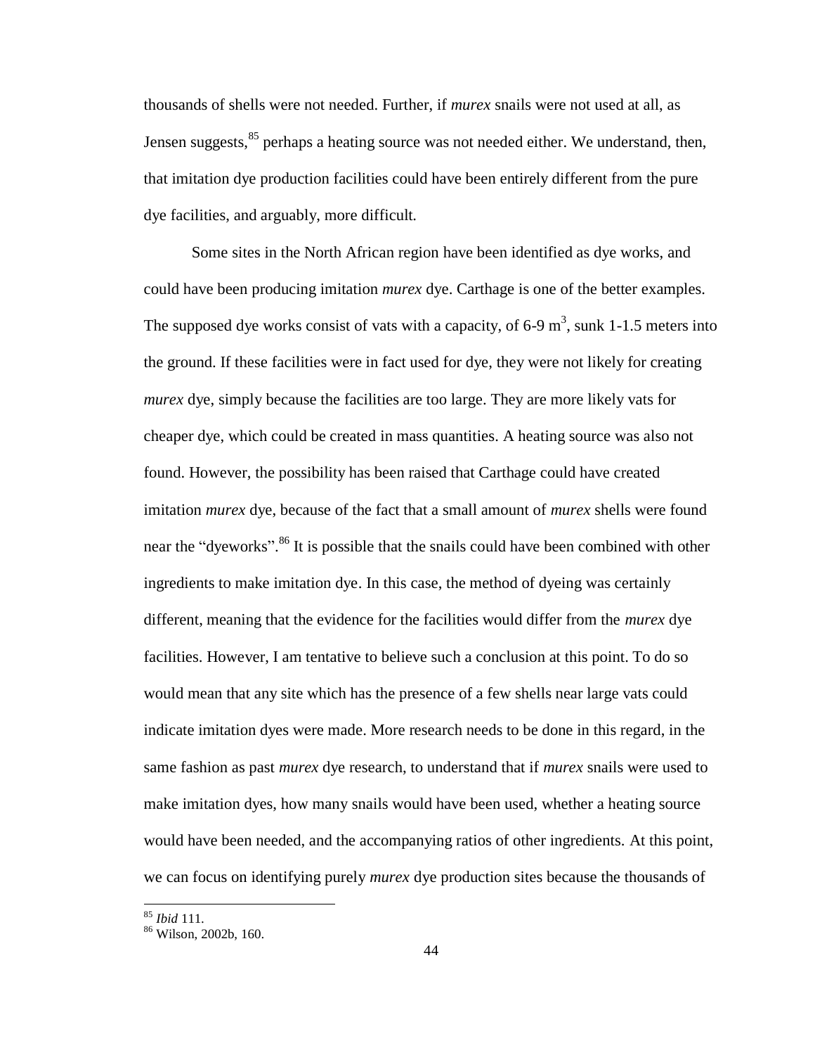thousands of shells were not needed. Further, if *murex* snails were not used at all, as Jensen suggests,[85] perhaps a heating source was not needed either. We understand, then, that imitation dye production facilities could have been entirely different from the pure dye facilities, and arguably, more difficult.

Some sites in the North African region have been identified as dye works, and could have been producing imitation *murex* dye. Carthage is one of the better examples. The supposed dye works consist of vats with a capacity, of 6-9 $m^3$, sunk 1-1.5 meters into the ground. If these facilities were in fact used for dye, they were not likely for creating *murex* dye, simply because the facilities are too large. They are more likely vats for cheaper dye, which could be created in mass quantities. A heating source was also not found. However, the possibility has been raised that Carthage could have created imitation *murex* dye, because of the fact that a small amount of *murex* shells were found near the "dyeworks".[86] It is possible that the snails could have been combined with other ingredients to make imitation dye. In this case, the method of dyeing was certainly different, meaning that the evidence for the facilities would differ from the *murex* dye facilities. However, I am tentative to believe such a conclusion at this point. To do so would mean that any site which has the presence of a few shells near large vats could indicate imitation dyes were made. More research needs to be done in this regard, in the same fashion as past *murex* dye research, to understand that if *murex* snails were used to make imitation dyes, how many snails would have been used, whether a heating source would have been needed, and the accompanying ratios of other ingredients. At this point, we can focus on identifying purely *murex* dye production sites because the thousands of

---

[85] *Ibid* 111.

[86] Wilson, 2002b, 160.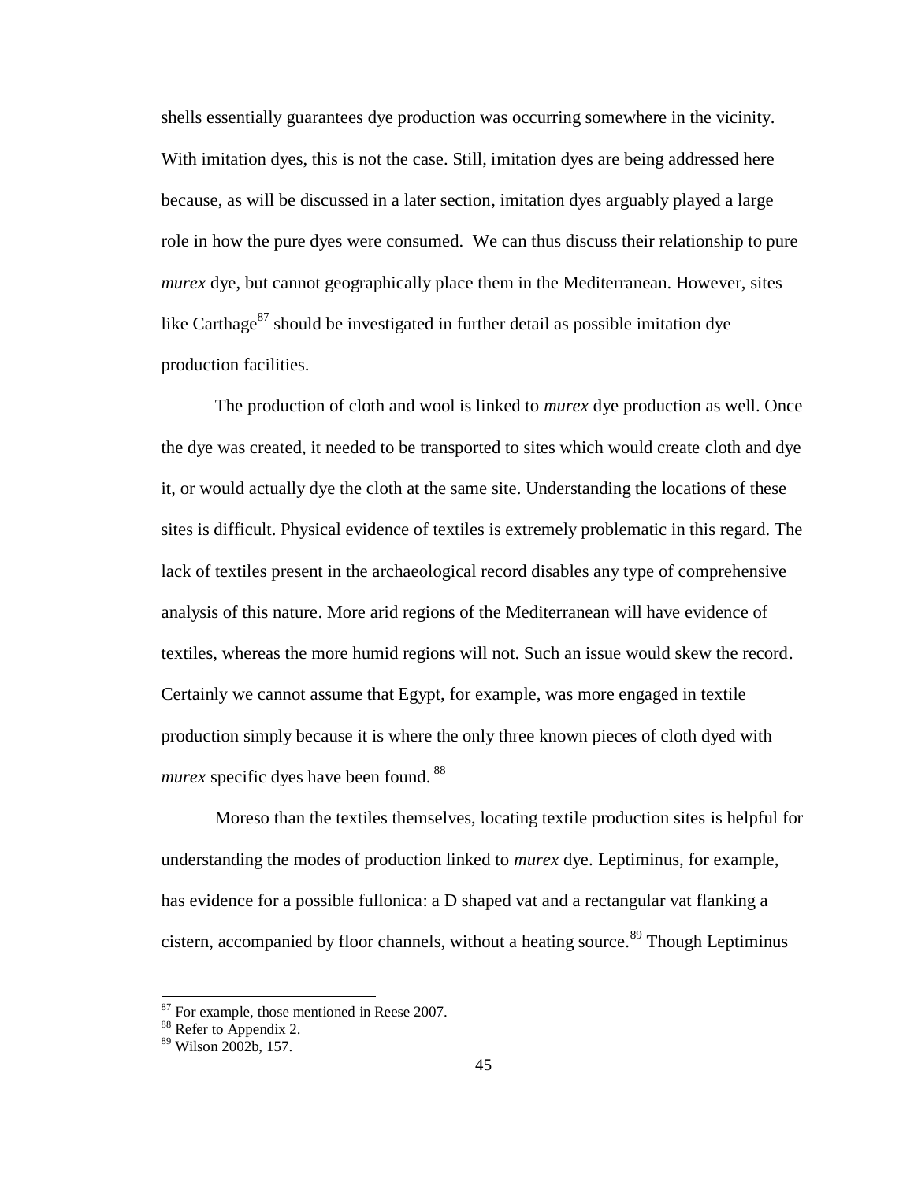shells essentially guarantees dye production was occurring somewhere in the vicinity. With imitation dyes, this is not the case. Still, imitation dyes are being addressed here because, as will be discussed in a later section, imitation dyes arguably played a large role in how the pure dyes were consumed. We can thus discuss their relationship to pure *murex* dye, but cannot geographically place them in the Mediterranean. However, sites like Carthage[87] should be investigated in further detail as possible imitation dye production facilities.

The production of cloth and wool is linked to *murex* dye production as well. Once the dye was created, it needed to be transported to sites which would create cloth and dye it, or would actually dye the cloth at the same site. Understanding the locations of these sites is difficult. Physical evidence of textiles is extremely problematic in this regard. The lack of textiles present in the archaeological record disables any type of comprehensive analysis of this nature. More arid regions of the Mediterranean will have evidence of textiles, whereas the more humid regions will not. Such an issue would skew the record. Certainly we cannot assume that Egypt, for example, was more engaged in textile production simply because it is where the only three known pieces of cloth dyed with *murex* specific dyes have been found. [88]

Moreso than the textiles themselves, locating textile production sites is helpful for understanding the modes of production linked to *murex* dye. Leptiminus, for example, has evidence for a possible fullonica: a D shaped vat and a rectangular vat flanking a cistern, accompanied by floor channels, without a heating source.[89] Though Leptiminus

---

[87] For example, those mentioned in Reese 2007.

[88] Refer to Appendix 2.

[89] Wilson 2002b, 157.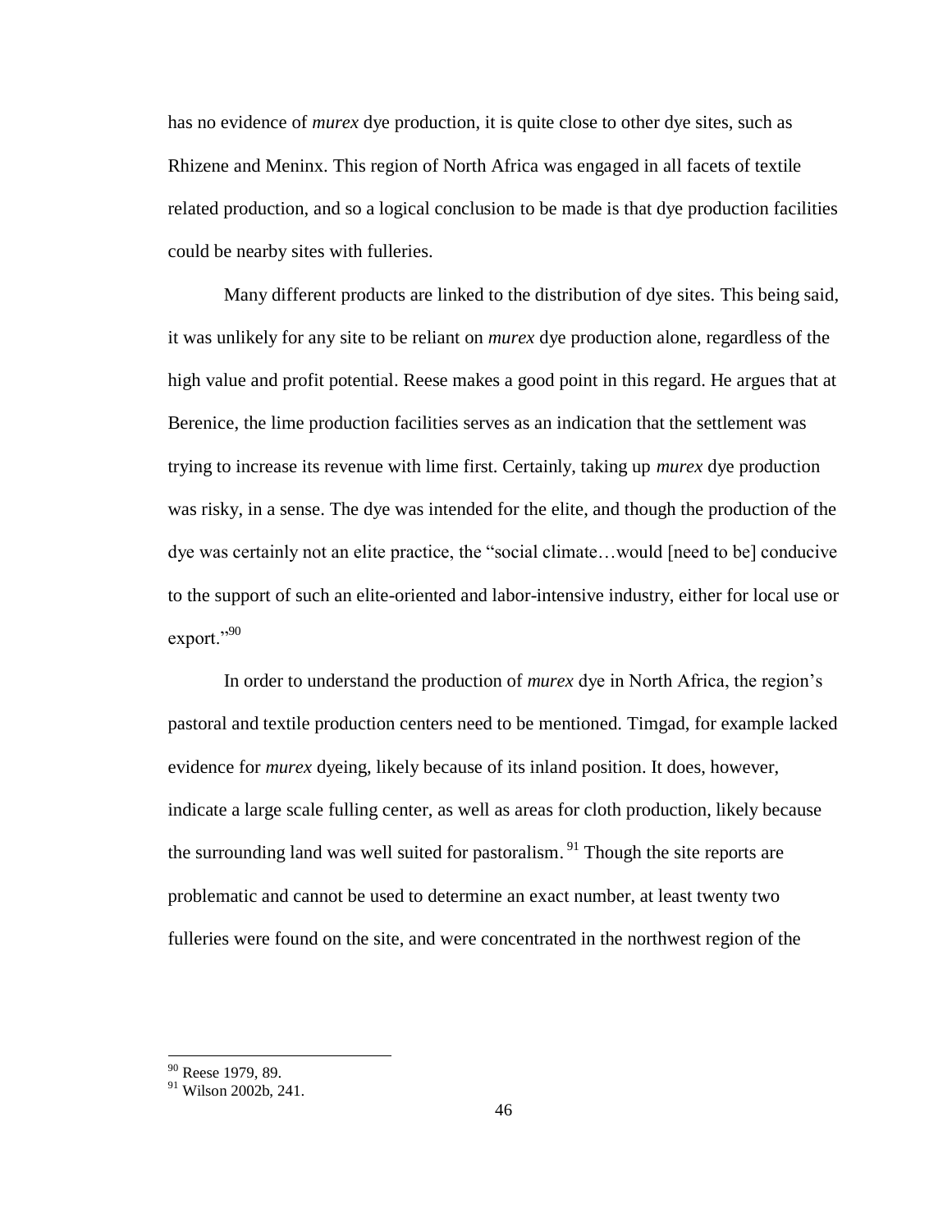has no evidence of *murex* dye production, it is quite close to other dye sites, such as Rhizene and Meninx. This region of North Africa was engaged in all facets of textile related production, and so a logical conclusion to be made is that dye production facilities could be nearby sites with fulleries.

Many different products are linked to the distribution of dye sites. This being said, it was unlikely for any site to be reliant on *murex* dye production alone, regardless of the high value and profit potential. Reese makes a good point in this regard. He argues that at Berenice, the lime production facilities serves as an indication that the settlement was trying to increase its revenue with lime first. Certainly, taking up *murex* dye production was risky, in a sense. The dye was intended for the elite, and though the production of the dye was certainly not an elite practice, the "social climate…would [need to be] conducive to the support of such an elite-oriented and labor-intensive industry, either for local use or export."[90]

In order to understand the production of *murex* dye in North Africa, the region's pastoral and textile production centers need to be mentioned. Timgad, for example lacked evidence for *murex* dyeing, likely because of its inland position. It does, however, indicate a large scale fulling center, as well as areas for cloth production, likely because the surrounding land was well suited for pastoralism.[91] Though the site reports are problematic and cannot be used to determine an exact number, at least twenty two fulleries were found on the site, and were concentrated in the northwest region of the

---

[90] Reese 1979, 89.

[91] Wilson 2002b, 241.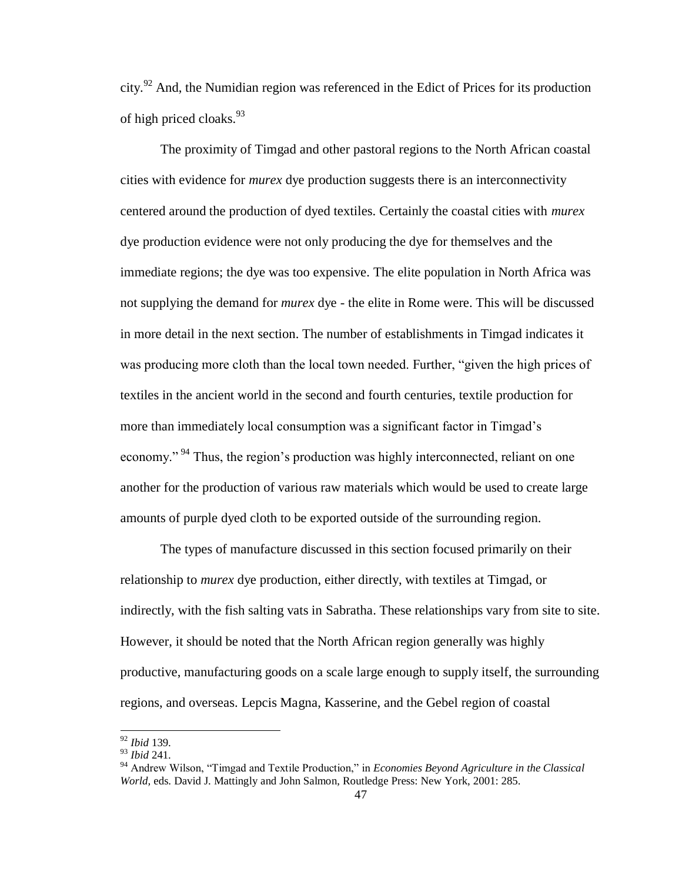city.[92] And, the Numidian region was referenced in the Edict of Prices for its production of high priced cloaks.[93]

The proximity of Timgad and other pastoral regions to the North African coastal cities with evidence for *murex* dye production suggests there is an interconnectivity centered around the production of dyed textiles. Certainly the coastal cities with *murex* dye production evidence were not only producing the dye for themselves and the immediate regions; the dye was too expensive. The elite population in North Africa was not supplying the demand for *murex* dye - the elite in Rome were. This will be discussed in more detail in the next section. The number of establishments in Timgad indicates it was producing more cloth than the local town needed. Further, "given the high prices of textiles in the ancient world in the second and fourth centuries, textile production for more than immediately local consumption was a significant factor in Timgad's economy."[94] Thus, the region's production was highly interconnected, reliant on one another for the production of various raw materials which would be used to create large amounts of purple dyed cloth to be exported outside of the surrounding region.

The types of manufacture discussed in this section focused primarily on their relationship to *murex* dye production, either directly, with textiles at Timgad, or indirectly, with the fish salting vats in Sabratha. These relationships vary from site to site. However, it should be noted that the North African region generally was highly productive, manufacturing goods on a scale large enough to supply itself, the surrounding regions, and overseas. Lepcis Magna, Kasserine, and the Gebel region of coastal

---

[92] *Ibid* 139.

[93] *Ibid* 241.

[94] Andrew Wilson, "Timgad and Textile Production," in *Economies Beyond Agriculture in the Classical World,* eds. David J. Mattingly and John Salmon, Routledge Press: New York, 2001: 285.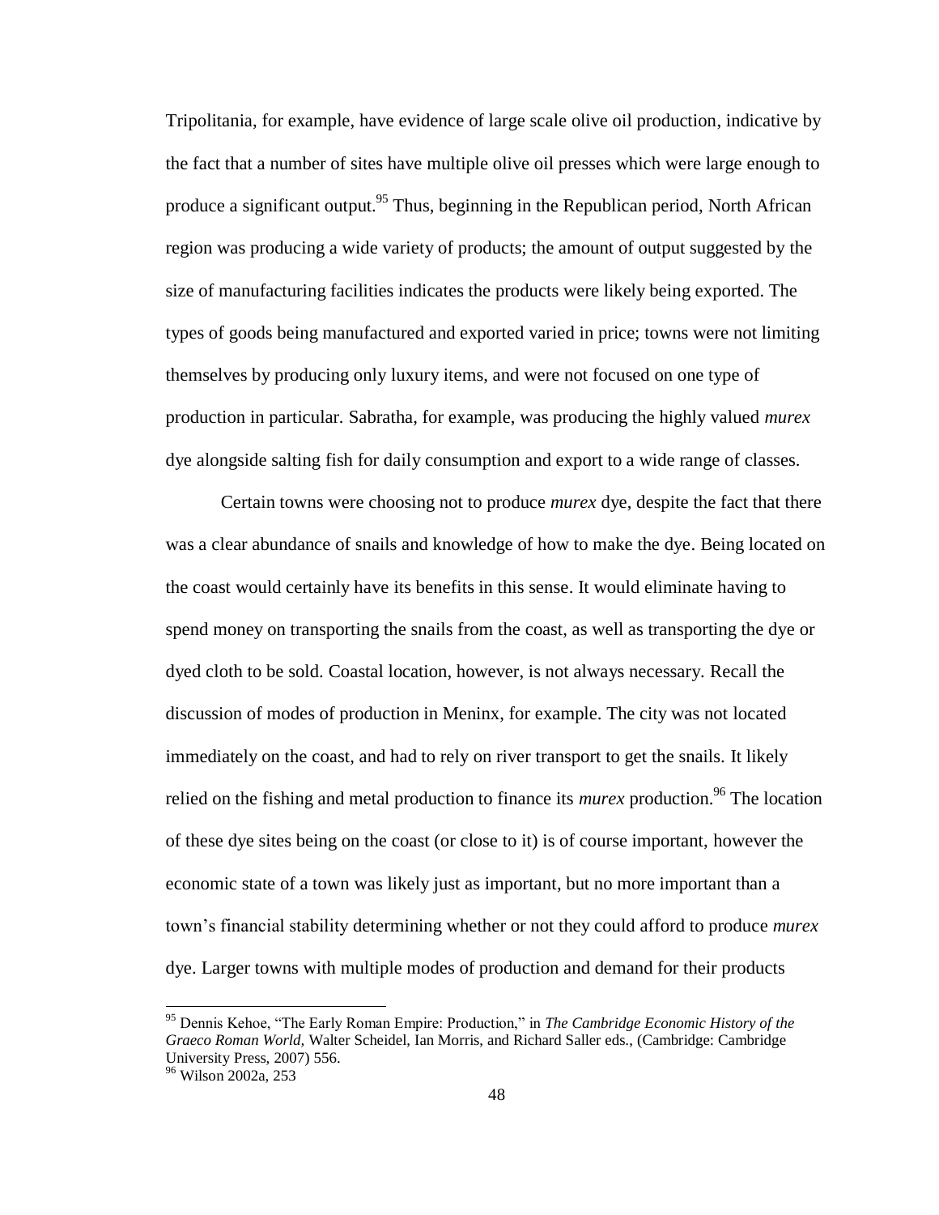Tripolitania, for example, have evidence of large scale olive oil production, indicative by the fact that a number of sites have multiple olive oil presses which were large enough to produce a significant output.[95] Thus, beginning in the Republican period, North African region was producing a wide variety of products; the amount of output suggested by the size of manufacturing facilities indicates the products were likely being exported. The types of goods being manufactured and exported varied in price; towns were not limiting themselves by producing only luxury items, and were not focused on one type of production in particular. Sabratha, for example, was producing the highly valued *murex* dye alongside salting fish for daily consumption and export to a wide range of classes.

Certain towns were choosing not to produce *murex* dye, despite the fact that there was a clear abundance of snails and knowledge of how to make the dye. Being located on the coast would certainly have its benefits in this sense. It would eliminate having to spend money on transporting the snails from the coast, as well as transporting the dye or dyed cloth to be sold. Coastal location, however, is not always necessary. Recall the discussion of modes of production in Meninx, for example. The city was not located immediately on the coast, and had to rely on river transport to get the snails. It likely relied on the fishing and metal production to finance its *murex* production.[96] The location of these dye sites being on the coast (or close to it) is of course important, however the economic state of a town was likely just as important, but no more important than a town's financial stability determining whether or not they could afford to produce *murex* dye. Larger towns with multiple modes of production and demand for their products

---

[95] Dennis Kehoe, "The Early Roman Empire: Production," in *The Cambridge Economic History of the Graeco Roman World,* Walter Scheidel, Ian Morris, and Richard Saller eds., (Cambridge: Cambridge University Press, 2007) 556.

[96] Wilson 2002a, 253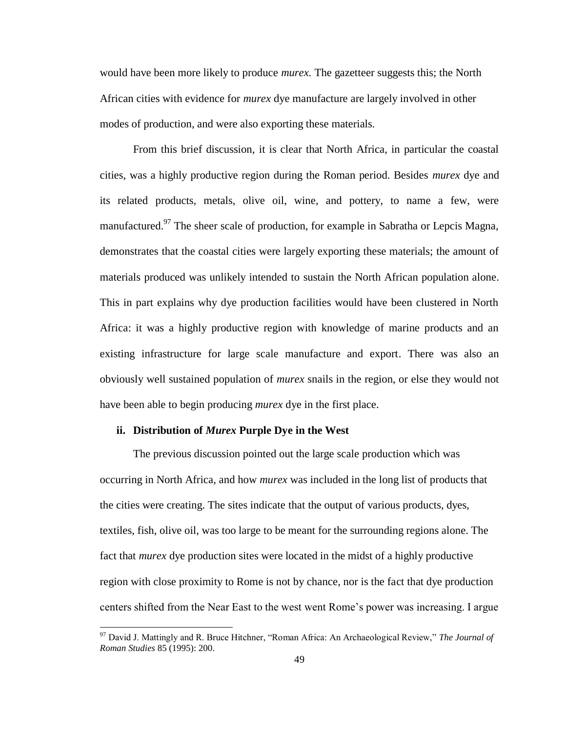would have been more likely to produce *murex.* The gazetteer suggests this; the North African cities with evidence for *murex* dye manufacture are largely involved in other modes of production, and were also exporting these materials.

From this brief discussion, it is clear that North Africa, in particular the coastal cities, was a highly productive region during the Roman period. Besides *murex* dye and its related products, metals, olive oil, wine, and pottery, to name a few, were manufactured.[97] The sheer scale of production, for example in Sabratha or Lepcis Magna, demonstrates that the coastal cities were largely exporting these materials; the amount of materials produced was unlikely intended to sustain the North African population alone. This in part explains why dye production facilities would have been clustered in North Africa: it was a highly productive region with knowledge of marine products and an existing infrastructure for large scale manufacture and export. There was also an obviously well sustained population of *murex* snails in the region, or else they would not have been able to begin producing *murex* dye in the first place.

### ii. Distribution of *Murex* Purple Dye in the West

The previous discussion pointed out the large scale production which was occurring in North Africa, and how *murex* was included in the long list of products that the cities were creating. The sites indicate that the output of various products, dyes, textiles, fish, olive oil, was too large to be meant for the surrounding regions alone. The fact that *murex* dye production sites were located in the midst of a highly productive region with close proximity to Rome is not by chance, nor is the fact that dye production centers shifted from the Near East to the west went Rome's power was increasing. I argue

[97] David J. Mattingly and R. Bruce Hitchner, "Roman Africa: An Archaeological Review," *The Journal of Roman Studies* 85 (1995): 200.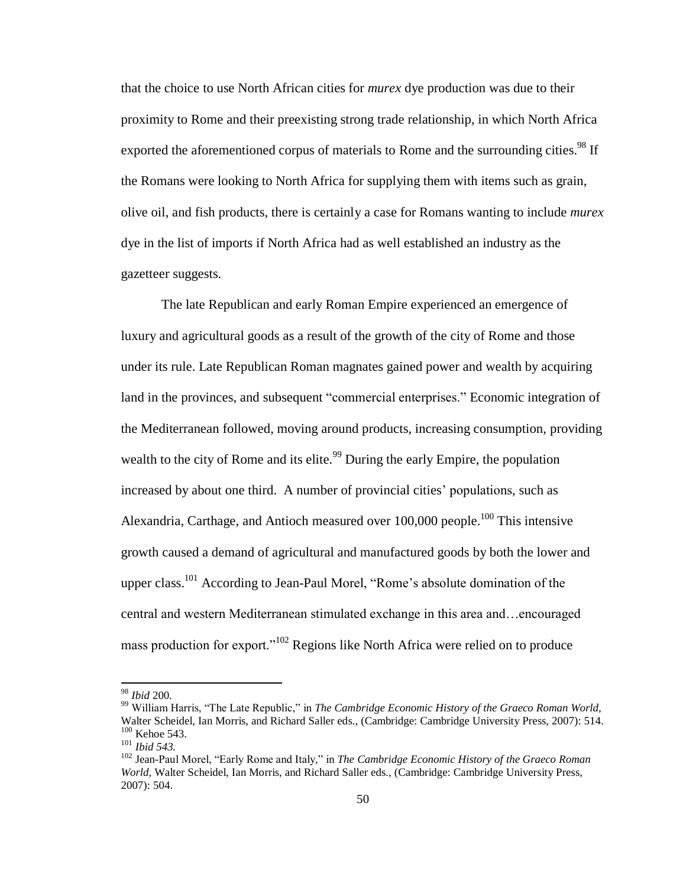that the choice to use North African cities for *murex* dye production was due to their proximity to Rome and their preexisting strong trade relationship, in which North Africa exported the aforementioned corpus of materials to Rome and the surrounding cities.[98] If the Romans were looking to North Africa for supplying them with items such as grain, olive oil, and fish products, there is certainly a case for Romans wanting to include *murex* dye in the list of imports if North Africa had as well established an industry as the gazetteer suggests.

The late Republican and early Roman Empire experienced an emergence of luxury and agricultural goods as a result of the growth of the city of Rome and those under its rule. Late Republican Roman magnates gained power and wealth by acquiring land in the provinces, and subsequent "commercial enterprises." Economic integration of the Mediterranean followed, moving around products, increasing consumption, providing wealth to the city of Rome and its elite.[99] During the early Empire, the population increased by about one third. A number of provincial cities' populations, such as Alexandria, Carthage, and Antioch measured over 100,000 people.[100] This intensive growth caused a demand of agricultural and manufactured goods by both the lower and upper class.[101] According to Jean-Paul Morel, "Rome's absolute domination of the central and western Mediterranean stimulated exchange in this area and…encouraged mass production for export."[102] Regions like North Africa were relied on to produce

---

[98] *Ibid* 200.

[99] William Harris, "The Late Republic," in *The Cambridge Economic History of the Graeco Roman World,* Walter Scheidel, Ian Morris, and Richard Saller eds., (Cambridge: Cambridge University Press, 2007): 514.

[100] Kehoe 543.

[101] *Ibid 543.*

[102] Jean-Paul Morel, "Early Rome and Italy," in *The Cambridge Economic History of the Graeco Roman World,* Walter Scheidel, Ian Morris, and Richard Saller eds., (Cambridge: Cambridge University Press, 2007): 504.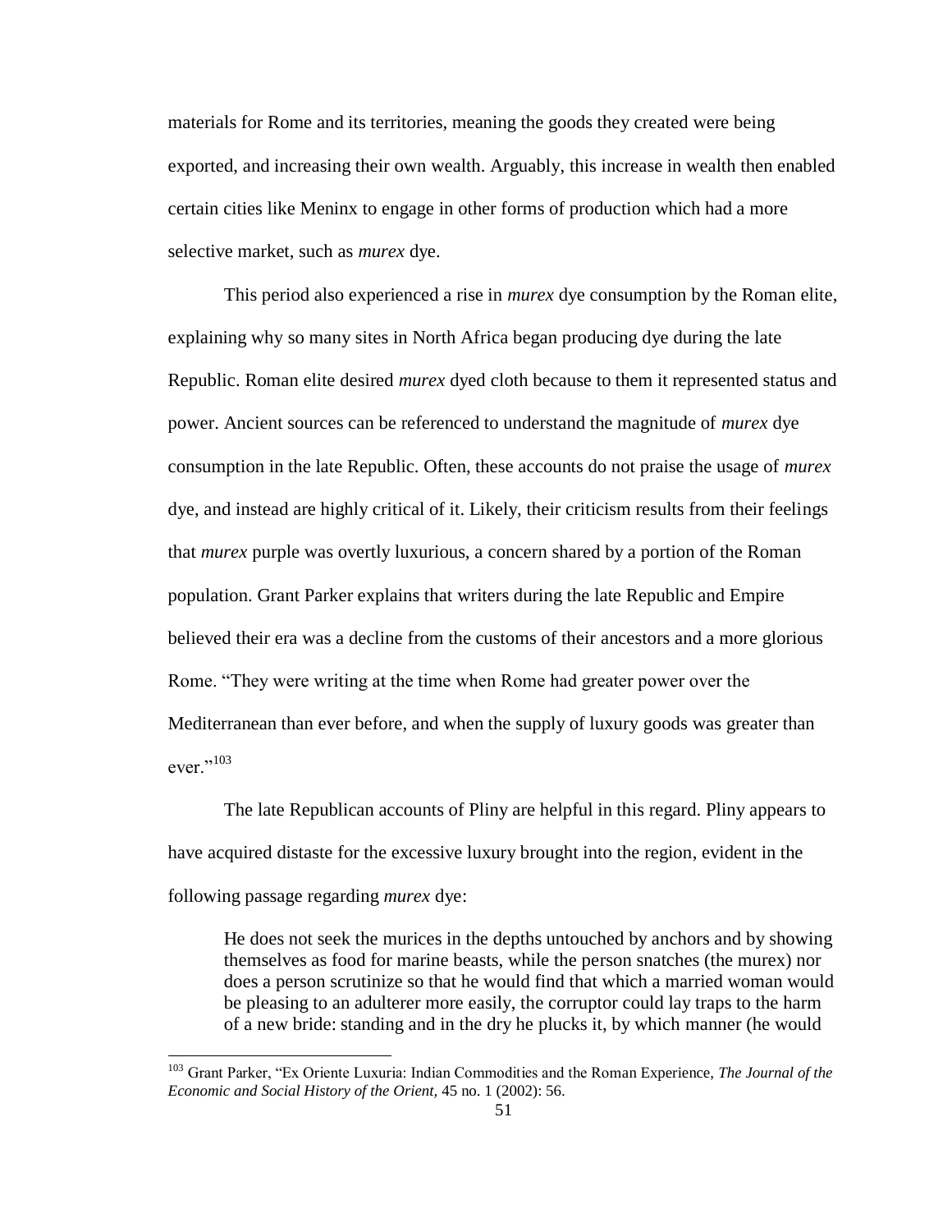materials for Rome and its territories, meaning the goods they created were being exported, and increasing their own wealth. Arguably, this increase in wealth then enabled certain cities like Meninx to engage in other forms of production which had a more selective market, such as *murex* dye.

This period also experienced a rise in *murex* dye consumption by the Roman elite, explaining why so many sites in North Africa began producing dye during the late Republic. Roman elite desired *murex* dyed cloth because to them it represented status and power. Ancient sources can be referenced to understand the magnitude of *murex* dye consumption in the late Republic. Often, these accounts do not praise the usage of *murex* dye, and instead are highly critical of it. Likely, their criticism results from their feelings that *murex* purple was overtly luxurious, a concern shared by a portion of the Roman population. Grant Parker explains that writers during the late Republic and Empire believed their era was a decline from the customs of their ancestors and a more glorious Rome. "They were writing at the time when Rome had greater power over the Mediterranean than ever before, and when the supply of luxury goods was greater than ever."[103]

The late Republican accounts of Pliny are helpful in this regard. Pliny appears to have acquired distaste for the excessive luxury brought into the region, evident in the following passage regarding *murex* dye:

> He does not seek the murices in the depths untouched by anchors and by showing themselves as food for marine beasts, while the person snatches (the murex) nor does a person scrutinize so that he would find that which a married woman would be pleasing to an adulterer more easily, the corruptor could lay traps to the harm of a new bride: standing and in the dry he plucks it, by which manner (he would

---

[103] Grant Parker, "Ex Oriente Luxuria: Indian Commodities and the Roman Experience, *The Journal of the Economic and Social History of the Orient*, 45 no. 1 (2002): 56.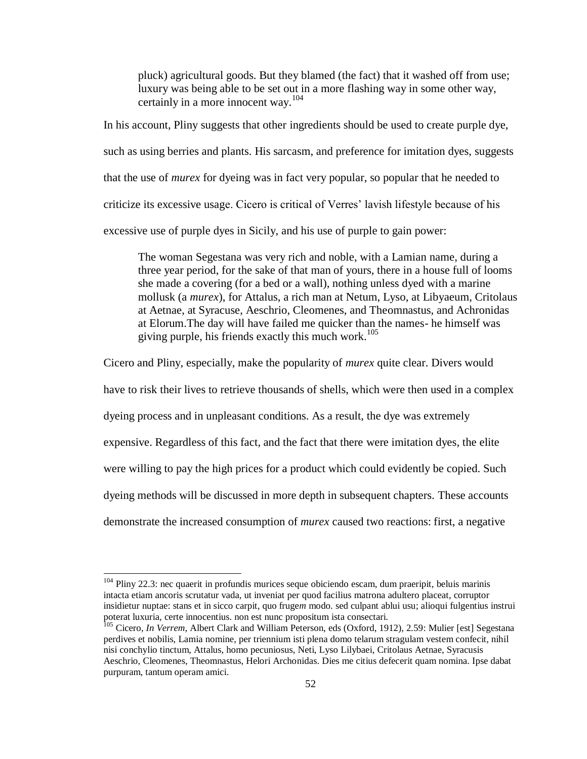> pluck) agricultural goods. But they blamed (the fact) that it washed off from use; luxury was being able to be set out in a more flashing way in some other way, certainly in a more innocent way.[104]

In his account, Pliny suggests that other ingredients should be used to create purple dye, such as using berries and plants. His sarcasm, and preference for imitation dyes, suggests that the use of *murex* for dyeing was in fact very popular, so popular that he needed to criticize its excessive usage. Cicero is critical of Verres' lavish lifestyle because of his excessive use of purple dyes in Sicily, and his use of purple to gain power:

> The woman Segestana was very rich and noble, with a Lamian name, during a three year period, for the sake of that man of yours, there in a house full of looms she made a covering (for a bed or a wall), nothing unless dyed with a marine mollusk (a *murex*), for Attalus, a rich man at Netum, Lyso, at Libyaeum, Critolaus at Aetnae, at Syracuse, Aeschrio, Cleomenes, and Theomnastus, and Achronidas at Elorum.The day will have failed me quicker than the names- he himself was giving purple, his friends exactly this much work.[105]

Cicero and Pliny, especially, make the popularity of *murex* quite clear. Divers would have to risk their lives to retrieve thousands of shells, which were then used in a complex dyeing process and in unpleasant conditions. As a result, the dye was extremely expensive. Regardless of this fact, and the fact that there were imitation dyes, the elite were willing to pay the high prices for a product which could evidently be copied. Such dyeing methods will be discussed in more depth in subsequent chapters. These accounts demonstrate the increased consumption of *murex* caused two reactions: first, a negative

---

[104] Pliny 22.3: nec quaerit in profundis murices seque obiciendo escam, dum praeripit, beluis marinis intacta etiam ancoris scrutatur vada, ut inveniat per quod facilius matrona adultero placeat, corruptor insidietur nuptae: stans et in sicco carpit, quo fruge*m* modo. sed culpant ablui usu; alioqui fulgentius instrui poterat luxuria, certe innocentius. non est nunc propositum ista consectari.

[105] Cicero, *In Verrem*, Albert Clark and William Peterson, eds (Oxford, 1912), 2.59: Mulier [est] Segestana perdives et nobilis, Lamia nomine, per triennium isti plena domo telarum stragulam vestem confecit, nihil nisi conchylio tinctum, Attalus, homo pecuniosus, Neti, Lyso Lilybaei, Critolaus Aetnae, Syracusis Aeschrio, Cleomenes, Theomnastus, Helori Archonidas. Dies me citius defecerit quam nomina. Ipse dabat purpuram, tantum operam amici.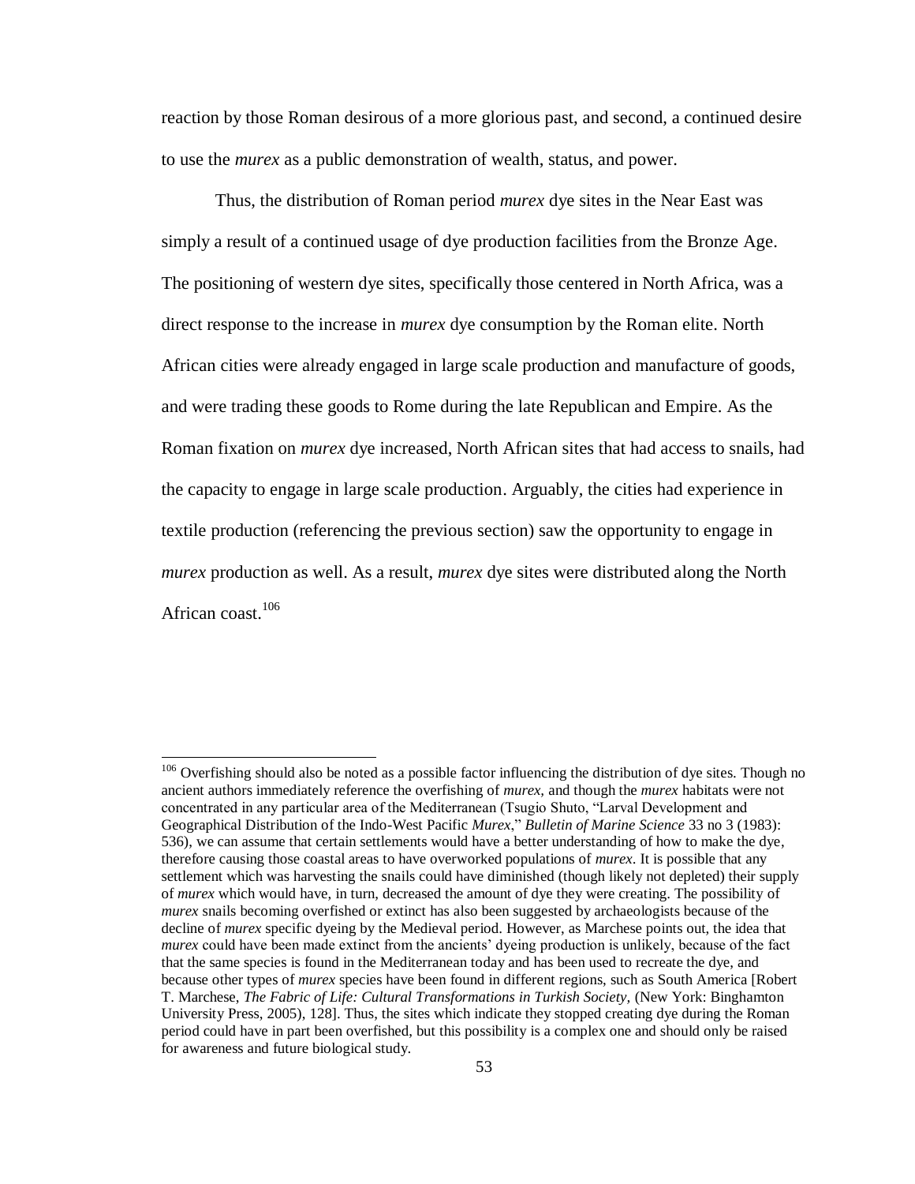reaction by those Roman desirous of a more glorious past, and second, a continued desire to use the *murex* as a public demonstration of wealth, status, and power.

Thus, the distribution of Roman period *murex* dye sites in the Near East was simply a result of a continued usage of dye production facilities from the Bronze Age. The positioning of western dye sites, specifically those centered in North Africa, was a direct response to the increase in *murex* dye consumption by the Roman elite. North African cities were already engaged in large scale production and manufacture of goods, and were trading these goods to Rome during the late Republican and Empire. As the Roman fixation on *murex* dye increased, North African sites that had access to snails, had the capacity to engage in large scale production. Arguably, the cities had experience in textile production (referencing the previous section) saw the opportunity to engage in *murex* production as well. As a result, *murex* dye sites were distributed along the North African coast.[106]

---

[106] Overfishing should also be noted as a possible factor influencing the distribution of dye sites. Though no ancient authors immediately reference the overfishing of *murex*, and though the *murex* habitats were not concentrated in any particular area of the Mediterranean (Tsugio Shuto, "Larval Development and Geographical Distribution of the Indo-West Pacific *Murex*," *Bulletin of Marine Science* 33 no 3 (1983): 536), we can assume that certain settlements would have a better understanding of how to make the dye, therefore causing those coastal areas to have overworked populations of *murex*. It is possible that any settlement which was harvesting the snails could have diminished (though likely not depleted) their supply of *murex* which would have, in turn, decreased the amount of dye they were creating. The possibility of *murex* snails becoming overfished or extinct has also been suggested by archaeologists because of the decline of *murex* specific dyeing by the Medieval period. However, as Marchese points out, the idea that *murex* could have been made extinct from the ancients' dyeing production is unlikely, because of the fact that the same species is found in the Mediterranean today and has been used to recreate the dye, and because other types of *murex* species have been found in different regions, such as South America [Robert T. Marchese, *The Fabric of Life: Cultural Transformations in Turkish Society,* (New York: Binghamton University Press, 2005), 128]. Thus, the sites which indicate they stopped creating dye during the Roman period could have in part been overfished, but this possibility is a complex one and should only be raised for awareness and future biological study.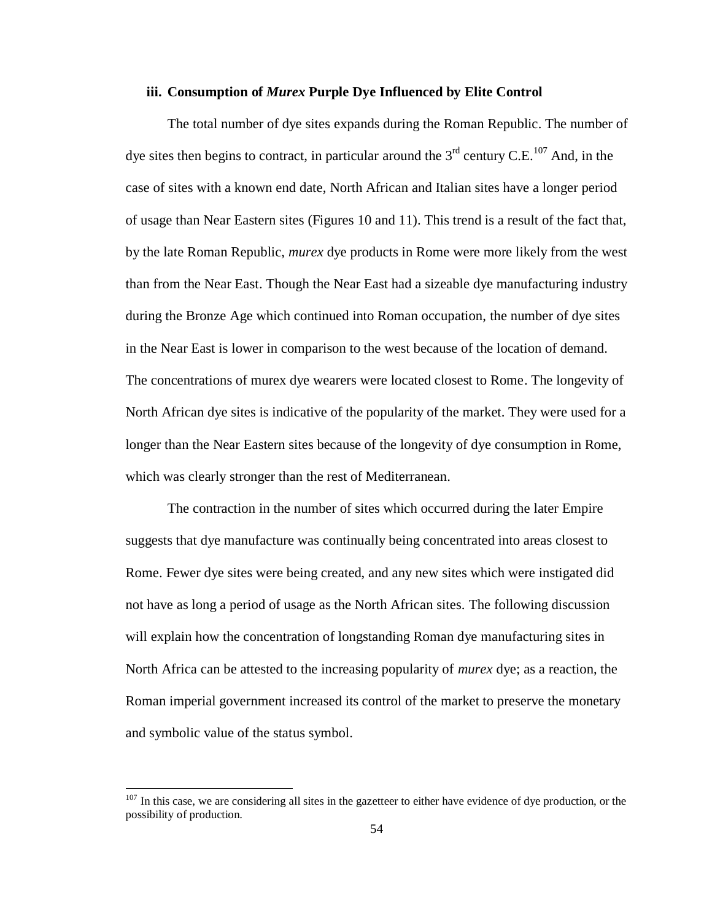### iii. Consumption of *Murex* Purple Dye Influenced by Elite Control

The total number of dye sites expands during the Roman Republic. The number of dye sites then begins to contract, in particular around the 3rd century C.E.[107] And, in the case of sites with a known end date, North African and Italian sites have a longer period of usage than Near Eastern sites (Figures 10 and 11). This trend is a result of the fact that, by the late Roman Republic, *murex* dye products in Rome were more likely from the west than from the Near East. Though the Near East had a sizeable dye manufacturing industry during the Bronze Age which continued into Roman occupation, the number of dye sites in the Near East is lower in comparison to the west because of the location of demand. The concentrations of murex dye wearers were located closest to Rome. The longevity of North African dye sites is indicative of the popularity of the market. They were used for a longer than the Near Eastern sites because of the longevity of dye consumption in Rome, which was clearly stronger than the rest of Mediterranean.

The contraction in the number of sites which occurred during the later Empire suggests that dye manufacture was continually being concentrated into areas closest to Rome. Fewer dye sites were being created, and any new sites which were instigated did not have as long a period of usage as the North African sites. The following discussion will explain how the concentration of longstanding Roman dye manufacturing sites in North Africa can be attested to the increasing popularity of *murex* dye; as a reaction, the Roman imperial government increased its control of the market to preserve the monetary and symbolic value of the status symbol.

[107] In this case, we are considering all sites in the gazetteer to either have evidence of dye production, or the possibility of production.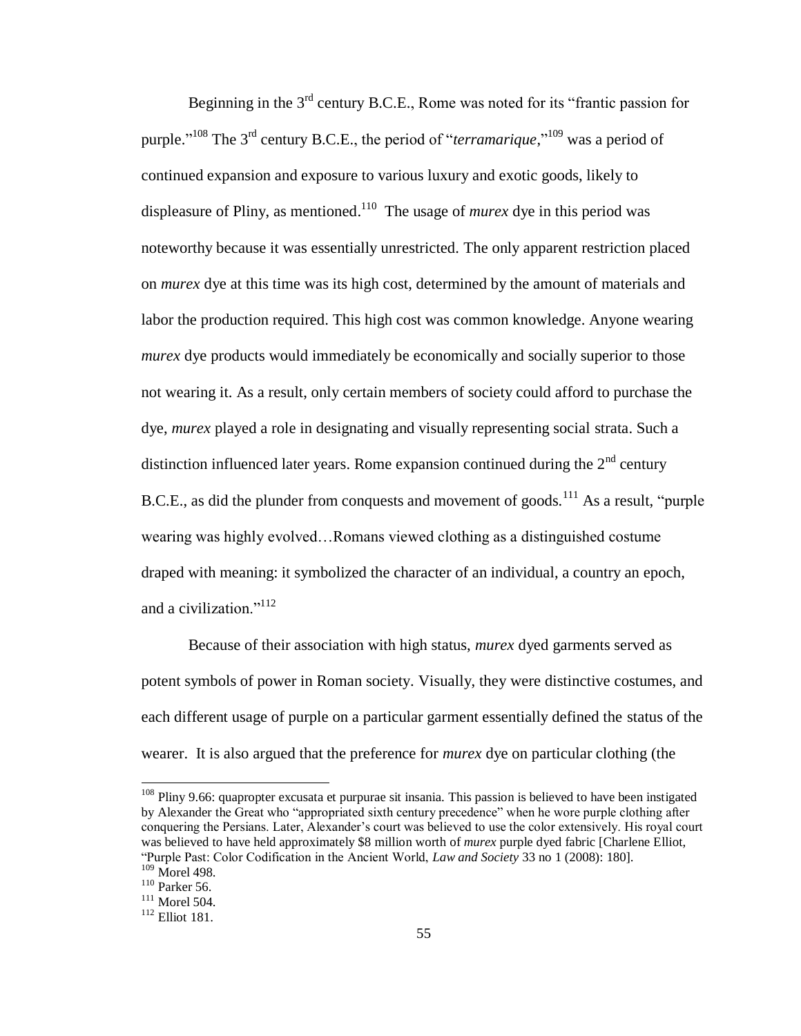Beginning in the 3rd century B.C.E., Rome was noted for its "frantic passion for purple."[108] The 3rd century B.C.E., the period of "*terramarique*,"[109] was a period of continued expansion and exposure to various luxury and exotic goods, likely to displeasure of Pliny, as mentioned.[110] The usage of *murex* dye in this period was noteworthy because it was essentially unrestricted. The only apparent restriction placed on *murex* dye at this time was its high cost, determined by the amount of materials and labor the production required. This high cost was common knowledge. Anyone wearing *murex* dye products would immediately be economically and socially superior to those not wearing it. As a result, only certain members of society could afford to purchase the dye, *murex* played a role in designating and visually representing social strata. Such a distinction influenced later years. Rome expansion continued during the 2nd century B.C.E., as did the plunder from conquests and movement of goods.[111] As a result, "purple wearing was highly evolved…Romans viewed clothing as a distinguished costume draped with meaning: it symbolized the character of an individual, a country an epoch, and a civilization."[112]

Because of their association with high status, *murex* dyed garments served as potent symbols of power in Roman society. Visually, they were distinctive costumes, and each different usage of purple on a particular garment essentially defined the status of the wearer. It is also argued that the preference for *murex* dye on particular clothing (the

---

[108] Pliny 9.66: quapropter excusata et purpurae sit insania. This passion is believed to have been instigated by Alexander the Great who "appropriated sixth century precedence" when he wore purple clothing after conquering the Persians. Later, Alexander's court was believed to use the color extensively. His royal court was believed to have held approximately $8 million worth of *murex* purple dyed fabric [Charlene Elliot, "Purple Past: Color Codification in the Ancient World, *Law and Society* 33 no 1 (2008): 180].

[109] Morel 498.

[110] Parker 56.

[111] Morel 504.

[112] Elliot 181.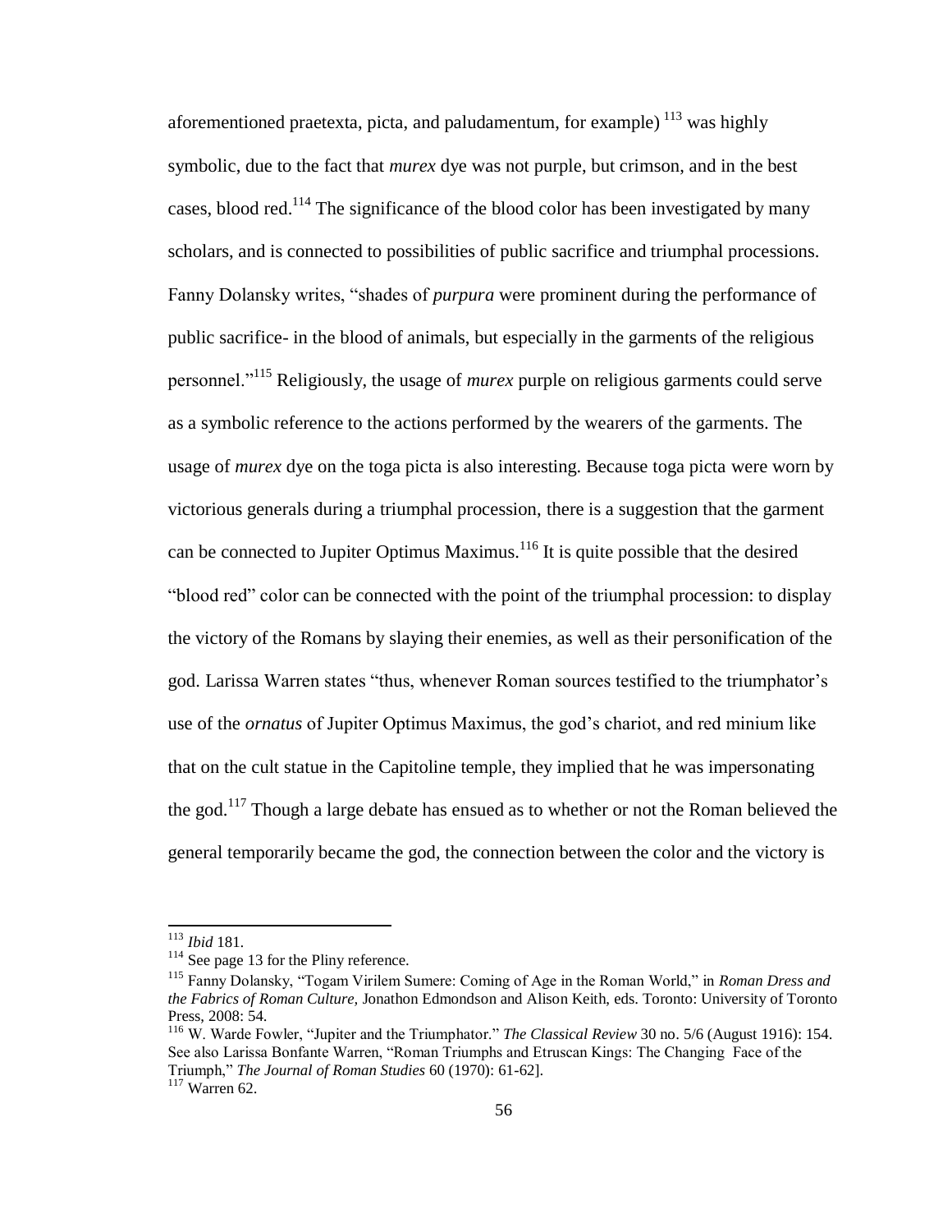aforementioned praetexta, picta, and paludamentum, for example) [113] was highly symbolic, due to the fact that *murex* dye was not purple, but crimson, and in the best cases, blood red.[114] The significance of the blood color has been investigated by many scholars, and is connected to possibilities of public sacrifice and triumphal processions. Fanny Dolansky writes, "shades of *purpura* were prominent during the performance of public sacrifice- in the blood of animals, but especially in the garments of the religious personnel."[115] Religiously, the usage of *murex* purple on religious garments could serve as a symbolic reference to the actions performed by the wearers of the garments. The usage of *murex* dye on the toga picta is also interesting. Because toga picta were worn by victorious generals during a triumphal procession, there is a suggestion that the garment can be connected to Jupiter Optimus Maximus.[116] It is quite possible that the desired "blood red" color can be connected with the point of the triumphal procession: to display the victory of the Romans by slaying their enemies, as well as their personification of the god. Larissa Warren states "thus, whenever Roman sources testified to the triumphator's use of the *ornatus* of Jupiter Optimus Maximus, the god's chariot, and red minium like that on the cult statue in the Capitoline temple, they implied that he was impersonating the god.[117] Though a large debate has ensued as to whether or not the Roman believed the general temporarily became the god, the connection between the color and the victory is

---

[113] *Ibid* 181.

[114] See page 13 for the Pliny reference.

[115] Fanny Dolansky, "Togam Virilem Sumere: Coming of Age in the Roman World," in *Roman Dress and the Fabrics of Roman Culture,* Jonathon Edmondson and Alison Keith, eds. Toronto: University of Toronto Press, 2008: 54.

[116] W. Warde Fowler, "Jupiter and the Triumphator." *The Classical Review* 30 no. 5/6 (August 1916): 154. See also Larissa Bonfante Warren, "Roman Triumphs and Etruscan Kings: The Changing Face of the Triumph," *The Journal of Roman Studies* 60 (1970): 61-62].

[117] Warren 62.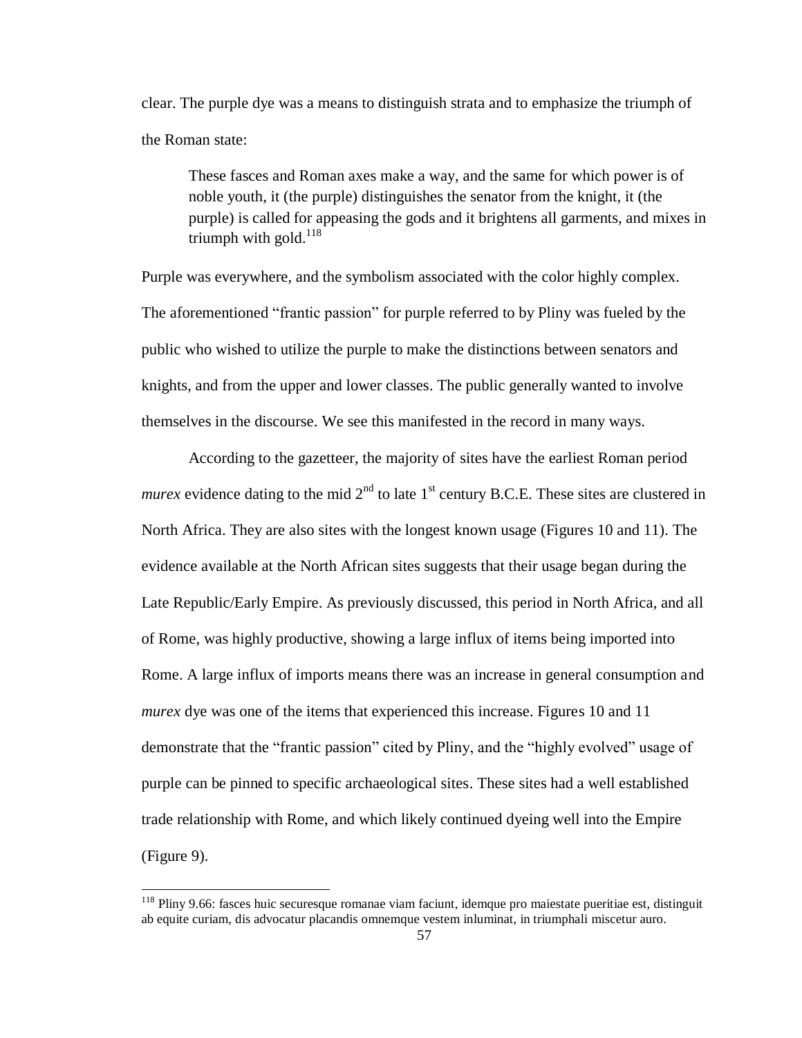clear. The purple dye was a means to distinguish strata and to emphasize the triumph of the Roman state:

> These fasces and Roman axes make a way, and the same for which power is of noble youth, it (the purple) distinguishes the senator from the knight, it (the purple) is called for appeasing the gods and it brightens all garments, and mixes in triumph with gold.[118]

Purple was everywhere, and the symbolism associated with the color highly complex. The aforementioned "frantic passion" for purple referred to by Pliny was fueled by the public who wished to utilize the purple to make the distinctions between senators and knights, and from the upper and lower classes. The public generally wanted to involve themselves in the discourse. We see this manifested in the record in many ways.

According to the gazetteer, the majority of sites have the earliest Roman period *murex* evidence dating to the mid 2nd to late 1st century B.C.E. These sites are clustered in North Africa. They are also sites with the longest known usage (Figures 10 and 11). The evidence available at the North African sites suggests that their usage began during the Late Republic/Early Empire. As previously discussed, this period in North Africa, and all of Rome, was highly productive, showing a large influx of items being imported into Rome. A large influx of imports means there was an increase in general consumption and *murex* dye was one of the items that experienced this increase. Figures 10 and 11 demonstrate that the "frantic passion" cited by Pliny, and the "highly evolved" usage of purple can be pinned to specific archaeological sites. These sites had a well established trade relationship with Rome, and which likely continued dyeing well into the Empire (Figure 9).

---

[118] Pliny 9.66: fasces huic securesque romanae viam faciunt, idemque pro maiestate pueritiae est, distinguit ab equite curiam, dis advocatur placandis omnemque vestem inluminat, in triumphali miscetur auro.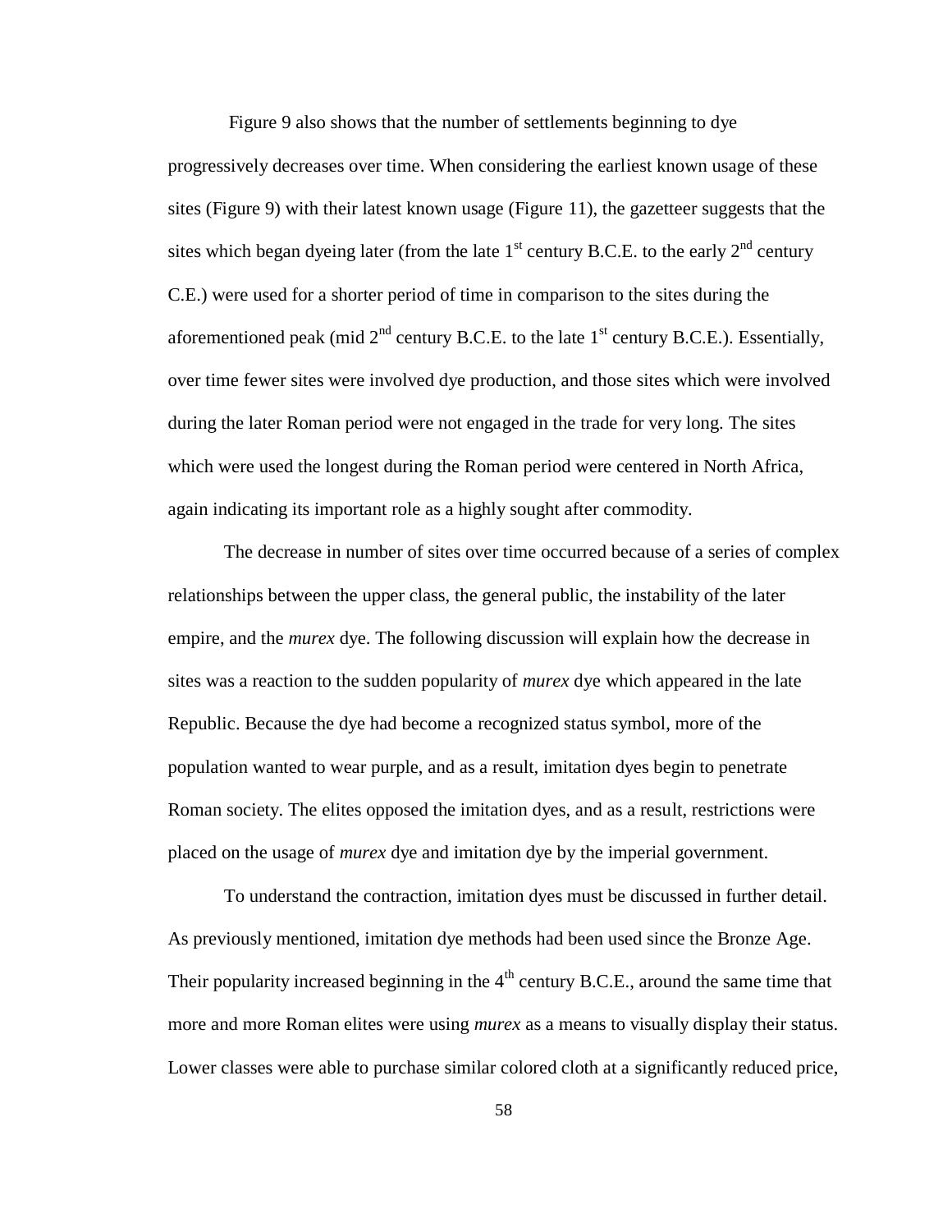Figure 9 also shows that the number of settlements beginning to dye progressively decreases over time. When considering the earliest known usage of these sites (Figure 9) with their latest known usage (Figure 11), the gazetteer suggests that the sites which began dyeing later (from the late 1st century B.C.E. to the early 2nd century C.E.) were used for a shorter period of time in comparison to the sites during the aforementioned peak (mid 2nd century B.C.E. to the late 1st century B.C.E.). Essentially, over time fewer sites were involved dye production, and those sites which were involved during the later Roman period were not engaged in the trade for very long. The sites which were used the longest during the Roman period were centered in North Africa, again indicating its important role as a highly sought after commodity.

The decrease in number of sites over time occurred because of a series of complex relationships between the upper class, the general public, the instability of the later empire, and the *murex* dye. The following discussion will explain how the decrease in sites was a reaction to the sudden popularity of *murex* dye which appeared in the late Republic. Because the dye had become a recognized status symbol, more of the population wanted to wear purple, and as a result, imitation dyes begin to penetrate Roman society. The elites opposed the imitation dyes, and as a result, restrictions were placed on the usage of *murex* dye and imitation dye by the imperial government.

To understand the contraction, imitation dyes must be discussed in further detail. As previously mentioned, imitation dye methods had been used since the Bronze Age. Their popularity increased beginning in the 4th century B.C.E., around the same time that more and more Roman elites were using *murex* as a means to visually display their status. Lower classes were able to purchase similar colored cloth at a significantly reduced price,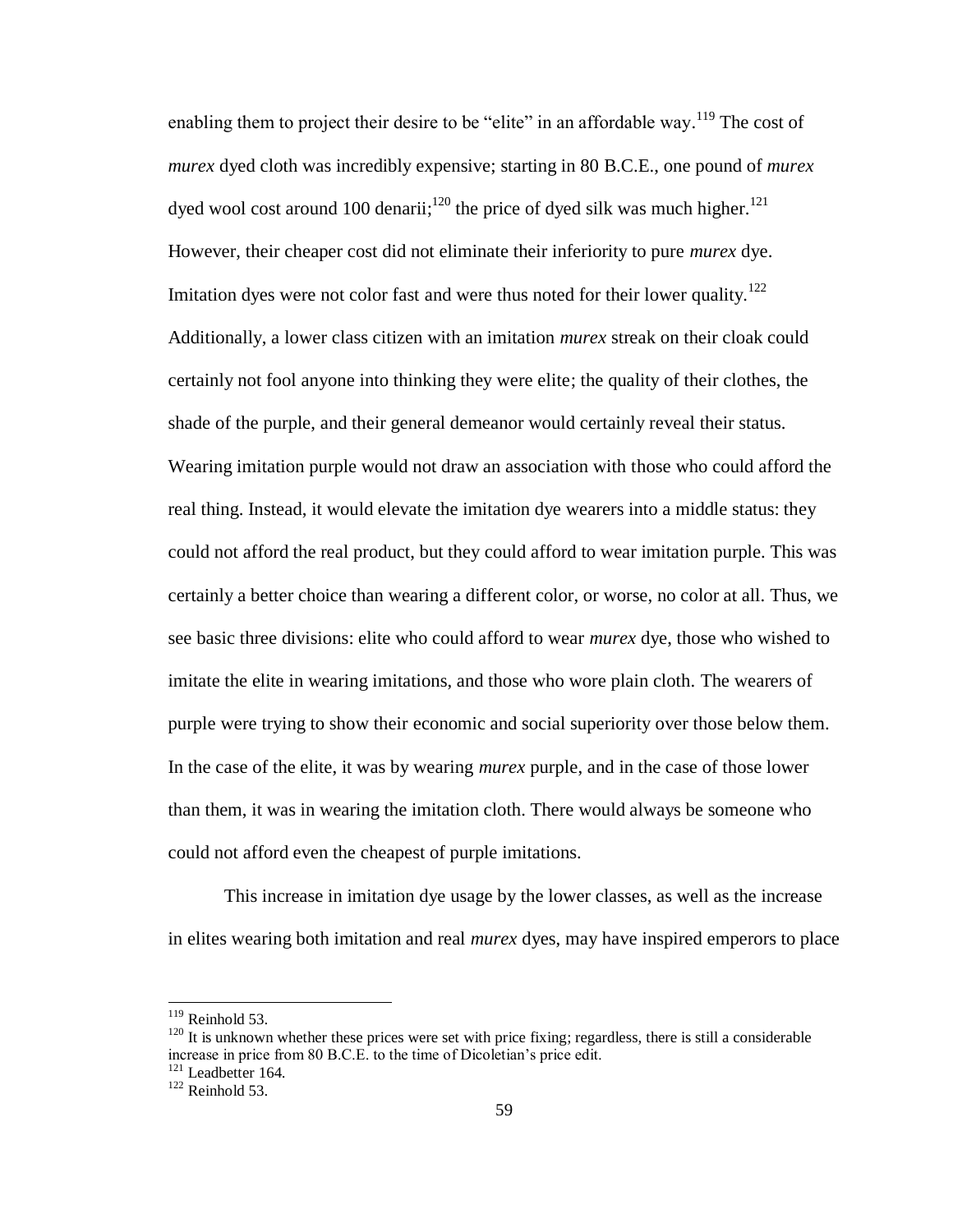enabling them to project their desire to be "elite" in an affordable way.[119] The cost of *murex* dyed cloth was incredibly expensive; starting in 80 B.C.E., one pound of *murex* dyed wool cost around 100 denarii;[120] the price of dyed silk was much higher.[121] However, their cheaper cost did not eliminate their inferiority to pure *murex* dye. Imitation dyes were not color fast and were thus noted for their lower quality.[122] Additionally, a lower class citizen with an imitation *murex* streak on their cloak could certainly not fool anyone into thinking they were elite; the quality of their clothes, the shade of the purple, and their general demeanor would certainly reveal their status. Wearing imitation purple would not draw an association with those who could afford the real thing. Instead, it would elevate the imitation dye wearers into a middle status: they could not afford the real product, but they could afford to wear imitation purple. This was certainly a better choice than wearing a different color, or worse, no color at all. Thus, we see basic three divisions: elite who could afford to wear *murex* dye, those who wished to imitate the elite in wearing imitations, and those who wore plain cloth. The wearers of purple were trying to show their economic and social superiority over those below them. In the case of the elite, it was by wearing *murex* purple, and in the case of those lower than them, it was in wearing the imitation cloth. There would always be someone who could not afford even the cheapest of purple imitations.

This increase in imitation dye usage by the lower classes, as well as the increase in elites wearing both imitation and real *murex* dyes, may have inspired emperors to place

---

[119] Reinhold 53.

[120] It is unknown whether these prices were set with price fixing; regardless, there is still a considerable increase in price from 80 B.C.E. to the time of Dicoletian's price edit.

[121] Leadbetter 164.

[122] Reinhold 53.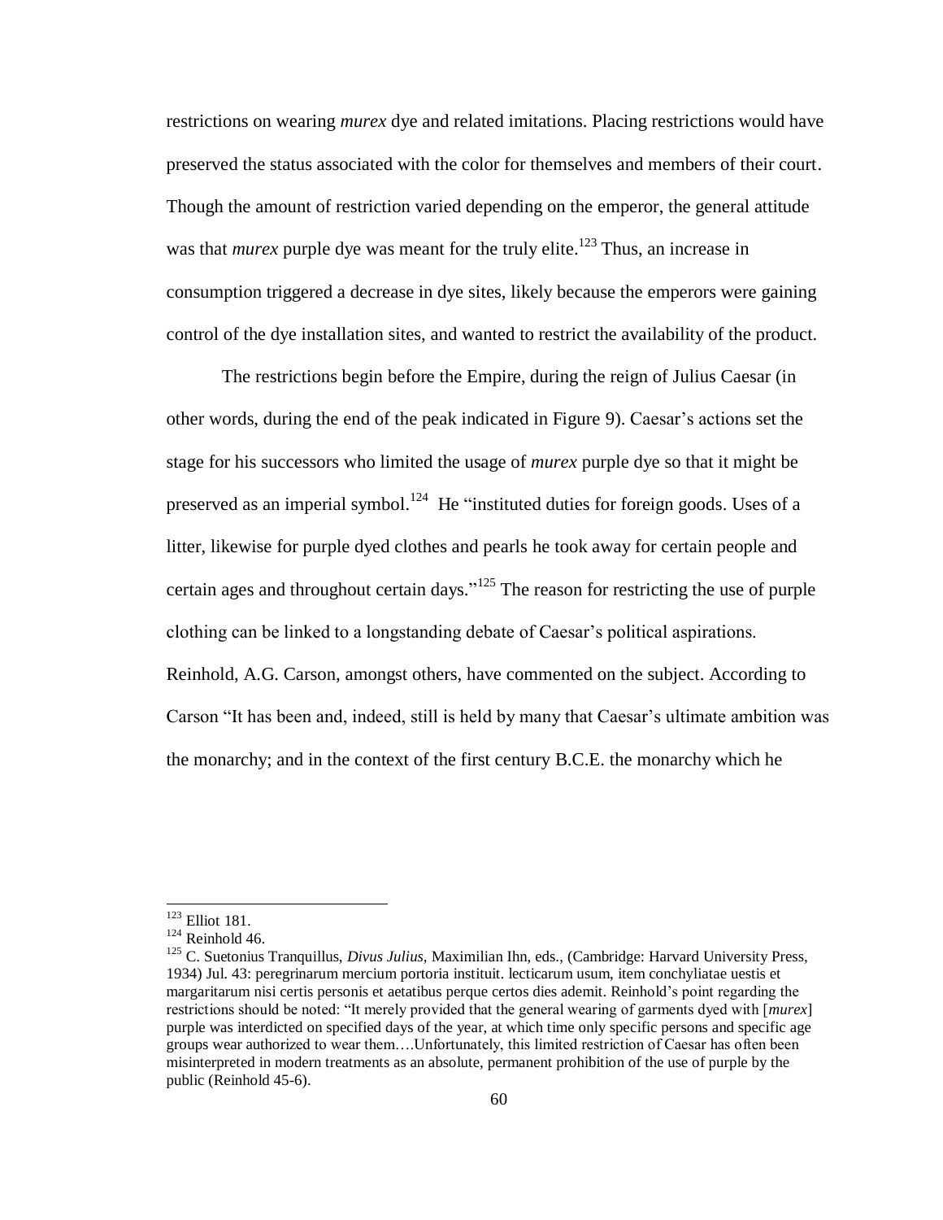restrictions on wearing *murex* dye and related imitations. Placing restrictions would have preserved the status associated with the color for themselves and members of their court. Though the amount of restriction varied depending on the emperor, the general attitude was that *murex* purple dye was meant for the truly elite.[123] Thus, an increase in consumption triggered a decrease in dye sites, likely because the emperors were gaining control of the dye installation sites, and wanted to restrict the availability of the product.

The restrictions begin before the Empire, during the reign of Julius Caesar (in other words, during the end of the peak indicated in Figure 9). Caesar's actions set the stage for his successors who limited the usage of *murex* purple dye so that it might be preserved as an imperial symbol.[124] He "instituted duties for foreign goods. Uses of a litter, likewise for purple dyed clothes and pearls he took away for certain people and certain ages and throughout certain days."[125] The reason for restricting the use of purple clothing can be linked to a longstanding debate of Caesar's political aspirations. Reinhold, A.G. Carson, amongst others, have commented on the subject. According to Carson "It has been and, indeed, still is held by many that Caesar's ultimate ambition was the monarchy; and in the context of the first century B.C.E. the monarchy which he

---

[123] Elliot 181.

[124] Reinhold 46.

[125] C. Suetonius Tranquillus, *Divus Julius*, Maximilian Ihn, eds., (Cambridge: Harvard University Press, 1934) Jul. 43: peregrinarum mercium portoria instituit. lecticarum usum, item conchyliatae uestis et margaritarum nisi certis personis et aetatibus perque certos dies ademit. Reinhold's point regarding the restrictions should be noted: "It merely provided that the general wearing of garments dyed with [*murex*] purple was interdicted on specified days of the year, at which time only specific persons and specific age groups wear authorized to wear them….Unfortunately, this limited restriction of Caesar has often been misinterpreted in modern treatments as an absolute, permanent prohibition of the use of purple by the public (Reinhold 45-6).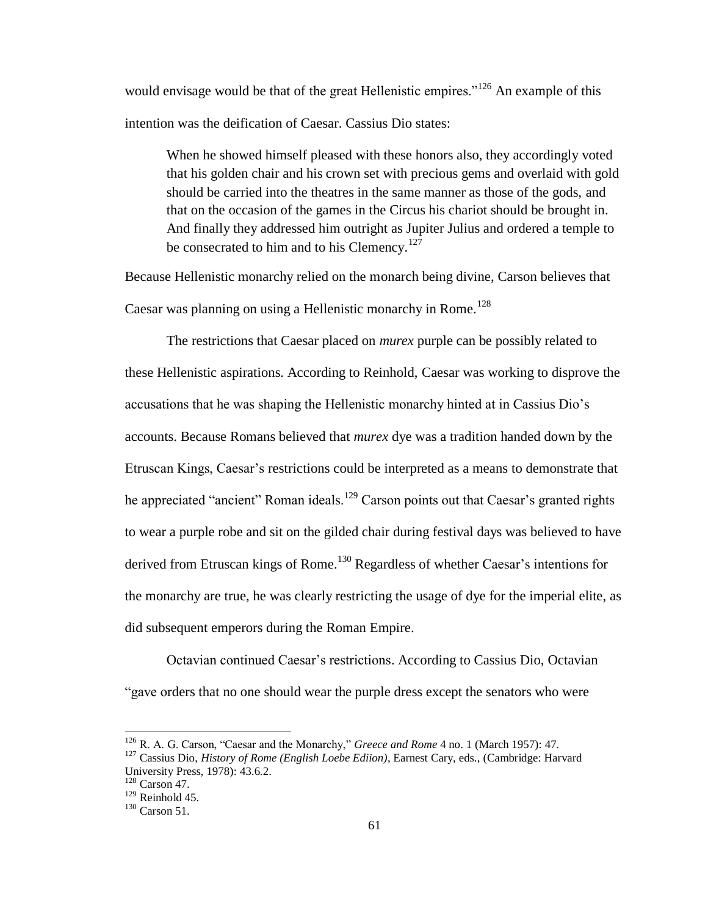would envisage would be that of the great Hellenistic empires."[126] An example of this intention was the deification of Caesar. Cassius Dio states:

> When he showed himself pleased with these honors also, they accordingly voted that his golden chair and his crown set with precious gems and overlaid with gold should be carried into the theatres in the same manner as those of the gods, and that on the occasion of the games in the Circus his chariot should be brought in. And finally they addressed him outright as Jupiter Julius and ordered a temple to be consecrated to him and to his Clemency.[127]

Because Hellenistic monarchy relied on the monarch being divine, Carson believes that Caesar was planning on using a Hellenistic monarchy in Rome.[128]

The restrictions that Caesar placed on *murex* purple can be possibly related to these Hellenistic aspirations. According to Reinhold, Caesar was working to disprove the accusations that he was shaping the Hellenistic monarchy hinted at in Cassius Dio's accounts. Because Romans believed that *murex* dye was a tradition handed down by the Etruscan Kings, Caesar's restrictions could be interpreted as a means to demonstrate that he appreciated "ancient" Roman ideals.[129] Carson points out that Caesar's granted rights to wear a purple robe and sit on the gilded chair during festival days was believed to have derived from Etruscan kings of Rome.[130] Regardless of whether Caesar's intentions for the monarchy are true, he was clearly restricting the usage of dye for the imperial elite, as did subsequent emperors during the Roman Empire.

Octavian continued Caesar's restrictions. According to Cassius Dio, Octavian "gave orders that no one should wear the purple dress except the senators who were

---

[126] R. A. G. Carson, "Caesar and the Monarchy," *Greece and Rome* 4 no. 1 (March 1957): 47.

[127] Cassius Dio, *History of Rome (English Loebe Ediion)*, Earnest Cary, eds., (Cambridge: Harvard University Press, 1978): 43.6.2.

[128] Carson 47.

[129] Reinhold 45.

[130] Carson 51.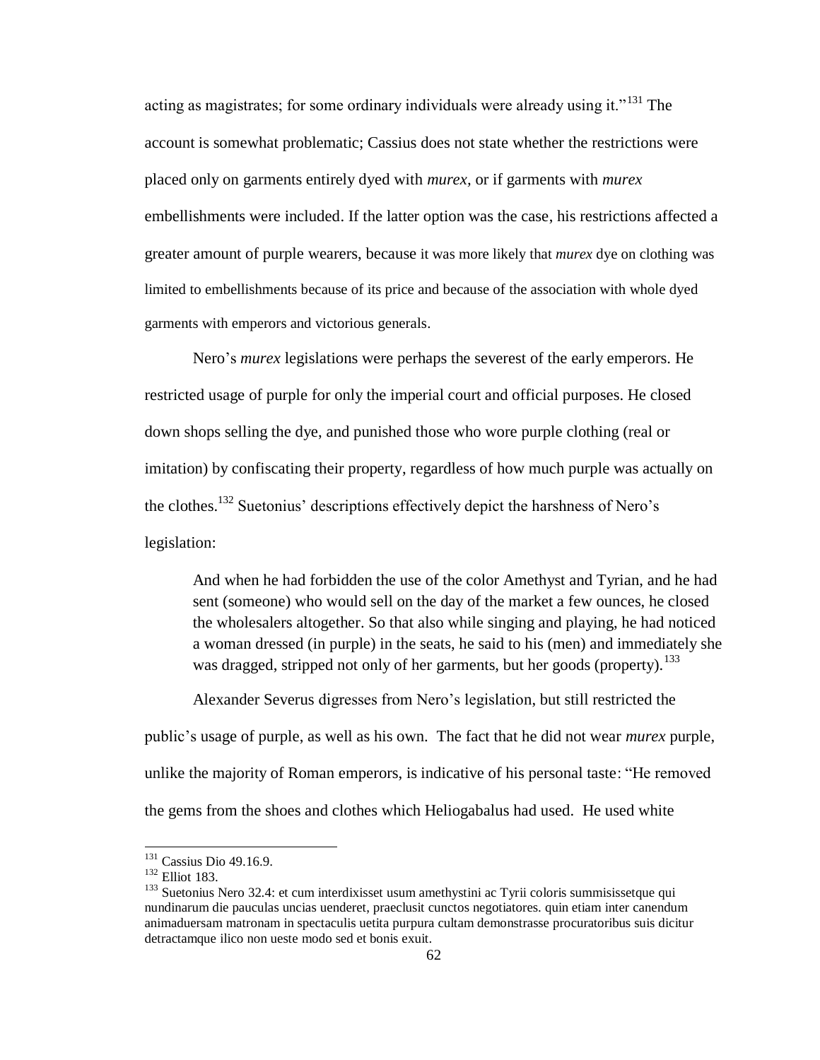acting as magistrates; for some ordinary individuals were already using it."[131] The account is somewhat problematic; Cassius does not state whether the restrictions were placed only on garments entirely dyed with *murex*, or if garments with *murex* embellishments were included. If the latter option was the case, his restrictions affected a greater amount of purple wearers, because it was more likely that *murex* dye on clothing was limited to embellishments because of its price and because of the association with whole dyed garments with emperors and victorious generals.

Nero's *murex* legislations were perhaps the severest of the early emperors. He restricted usage of purple for only the imperial court and official purposes. He closed down shops selling the dye, and punished those who wore purple clothing (real or imitation) by confiscating their property, regardless of how much purple was actually on the clothes.[132] Suetonius' descriptions effectively depict the harshness of Nero's legislation:

> And when he had forbidden the use of the color Amethyst and Tyrian, and he had sent (someone) who would sell on the day of the market a few ounces, he closed the wholesalers altogether. So that also while singing and playing, he had noticed a woman dressed (in purple) in the seats, he said to his (men) and immediately she was dragged, stripped not only of her garments, but her goods (property).[133]

Alexander Severus digresses from Nero's legislation, but still restricted the public's usage of purple, as well as his own. The fact that he did not wear *murex* purple, unlike the majority of Roman emperors, is indicative of his personal taste: "He removed the gems from the shoes and clothes which Heliogabalus had used. He used white

---

[131] Cassius Dio 49.16.9.

[132] Elliot 183.

[133] Suetonius Nero 32.4: et cum interdixisset usum amethystini ac Tyrii coloris summisissetque qui nundinarum die pauculas uncias uenderet, praeclusit cunctos negotiatores. quin etiam inter canendum animaduersam matronam in spectaculis uetita purpura cultam demonstrasse procuratoribus suis dicitur detractamque ilico non ueste modo sed et bonis exuit.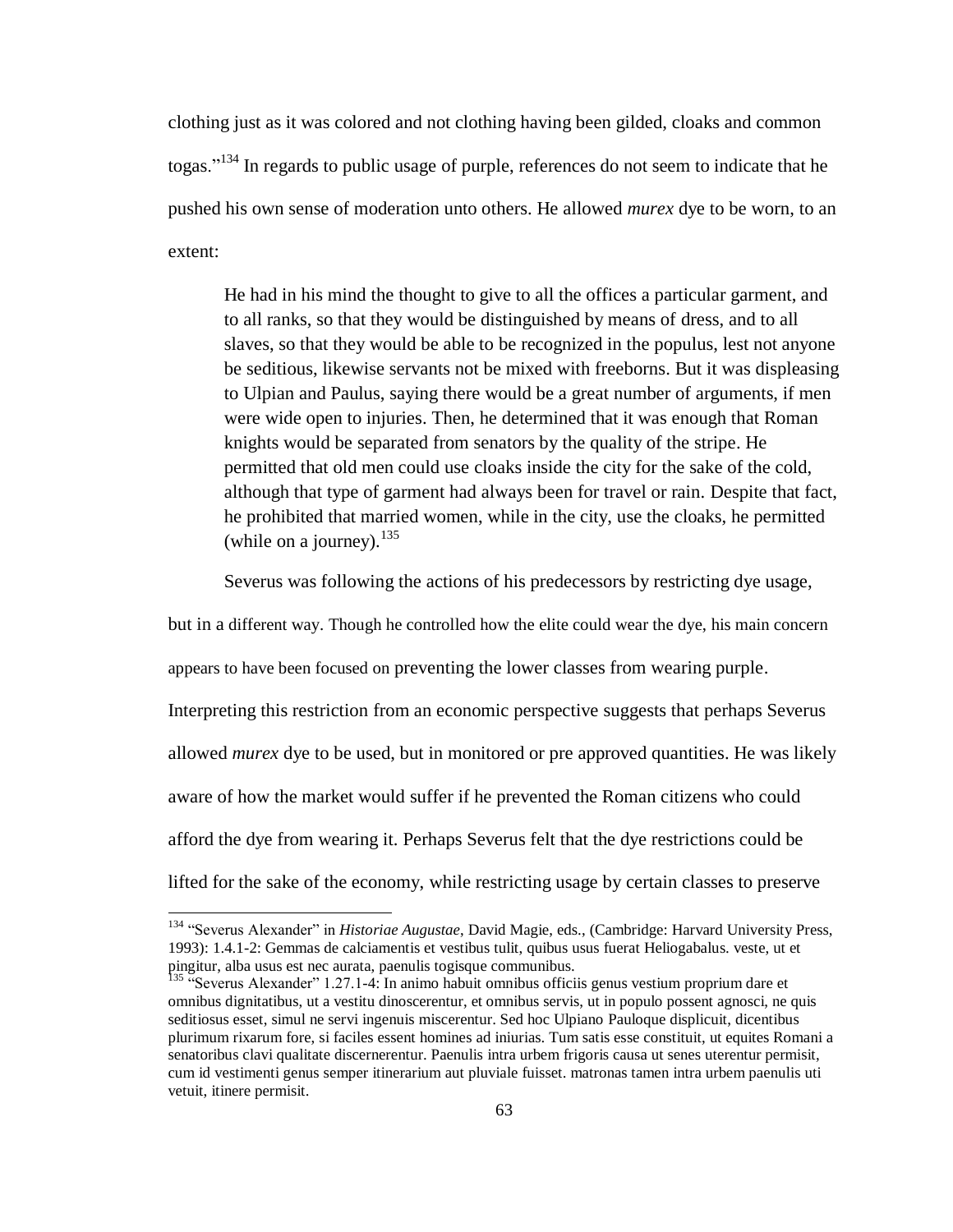clothing just as it was colored and not clothing having been gilded, cloaks and common togas."[134] In regards to public usage of purple, references do not seem to indicate that he pushed his own sense of moderation unto others. He allowed *murex* dye to be worn, to an extent:

> He had in his mind the thought to give to all the offices a particular garment, and to all ranks, so that they would be distinguished by means of dress, and to all slaves, so that they would be able to be recognized in the populus, lest not anyone be seditious, likewise servants not be mixed with freeborns. But it was displeasing to Ulpian and Paulus, saying there would be a great number of arguments, if men were wide open to injuries. Then, he determined that it was enough that Roman knights would be separated from senators by the quality of the stripe. He permitted that old men could use cloaks inside the city for the sake of the cold, although that type of garment had always been for travel or rain. Despite that fact, he prohibited that married women, while in the city, use the cloaks, he permitted (while on a journey).[135]

Severus was following the actions of his predecessors by restricting dye usage, but in a different way. Though he controlled how the elite could wear the dye, his main concern appears to have been focused on preventing the lower classes from wearing purple. Interpreting this restriction from an economic perspective suggests that perhaps Severus allowed *murex* dye to be used, but in monitored or pre approved quantities. He was likely aware of how the market would suffer if he prevented the Roman citizens who could afford the dye from wearing it. Perhaps Severus felt that the dye restrictions could be lifted for the sake of the economy, while restricting usage by certain classes to preserve

---

[134] "Severus Alexander" in *Historiae Augustae*, David Magie, eds., (Cambridge: Harvard University Press, 1993): 1.4.1-2: Gemmas de calciamentis et vestibus tulit, quibus usus fuerat Heliogabalus. veste, ut et pingitur, alba usus est nec aurata, paenulis togisque communibus.

[135] "Severus Alexander" 1.27.1-4: In animo habuit omnibus officiis genus vestium proprium dare et omnibus dignitatibus, ut a vestitu dinoscerentur, et omnibus servis, ut in populo possent agnosci, ne quis seditiosus esset, simul ne servi ingenuis miscerentur. Sed hoc Ulpiano Pauloque displicuit, dicentibus plurimum rixarum fore, si faciles essent homines ad iniurias. Tum satis esse constituit, ut equites Romani a senatoribus clavi qualitate discernerentur. Paenulis intra urbem frigoris causa ut senes uterentur permisit, cum id vestimenti genus semper itinerarium aut pluviale fuisset. matronas tamen intra urbem paenulis uti vetuit, itinere permisit.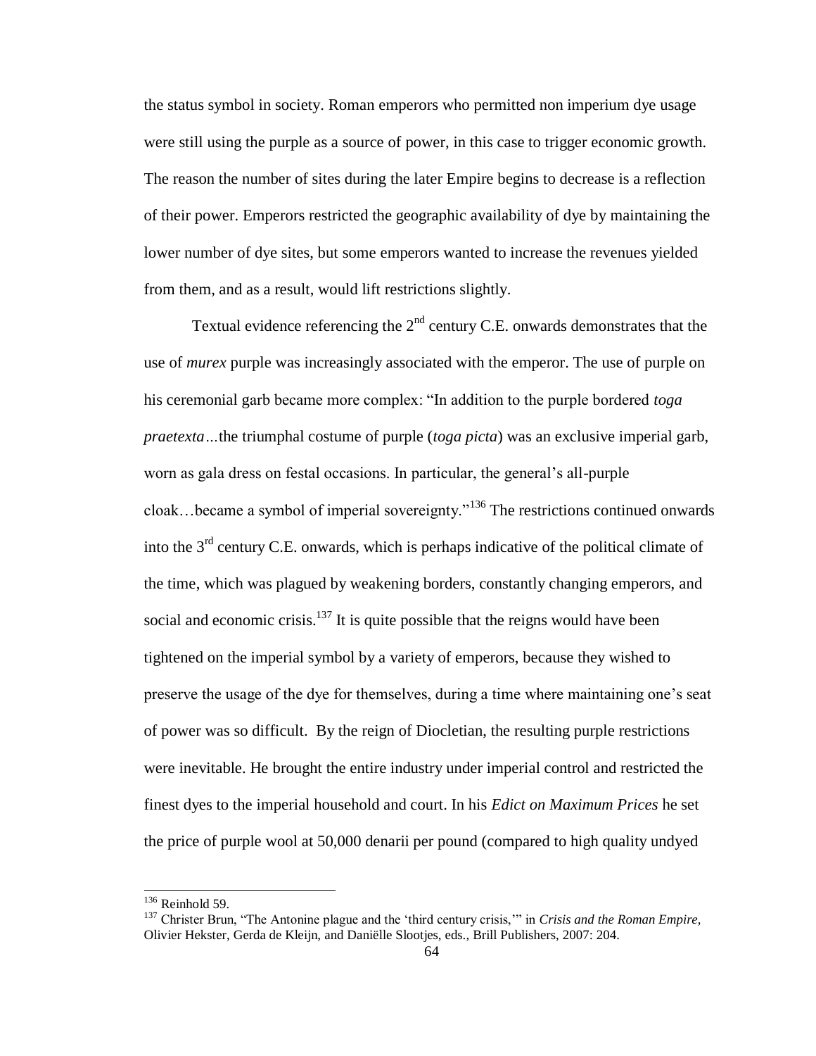the status symbol in society. Roman emperors who permitted non imperium dye usage were still using the purple as a source of power, in this case to trigger economic growth. The reason the number of sites during the later Empire begins to decrease is a reflection of their power. Emperors restricted the geographic availability of dye by maintaining the lower number of dye sites, but some emperors wanted to increase the revenues yielded from them, and as a result, would lift restrictions slightly.

Textual evidence referencing the 2nd century C.E. onwards demonstrates that the use of *murex* purple was increasingly associated with the emperor. The use of purple on his ceremonial garb became more complex: "In addition to the purple bordered *toga praetexta*…the triumphal costume of purple (*toga picta*) was an exclusive imperial garb, worn as gala dress on festal occasions. In particular, the general's all-purple cloak…became a symbol of imperial sovereignty."[136] The restrictions continued onwards into the 3rd century C.E. onwards, which is perhaps indicative of the political climate of the time, which was plagued by weakening borders, constantly changing emperors, and social and economic crisis.[137] It is quite possible that the reigns would have been tightened on the imperial symbol by a variety of emperors, because they wished to preserve the usage of the dye for themselves, during a time where maintaining one's seat of power was so difficult. By the reign of Diocletian, the resulting purple restrictions were inevitable. He brought the entire industry under imperial control and restricted the finest dyes to the imperial household and court. In his *Edict on Maximum Prices* he set the price of purple wool at 50,000 denarii per pound (compared to high quality undyed

---

[136] Reinhold 59.

[137] Christer Brun, "The Antonine plague and the 'third century crisis,'" in *Crisis and the Roman Empire*, Olivier Hekster, Gerda de Kleijn, and Daniëlle Slootjes, eds., Brill Publishers, 2007: 204.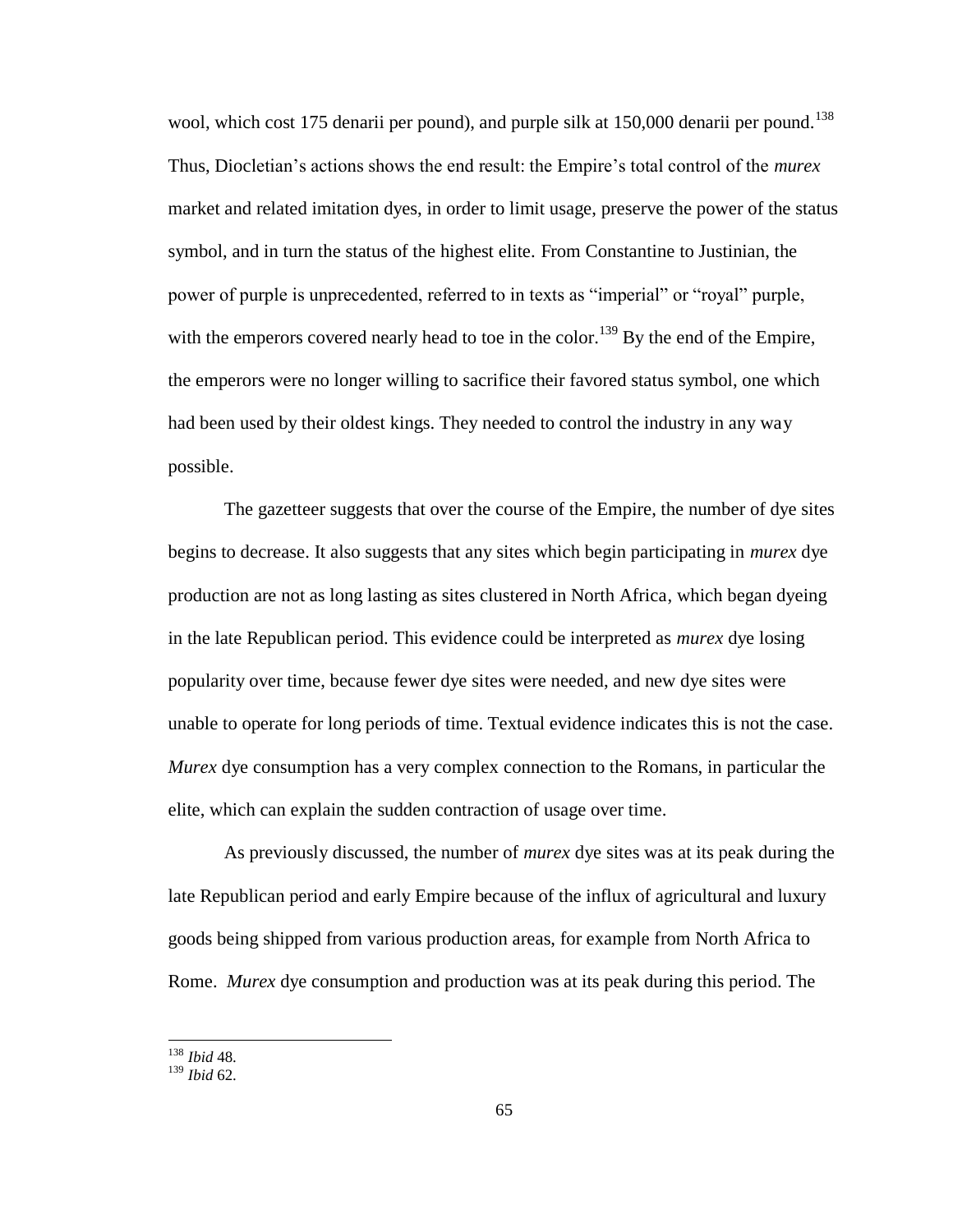wool, which cost 175 denarii per pound), and purple silk at 150,000 denarii per pound.[138] Thus, Diocletian's actions shows the end result: the Empire's total control of the *murex* market and related imitation dyes, in order to limit usage, preserve the power of the status symbol, and in turn the status of the highest elite. From Constantine to Justinian, the power of purple is unprecedented, referred to in texts as "imperial" or "royal" purple, with the emperors covered nearly head to toe in the color.[139] By the end of the Empire, the emperors were no longer willing to sacrifice their favored status symbol, one which had been used by their oldest kings. They needed to control the industry in any way possible.

The gazetteer suggests that over the course of the Empire, the number of dye sites begins to decrease. It also suggests that any sites which begin participating in *murex* dye production are not as long lasting as sites clustered in North Africa, which began dyeing in the late Republican period. This evidence could be interpreted as *murex* dye losing popularity over time, because fewer dye sites were needed, and new dye sites were unable to operate for long periods of time. Textual evidence indicates this is not the case. *Murex* dye consumption has a very complex connection to the Romans, in particular the elite, which can explain the sudden contraction of usage over time.

As previously discussed, the number of *murex* dye sites was at its peak during the late Republican period and early Empire because of the influx of agricultural and luxury goods being shipped from various production areas, for example from North Africa to Rome. *Murex* dye consumption and production was at its peak during this period. The

[138] *Ibid* 48.

[139] *Ibid* 62.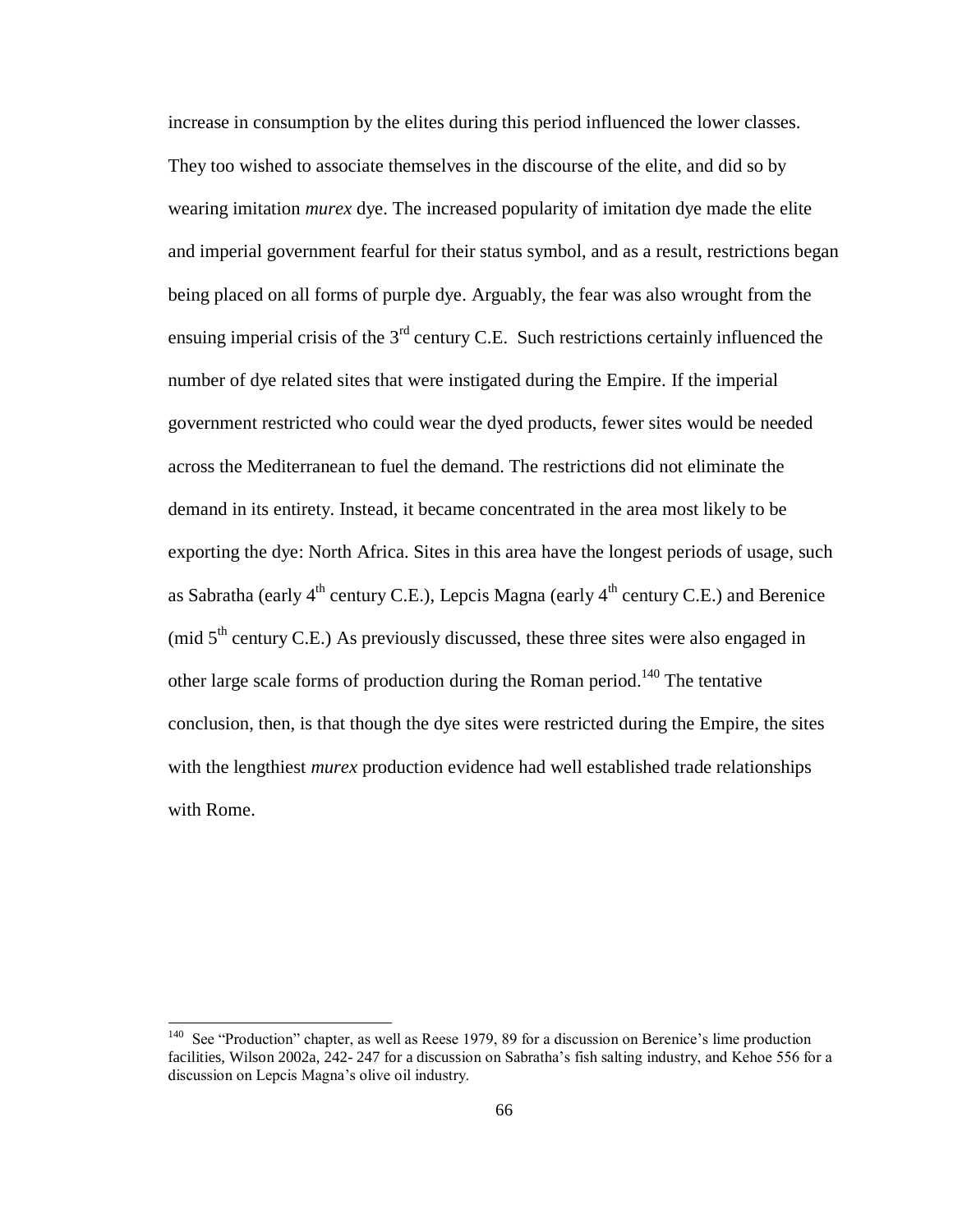increase in consumption by the elites during this period influenced the lower classes. They too wished to associate themselves in the discourse of the elite, and did so by wearing imitation *murex* dye. The increased popularity of imitation dye made the elite and imperial government fearful for their status symbol, and as a result, restrictions began being placed on all forms of purple dye. Arguably, the fear was also wrought from the ensuing imperial crisis of the 3rd century C.E. Such restrictions certainly influenced the number of dye related sites that were instigated during the Empire. If the imperial government restricted who could wear the dyed products, fewer sites would be needed across the Mediterranean to fuel the demand. The restrictions did not eliminate the demand in its entirety. Instead, it became concentrated in the area most likely to be exporting the dye: North Africa. Sites in this area have the longest periods of usage, such as Sabratha (early 4th century C.E.), Lepcis Magna (early 4th century C.E.) and Berenice (mid 5th century C.E.) As previously discussed, these three sites were also engaged in other large scale forms of production during the Roman period.[140] The tentative conclusion, then, is that though the dye sites were restricted during the Empire, the sites with the lengthiest *murex* production evidence had well established trade relationships with Rome.

---

[140] See "Production" chapter, as well as Reese 1979, 89 for a discussion on Berenice's lime production facilities, Wilson 2002a, 242- 247 for a discussion on Sabratha's fish salting industry, and Kehoe 556 for a discussion on Lepcis Magna's olive oil industry.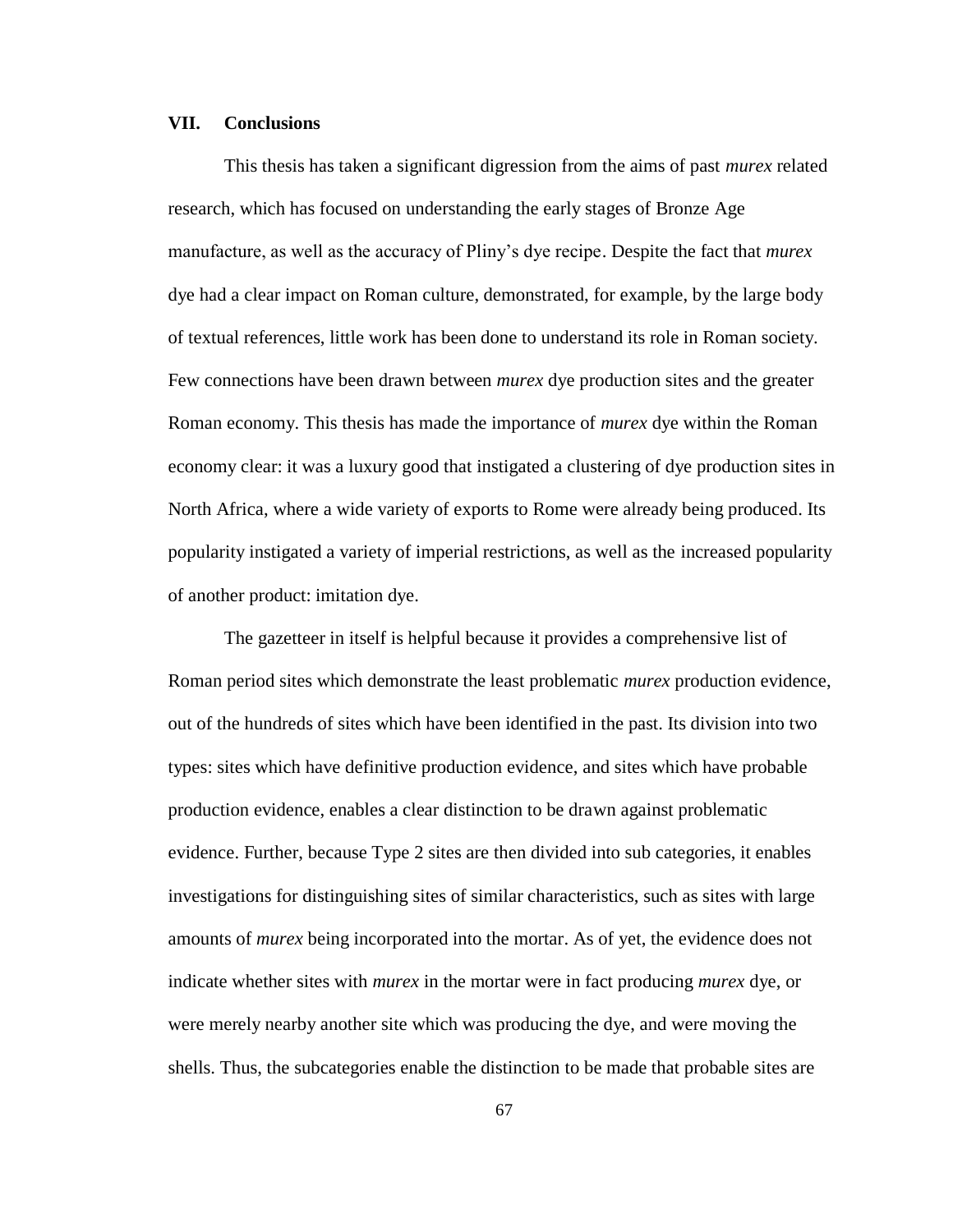## VII. Conclusions

This thesis has taken a significant digression from the aims of past *murex* related research, which has focused on understanding the early stages of Bronze Age manufacture, as well as the accuracy of Pliny's dye recipe. Despite the fact that *murex* dye had a clear impact on Roman culture, demonstrated, for example, by the large body of textual references, little work has been done to understand its role in Roman society. Few connections have been drawn between *murex* dye production sites and the greater Roman economy. This thesis has made the importance of *murex* dye within the Roman economy clear: it was a luxury good that instigated a clustering of dye production sites in North Africa, where a wide variety of exports to Rome were already being produced. Its popularity instigated a variety of imperial restrictions, as well as the increased popularity of another product: imitation dye.

The gazetteer in itself is helpful because it provides a comprehensive list of Roman period sites which demonstrate the least problematic *murex* production evidence, out of the hundreds of sites which have been identified in the past. Its division into two types: sites which have definitive production evidence, and sites which have probable production evidence, enables a clear distinction to be drawn against problematic evidence. Further, because Type 2 sites are then divided into sub categories, it enables investigations for distinguishing sites of similar characteristics, such as sites with large amounts of *murex* being incorporated into the mortar. As of yet, the evidence does not indicate whether sites with *murex* in the mortar were in fact producing *murex* dye, or were merely nearby another site which was producing the dye, and were moving the shells. Thus, the subcategories enable the distinction to be made that probable sites are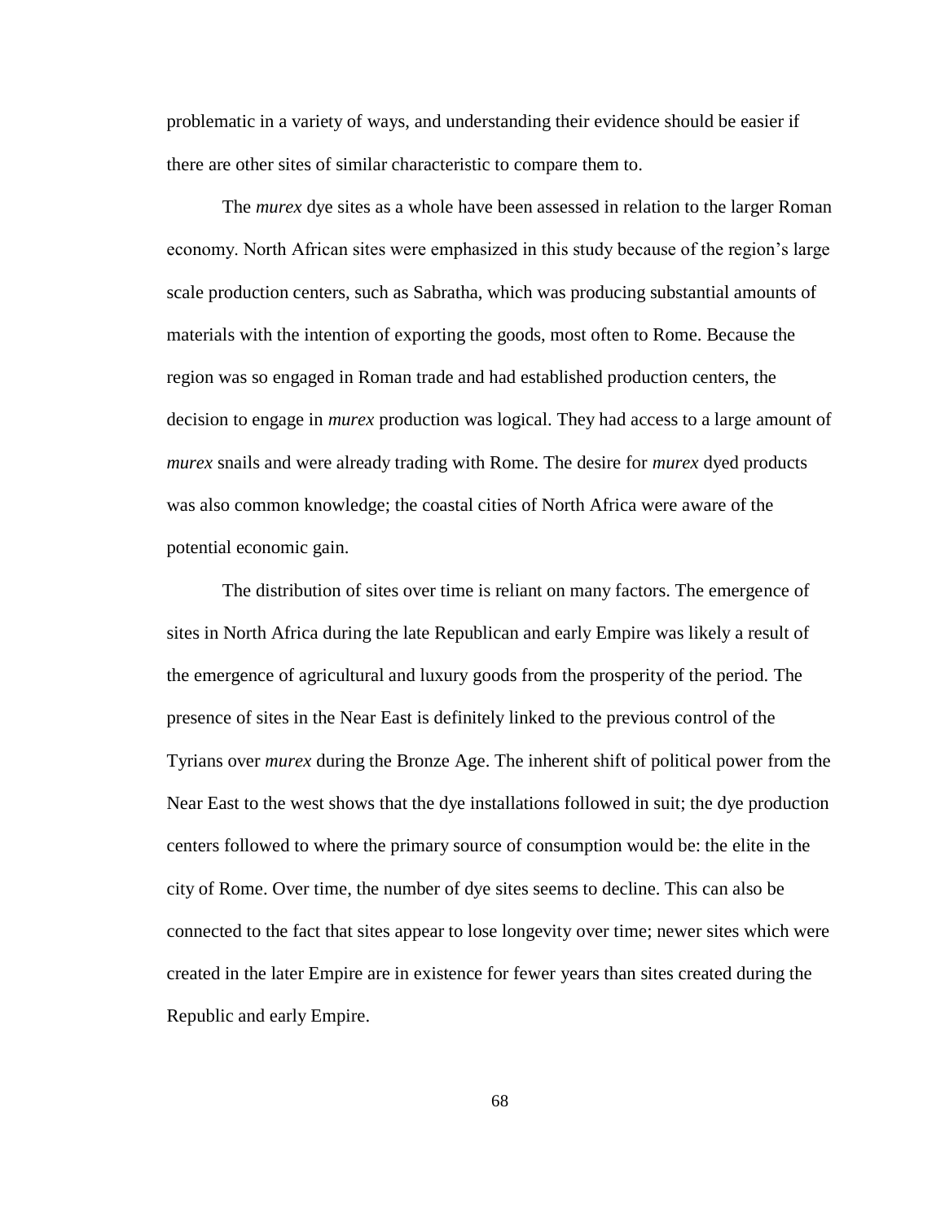problematic in a variety of ways, and understanding their evidence should be easier if there are other sites of similar characteristic to compare them to.

The *murex* dye sites as a whole have been assessed in relation to the larger Roman economy. North African sites were emphasized in this study because of the region's large scale production centers, such as Sabratha, which was producing substantial amounts of materials with the intention of exporting the goods, most often to Rome. Because the region was so engaged in Roman trade and had established production centers, the decision to engage in *murex* production was logical. They had access to a large amount of *murex* snails and were already trading with Rome. The desire for *murex* dyed products was also common knowledge; the coastal cities of North Africa were aware of the potential economic gain.

The distribution of sites over time is reliant on many factors. The emergence of sites in North Africa during the late Republican and early Empire was likely a result of the emergence of agricultural and luxury goods from the prosperity of the period. The presence of sites in the Near East is definitely linked to the previous control of the Tyrians over *murex* during the Bronze Age. The inherent shift of political power from the Near East to the west shows that the dye installations followed in suit; the dye production centers followed to where the primary source of consumption would be: the elite in the city of Rome. Over time, the number of dye sites seems to decline. This can also be connected to the fact that sites appear to lose longevity over time; newer sites which were created in the later Empire are in existence for fewer years than sites created during the Republic and early Empire.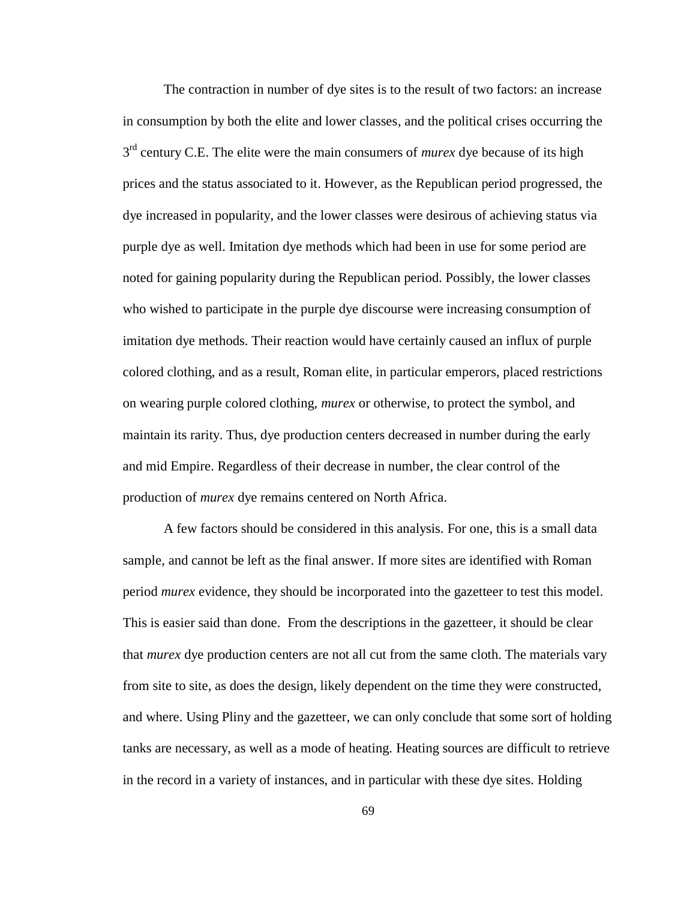The contraction in number of dye sites is to the result of two factors: an increase in consumption by both the elite and lower classes, and the political crises occurring the 3rd century C.E. The elite were the main consumers of *murex* dye because of its high prices and the status associated to it. However, as the Republican period progressed, the dye increased in popularity, and the lower classes were desirous of achieving status via purple dye as well. Imitation dye methods which had been in use for some period are noted for gaining popularity during the Republican period. Possibly, the lower classes who wished to participate in the purple dye discourse were increasing consumption of imitation dye methods. Their reaction would have certainly caused an influx of purple colored clothing, and as a result, Roman elite, in particular emperors, placed restrictions on wearing purple colored clothing, *murex* or otherwise, to protect the symbol, and maintain its rarity. Thus, dye production centers decreased in number during the early and mid Empire. Regardless of their decrease in number, the clear control of the production of *murex* dye remains centered on North Africa.

A few factors should be considered in this analysis. For one, this is a small data sample, and cannot be left as the final answer. If more sites are identified with Roman period *murex* evidence, they should be incorporated into the gazetteer to test this model. This is easier said than done. From the descriptions in the gazetteer, it should be clear that *murex* dye production centers are not all cut from the same cloth. The materials vary from site to site, as does the design, likely dependent on the time they were constructed, and where. Using Pliny and the gazetteer, we can only conclude that some sort of holding tanks are necessary, as well as a mode of heating. Heating sources are difficult to retrieve in the record in a variety of instances, and in particular with these dye sites. Holding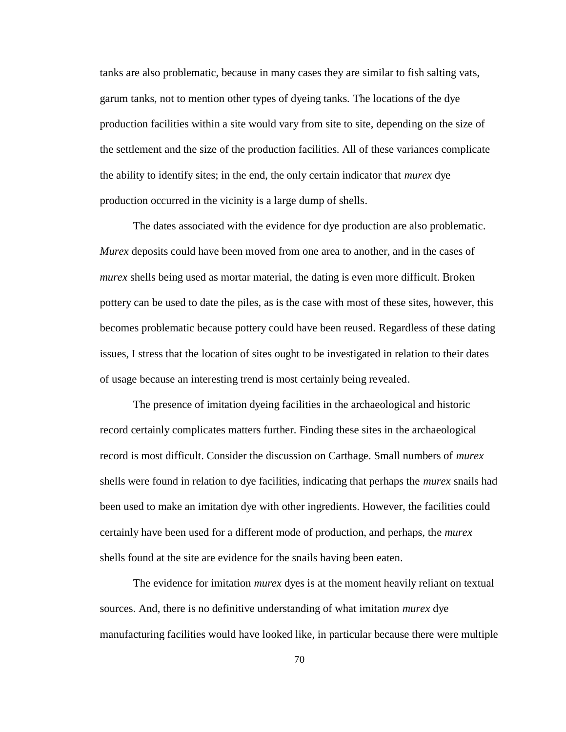tanks are also problematic, because in many cases they are similar to fish salting vats, garum tanks, not to mention other types of dyeing tanks. The locations of the dye production facilities within a site would vary from site to site, depending on the size of the settlement and the size of the production facilities. All of these variances complicate the ability to identify sites; in the end, the only certain indicator that *murex* dye production occurred in the vicinity is a large dump of shells.

The dates associated with the evidence for dye production are also problematic. *Murex* deposits could have been moved from one area to another, and in the cases of *murex* shells being used as mortar material, the dating is even more difficult. Broken pottery can be used to date the piles, as is the case with most of these sites, however, this becomes problematic because pottery could have been reused. Regardless of these dating issues, I stress that the location of sites ought to be investigated in relation to their dates of usage because an interesting trend is most certainly being revealed.

The presence of imitation dyeing facilities in the archaeological and historic record certainly complicates matters further. Finding these sites in the archaeological record is most difficult. Consider the discussion on Carthage. Small numbers of *murex* shells were found in relation to dye facilities, indicating that perhaps the *murex* snails had been used to make an imitation dye with other ingredients. However, the facilities could certainly have been used for a different mode of production, and perhaps, the *murex* shells found at the site are evidence for the snails having been eaten.

The evidence for imitation *murex* dyes is at the moment heavily reliant on textual sources. And, there is no definitive understanding of what imitation *murex* dye manufacturing facilities would have looked like, in particular because there were multiple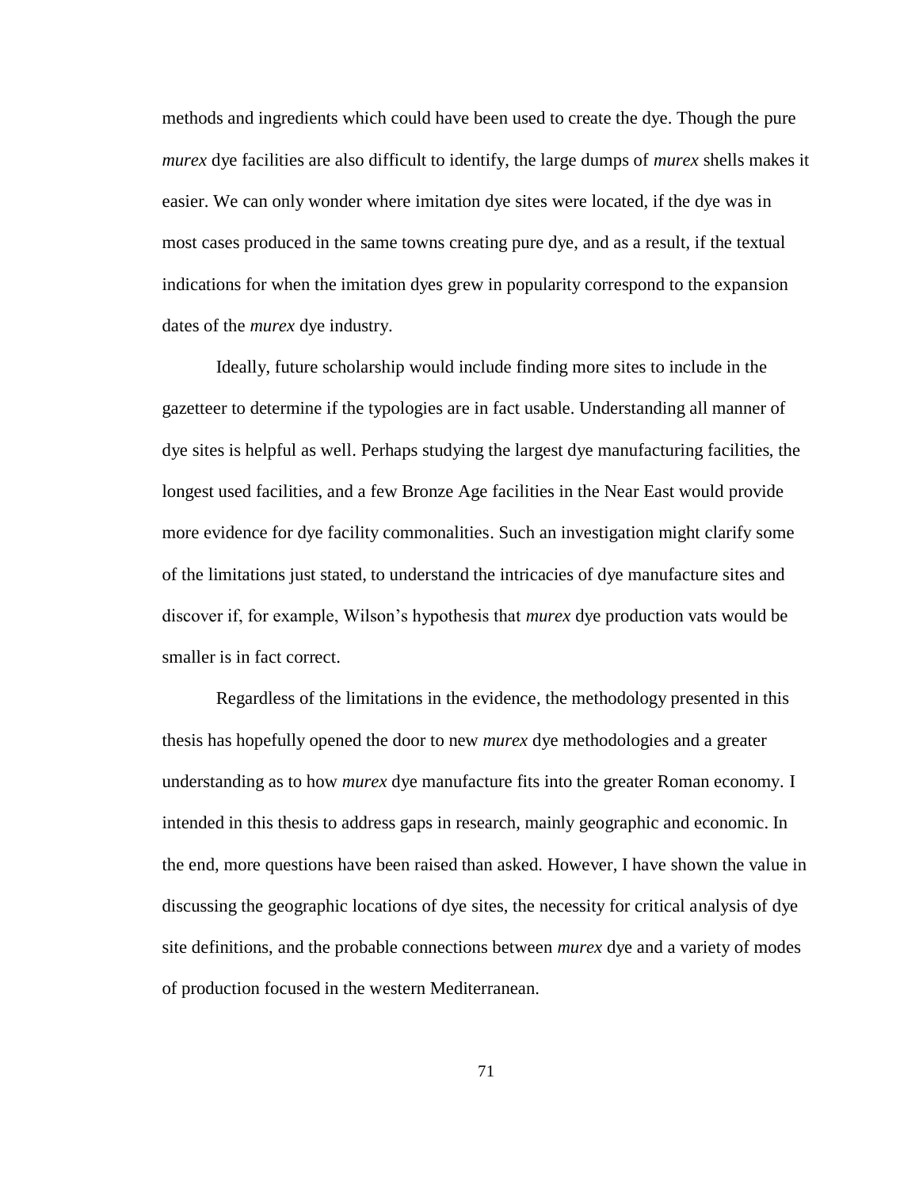methods and ingredients which could have been used to create the dye. Though the pure *murex* dye facilities are also difficult to identify, the large dumps of *murex* shells makes it easier. We can only wonder where imitation dye sites were located, if the dye was in most cases produced in the same towns creating pure dye, and as a result, if the textual indications for when the imitation dyes grew in popularity correspond to the expansion dates of the *murex* dye industry.

Ideally, future scholarship would include finding more sites to include in the gazetteer to determine if the typologies are in fact usable. Understanding all manner of dye sites is helpful as well. Perhaps studying the largest dye manufacturing facilities, the longest used facilities, and a few Bronze Age facilities in the Near East would provide more evidence for dye facility commonalities. Such an investigation might clarify some of the limitations just stated, to understand the intricacies of dye manufacture sites and discover if, for example, Wilson's hypothesis that *murex* dye production vats would be smaller is in fact correct.

Regardless of the limitations in the evidence, the methodology presented in this thesis has hopefully opened the door to new *murex* dye methodologies and a greater understanding as to how *murex* dye manufacture fits into the greater Roman economy. I intended in this thesis to address gaps in research, mainly geographic and economic. In the end, more questions have been raised than asked. However, I have shown the value in discussing the geographic locations of dye sites, the necessity for critical analysis of dye site definitions, and the probable connections between *murex* dye and a variety of modes of production focused in the western Mediterranean.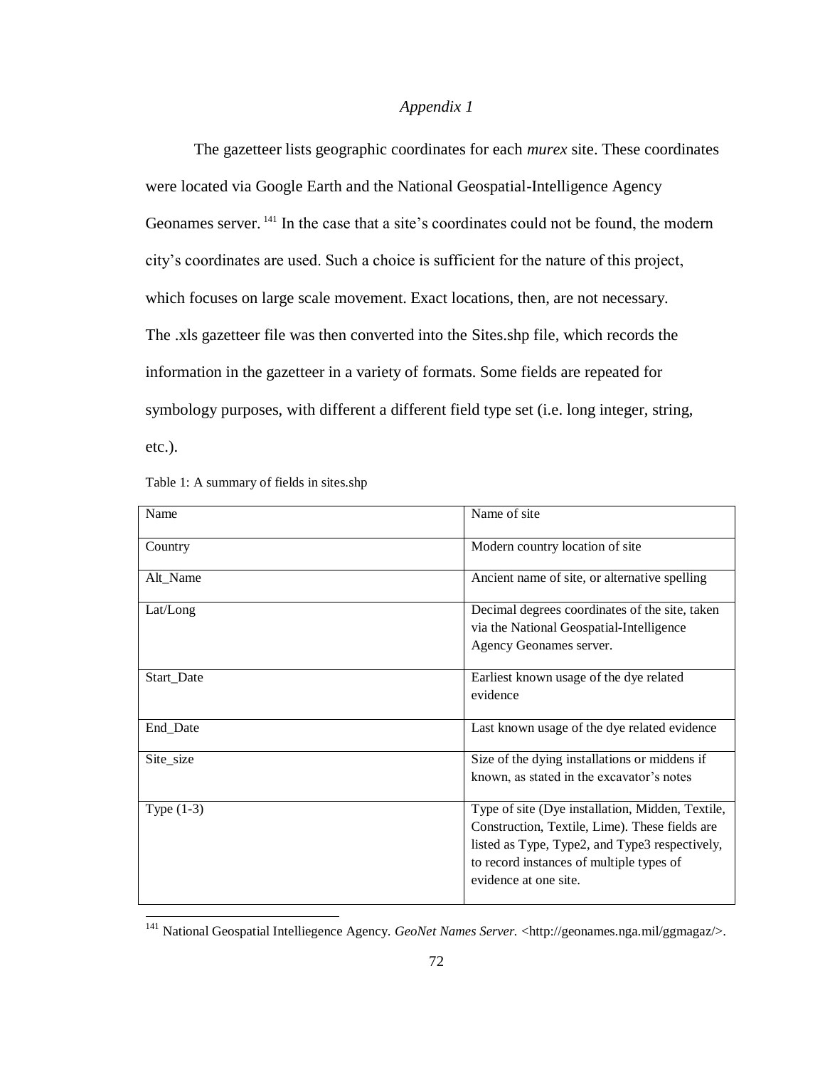*Appendix 1*

The gazetteer lists geographic coordinates for each *murex* site. These coordinates were located via Google Earth and the National Geospatial-Intelligence Agency Geonames server.[141] In the case that a site's coordinates could not be found, the modern city's coordinates are used. Such a choice is sufficient for the nature of this project, which focuses on large scale movement. Exact locations, then, are not necessary. The .xls gazetteer file was then converted into the Sites.shp file, which records the information in the gazetteer in a variety of formats. Some fields are repeated for symbology purposes, with different a different field type set (i.e. long integer, string, etc.).

Table 1: A summary of fields in sites.shp

| | |
|---|---|
| Name | Name of site |
| Country | Modern country location of site |
| Alt_Name | Ancient name of site, or alternative spelling |
| Lat/Long | Decimal degrees coordinates of the site, taken via the National Geospatial-Intelligence Agency Geonames server. |
| Start_Date | Earliest known usage of the dye related evidence |
| End_Date | Last known usage of the dye related evidence |
| Site_size | Size of the dying installations or middens if known, as stated in the excavator's notes |
| Type (1-3) | Type of site (Dye installation, Midden, Textile, Construction, Textile, Lime). These fields are listed as Type, Type2, and Type3 respectively, to record instances of multiple types of evidence at one site. |

[141] National Geospatial Intelliegence Agency. *GeoNet Names Server.* <http://geonames.nga.mil/ggmagaz/>.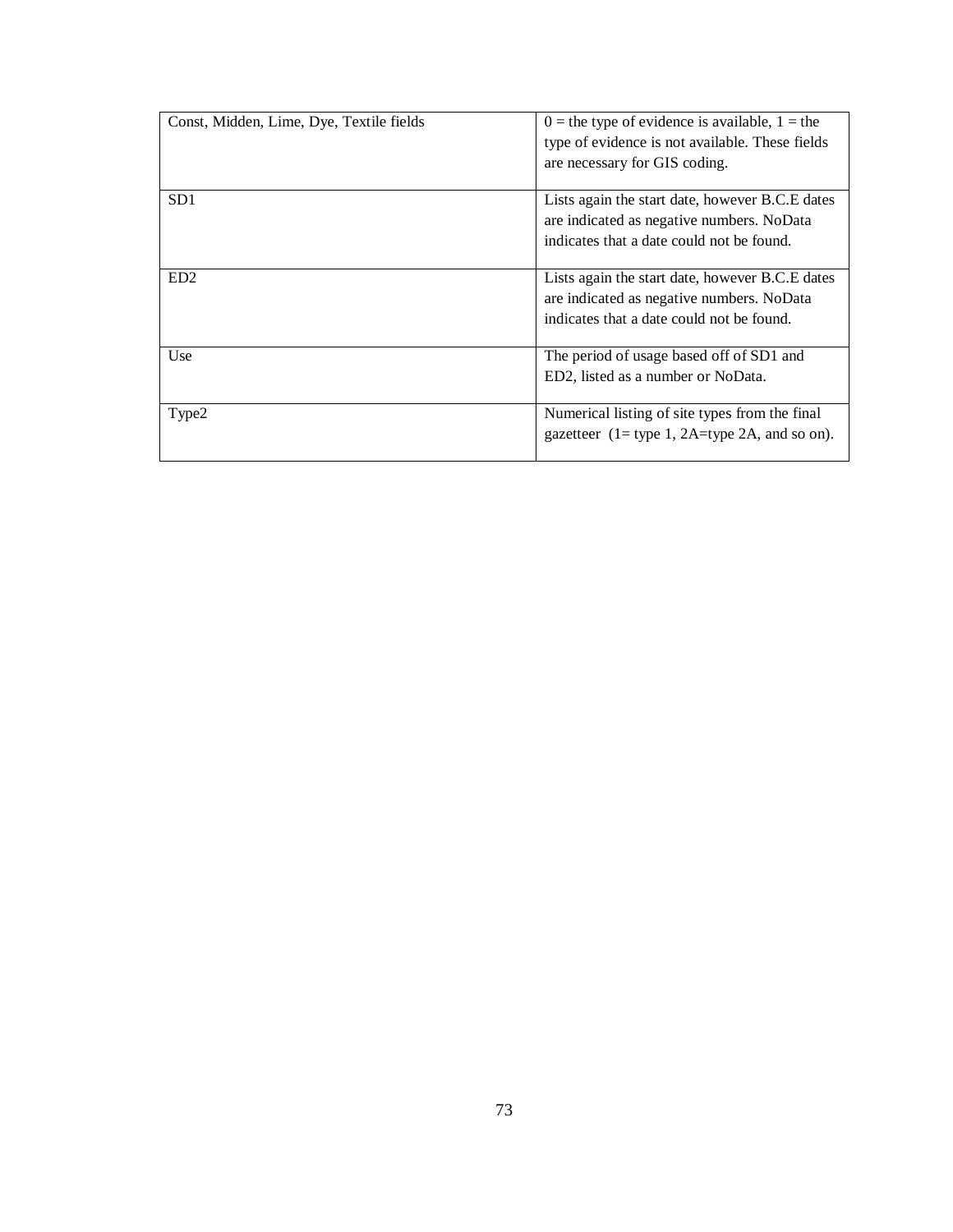| Const, Midden, Lime, Dye, Textile fields | 0 = the type of evidence is available, 1 = the type of evidence is not available. These fields are necessary for GIS coding. |
|---|---|
| SD1 | Lists again the start date, however B.C.E dates are indicated as negative numbers. NoData indicates that a date could not be found. |
| ED2 | Lists again the start date, however B.C.E dates are indicated as negative numbers. NoData indicates that a date could not be found. |
| Use | The period of usage based off of SD1 and ED2, listed as a number or NoData. |
| Type2 | Numerical listing of site types from the final gazetteer (1= type 1, 2A=type 2A, and so on). |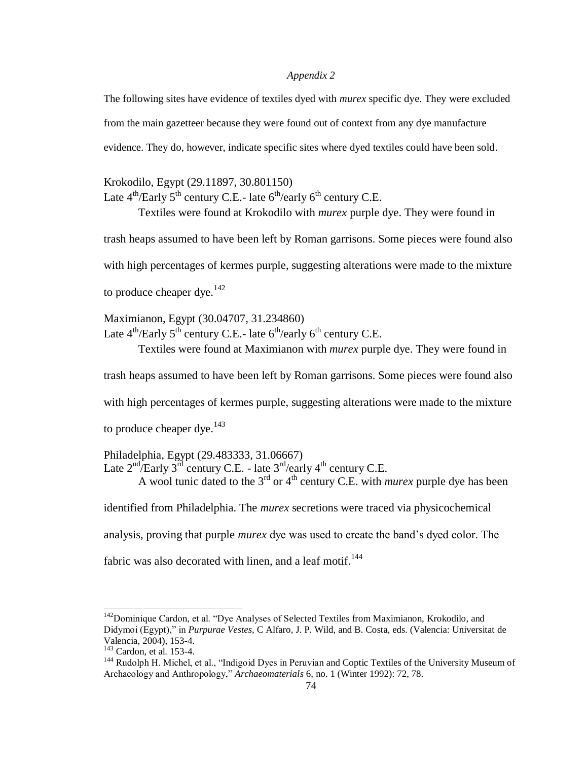*Appendix 2*

The following sites have evidence of textiles dyed with *murex* specific dye. They were excluded from the main gazetteer because they were found out of context from any dye manufacture evidence. They do, however, indicate specific sites where dyed textiles could have been sold.

Krokodilo, Egypt (29.11897, 30.801150)
Late 4th/Early 5th century C.E.- late 6th/early 6th century C.E.

Textiles were found at Krokodilo with *murex* purple dye. They were found in trash heaps assumed to have been left by Roman garrisons. Some pieces were found also with high percentages of kermes purple, suggesting alterations were made to the mixture to produce cheaper dye.[142]

Maximianon, Egypt (30.04707, 31.234860)
Late 4th/Early 5th century C.E.- late 6th/early 6th century C.E.

Textiles were found at Maximianon with *murex* purple dye. They were found in trash heaps assumed to have been left by Roman garrisons. Some pieces were found also with high percentages of kermes purple, suggesting alterations were made to the mixture to produce cheaper dye.[143]

Philadelphia, Egypt (29.483333, 31.06667)
Late 2nd/Early 3rd century C.E. - late 3rd/early 4th century C.E.

A wool tunic dated to the 3rd or 4th century C.E. with *murex* purple dye has been identified from Philadelphia. The *murex* secretions were traced via physicochemical analysis, proving that purple *murex* dye was used to create the band's dyed color. The fabric was also decorated with linen, and a leaf motif.[144]

---

[142] Dominique Cardon, et al. "Dye Analyses of Selected Textiles from Maximianon, Krokodilo, and Didymoi (Egypt)," in *Purpurae Vestes*, C Alfaro, J. P. Wild, and B. Costa, eds. (Valencia: Universitat de Valencia, 2004), 153-4.

[143] Cardon, et al. 153-4.

[144] Rudolph H. Michel, et al., "Indigoid Dyes in Peruvian and Coptic Textiles of the University Museum of Archaeology and Anthropology," *Archaeomaterials* 6, no. 1 (Winter 1992): 72, 78.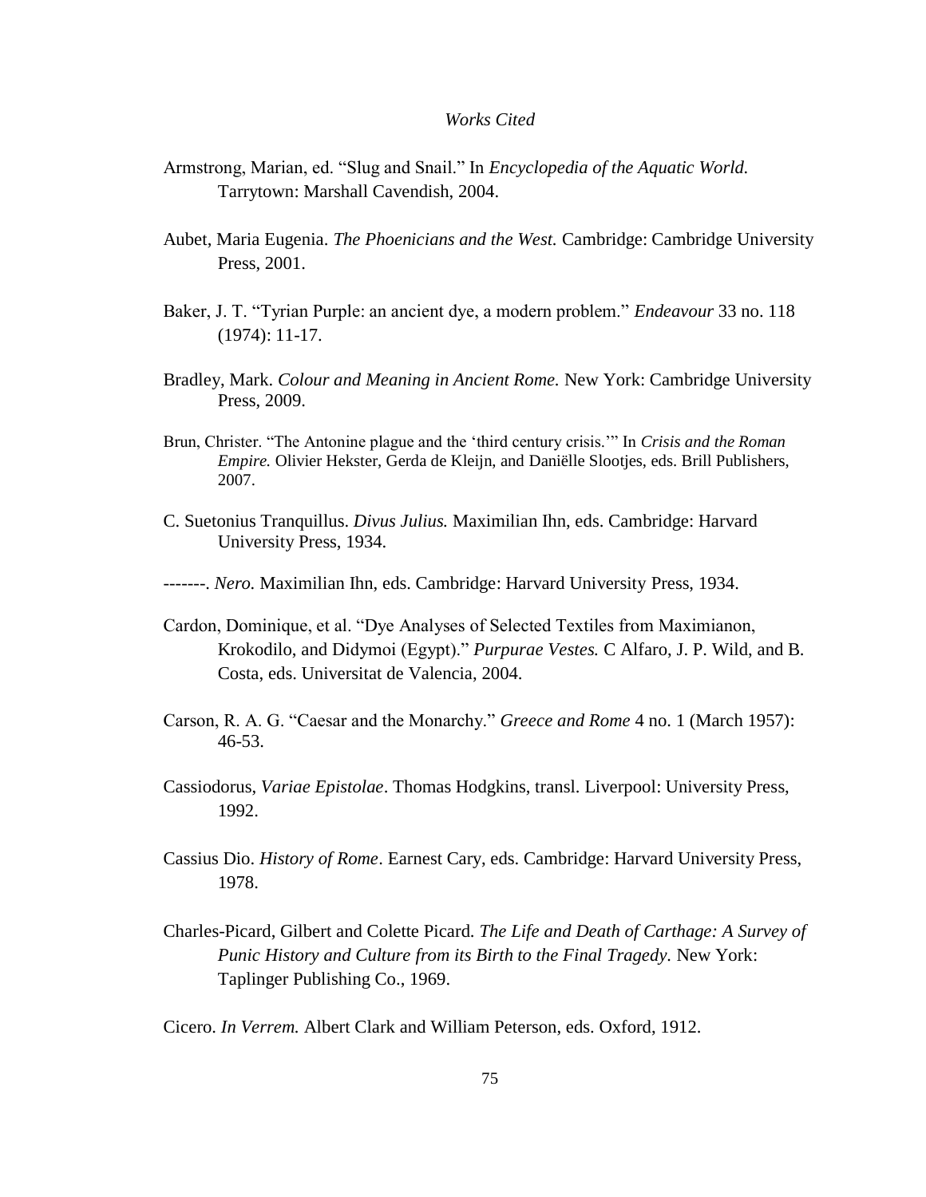*Works Cited*

Armstrong, Marian, ed. "Slug and Snail." In *Encyclopedia of the Aquatic World.* Tarrytown: Marshall Cavendish, 2004.

Aubet, Maria Eugenia. *The Phoenicians and the West.* Cambridge: Cambridge University Press, 2001.

Baker, J. T. "Tyrian Purple: an ancient dye, a modern problem." *Endeavour* 33 no. 118 (1974): 11-17.

Bradley, Mark. *Colour and Meaning in Ancient Rome.* New York: Cambridge University Press, 2009.

Brun, Christer. "The Antonine plague and the 'third century crisis.'" In *Crisis and the Roman Empire.* Olivier Hekster, Gerda de Kleijn, and Daniëlle Slootjes, eds. Brill Publishers, 2007.

C. Suetonius Tranquillus. *Divus Julius.* Maximilian Ihn, eds. Cambridge: Harvard University Press, 1934.

-------. *Nero.* Maximilian Ihn, eds. Cambridge: Harvard University Press, 1934.

Cardon, Dominique, et al. "Dye Analyses of Selected Textiles from Maximianon, Krokodilo, and Didymoi (Egypt)." *Purpurae Vestes.* C Alfaro, J. P. Wild, and B. Costa, eds. Universitat de Valencia, 2004.

Carson, R. A. G. "Caesar and the Monarchy." *Greece and Rome* 4 no. 1 (March 1957): 46-53.

Cassiodorus, *Variae Epistolae*. Thomas Hodgkins, transl. Liverpool: University Press, 1992.

Cassius Dio. *History of Rome*. Earnest Cary, eds. Cambridge: Harvard University Press, 1978.

Charles-Picard, Gilbert and Colette Picard*. The Life and Death of Carthage: A Survey of Punic History and Culture from its Birth to the Final Tragedy.* New York: Taplinger Publishing Co., 1969.

Cicero. *In Verrem.* Albert Clark and William Peterson, eds. Oxford, 1912.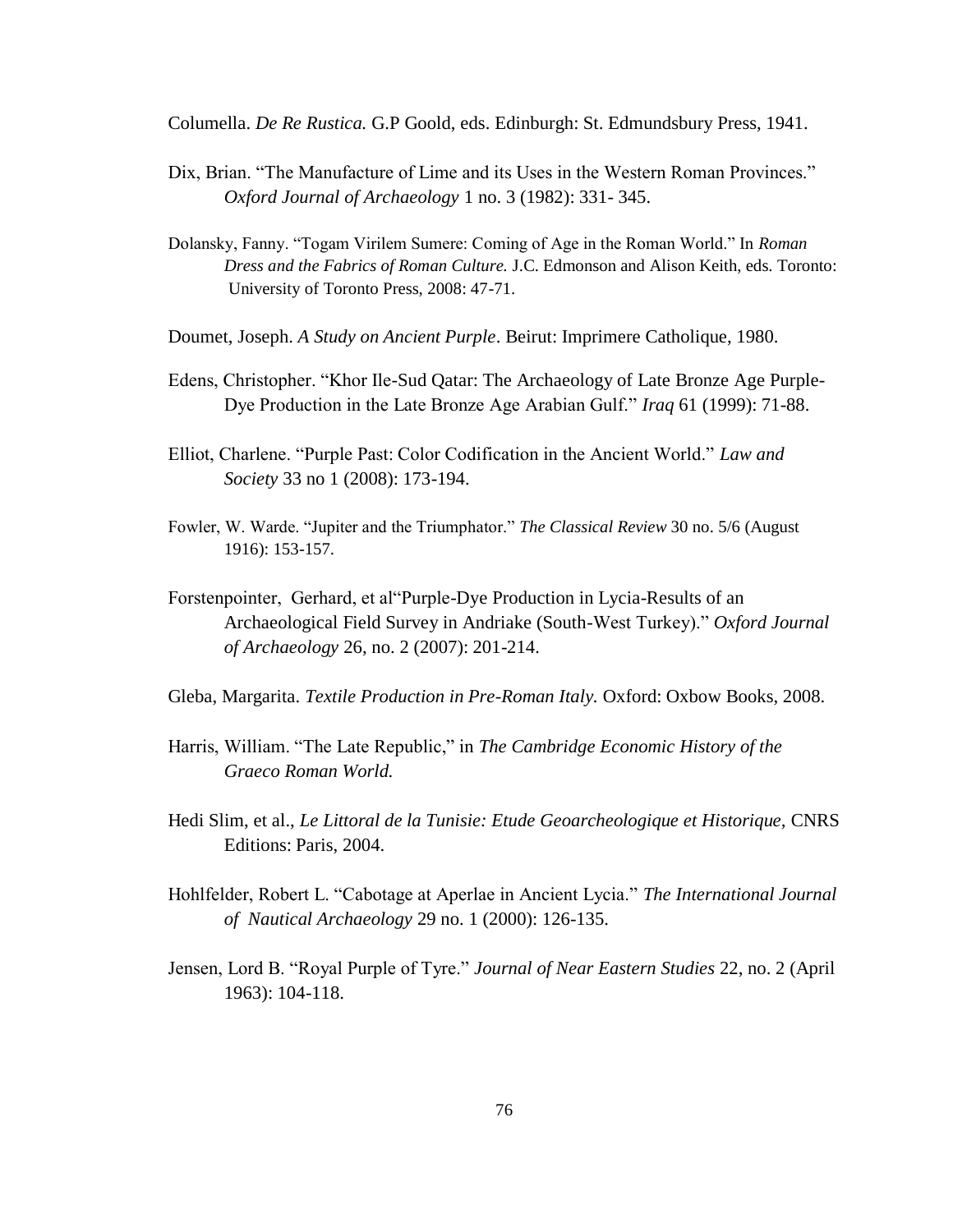Columella. *De Re Rustica.* G.P Goold, eds. Edinburgh: St. Edmundsbury Press, 1941.

Dix, Brian. "The Manufacture of Lime and its Uses in the Western Roman Provinces." *Oxford Journal of Archaeology* 1 no. 3 (1982): 331- 345.

Dolansky, Fanny. "Togam Virilem Sumere: Coming of Age in the Roman World." In *Roman Dress and the Fabrics of Roman Culture.* J.C. Edmonson and Alison Keith, eds. Toronto: University of Toronto Press, 2008: 47-71.

Doumet, Joseph. *A Study on Ancient Purple*. Beirut: Imprimere Catholique, 1980.

Edens, Christopher. "Khor Ile-Sud Qatar: The Archaeology of Late Bronze Age Purple-Dye Production in the Late Bronze Age Arabian Gulf." *Iraq* 61 (1999): 71-88.

Elliot, Charlene. "Purple Past: Color Codification in the Ancient World." *Law and Society* 33 no 1 (2008): 173-194.

Fowler, W. Warde. "Jupiter and the Triumphator." *The Classical Review* 30 no. 5/6 (August 1916): 153-157.

Forstenpointer, Gerhard, et al"Purple-Dye Production in Lycia-Results of an Archaeological Field Survey in Andriake (South-West Turkey)." *Oxford Journal of Archaeology* 26, no. 2 (2007): 201-214.

Gleba, Margarita. *Textile Production in Pre-Roman Italy.* Oxford: Oxbow Books, 2008.

Harris, William. "The Late Republic," in *The Cambridge Economic History of the Graeco Roman World.*

Hedi Slim, et al., *Le Littoral de la Tunisie: Etude Geoarcheologique et Historique,* CNRS Editions: Paris, 2004.

Hohlfelder, Robert L. "Cabotage at Aperlae in Ancient Lycia." *The International Journal of Nautical Archaeology* 29 no. 1 (2000): 126-135.

Jensen, Lord B. "Royal Purple of Tyre." *Journal of Near Eastern Studies* 22, no. 2 (April 1963): 104-118.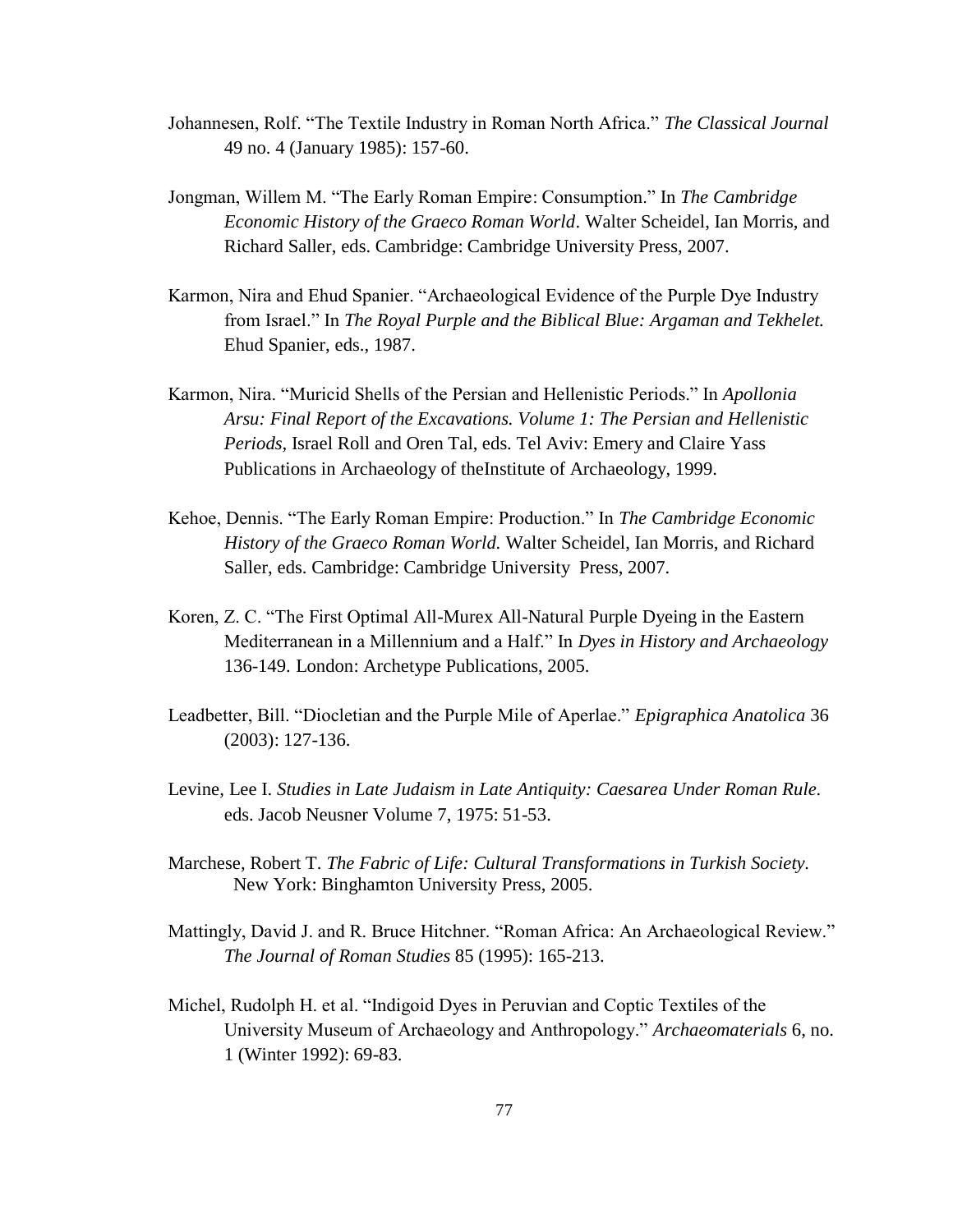Johannesen, Rolf. "The Textile Industry in Roman North Africa." *The Classical Journal* 49 no. 4 (January 1985): 157-60.

Jongman, Willem M. "The Early Roman Empire: Consumption." In *The Cambridge Economic History of the Graeco Roman World*. Walter Scheidel, Ian Morris, and Richard Saller, eds. Cambridge: Cambridge University Press, 2007.

Karmon, Nira and Ehud Spanier. "Archaeological Evidence of the Purple Dye Industry from Israel." In *The Royal Purple and the Biblical Blue: Argaman and Tekhelet.* Ehud Spanier, eds., 1987.

Karmon, Nira. "Muricid Shells of the Persian and Hellenistic Periods." In *Apollonia Arsu: Final Report of the Excavations. Volume 1: The Persian and Hellenistic Periods,* Israel Roll and Oren Tal, eds. Tel Aviv: Emery and Claire Yass Publications in Archaeology of theInstitute of Archaeology, 1999.

Kehoe, Dennis. "The Early Roman Empire: Production." In *The Cambridge Economic History of the Graeco Roman World.* Walter Scheidel, Ian Morris, and Richard Saller, eds. Cambridge: Cambridge University Press, 2007.

Koren, Z. C. "The First Optimal All-Murex All-Natural Purple Dyeing in the Eastern Mediterranean in a Millennium and a Half." In *Dyes in History and Archaeology* 136-149. London: Archetype Publications, 2005.

Leadbetter, Bill. "Diocletian and the Purple Mile of Aperlae." *Epigraphica Anatolica* 36 (2003): 127-136.

Levine, Lee I. *Studies in Late Judaism in Late Antiquity: Caesarea Under Roman Rule.* eds. Jacob Neusner Volume 7, 1975: 51-53.

Marchese, Robert T. *The Fabric of Life: Cultural Transformations in Turkish Society.* New York: Binghamton University Press, 2005.

Mattingly, David J. and R. Bruce Hitchner. "Roman Africa: An Archaeological Review." *The Journal of Roman Studies* 85 (1995): 165-213.

Michel, Rudolph H. et al. "Indigoid Dyes in Peruvian and Coptic Textiles of the University Museum of Archaeology and Anthropology." *Archaeomaterials* 6, no. 1 (Winter 1992): 69-83.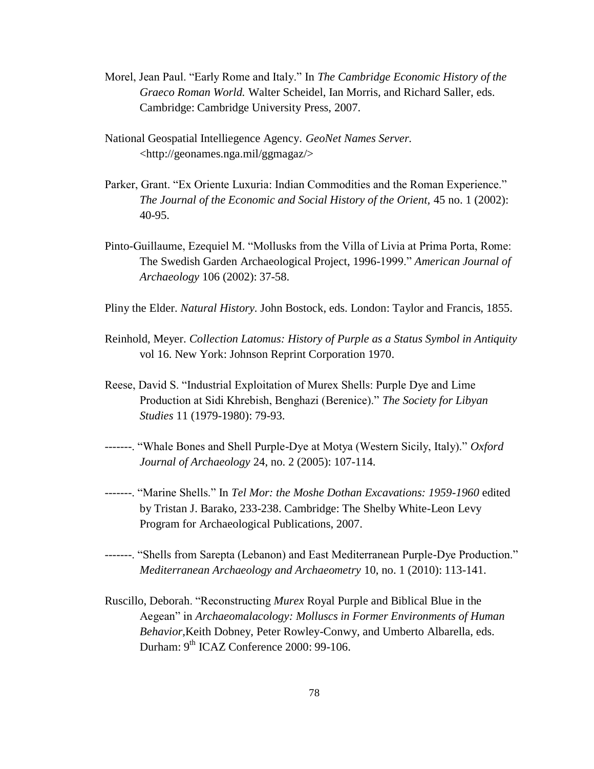Morel, Jean Paul. "Early Rome and Italy." In *The Cambridge Economic History of the Graeco Roman World.* Walter Scheidel, Ian Morris, and Richard Saller, eds. Cambridge: Cambridge University Press, 2007.

National Geospatial Intelliegence Agency. *GeoNet Names Server.* <http://geonames.nga.mil/ggmagaz/>

Parker, Grant. "Ex Oriente Luxuria: Indian Commodities and the Roman Experience." *The Journal of the Economic and Social History of the Orient*, 45 no. 1 (2002): 40-95.

Pinto-Guillaume, Ezequiel M. "Mollusks from the Villa of Livia at Prima Porta, Rome: The Swedish Garden Archaeological Project, 1996-1999." *American Journal of Archaeology* 106 (2002): 37-58.

Pliny the Elder. *Natural History*. John Bostock, eds. London: Taylor and Francis, 1855.

Reinhold, Meyer. *Collection Latomus: History of Purple as a Status Symbol in Antiquity* vol 16. New York: Johnson Reprint Corporation 1970.

Reese, David S. "Industrial Exploitation of Murex Shells: Purple Dye and Lime Production at Sidi Khrebish, Benghazi (Berenice)." *The Society for Libyan Studies* 11 (1979-1980): 79-93.

-------. "Whale Bones and Shell Purple-Dye at Motya (Western Sicily, Italy)." *Oxford Journal of Archaeology* 24, no. 2 (2005): 107-114.

-------. "Marine Shells." In *Tel Mor: the Moshe Dothan Excavations: 1959-1960* edited by Tristan J. Barako, 233-238. Cambridge: The Shelby White-Leon Levy Program for Archaeological Publications, 2007.

-------. "Shells from Sarepta (Lebanon) and East Mediterranean Purple-Dye Production." *Mediterranean Archaeology and Archaeometry* 10, no. 1 (2010): 113-141.

Ruscillo, Deborah. "Reconstructing *Murex* Royal Purple and Biblical Blue in the Aegean" in *Archaeomalacology: Molluscs in Former Environments of Human Behavior,*Keith Dobney, Peter Rowley-Conwy, and Umberto Albarella, eds. Durham: 9th ICAZ Conference 2000: 99-106.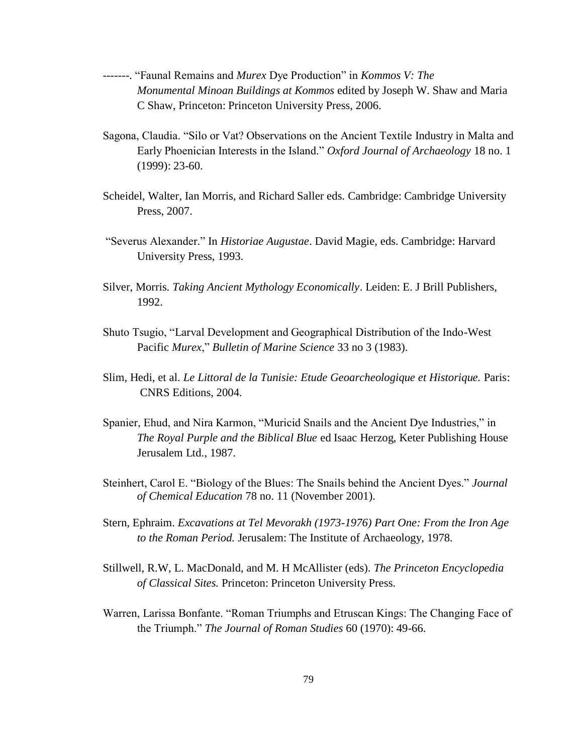-------. "Faunal Remains and *Murex* Dye Production" in *Kommos V: The Monumental Minoan Buildings at Kommos* edited by Joseph W. Shaw and Maria C Shaw, Princeton: Princeton University Press, 2006.

Sagona, Claudia. "Silo or Vat? Observations on the Ancient Textile Industry in Malta and Early Phoenician Interests in the Island." *Oxford Journal of Archaeology* 18 no. 1 (1999): 23-60.

Scheidel, Walter, Ian Morris, and Richard Saller eds. Cambridge: Cambridge University Press, 2007.

"Severus Alexander." In *Historiae Augustae*. David Magie, eds. Cambridge: Harvard University Press, 1993.

Silver, Morris. *Taking Ancient Mythology Economically*. Leiden: E. J Brill Publishers, 1992.

Shuto Tsugio, "Larval Development and Geographical Distribution of the Indo-West Pacific *Murex*," *Bulletin of Marine Science* 33 no 3 (1983).

Slim, Hedi, et al. *Le Littoral de la Tunisie: Etude Geoarcheologique et Historique.* Paris: CNRS Editions, 2004.

Spanier, Ehud, and Nira Karmon, "Muricid Snails and the Ancient Dye Industries," in *The Royal Purple and the Biblical Blue* ed Isaac Herzog, Keter Publishing House Jerusalem Ltd., 1987.

Steinhert, Carol E. "Biology of the Blues: The Snails behind the Ancient Dyes." *Journal of Chemical Education* 78 no. 11 (November 2001).

Stern, Ephraim. *Excavations at Tel Mevorakh (1973-1976) Part One: From the Iron Age to the Roman Period.* Jerusalem: The Institute of Archaeology, 1978.

Stillwell, R.W, L. MacDonald, and M. H McAllister (eds). *The Princeton Encyclopedia of Classical Sites.* Princeton: Princeton University Press.

Warren, Larissa Bonfante. "Roman Triumphs and Etruscan Kings: The Changing Face of the Triumph." *The Journal of Roman Studies* 60 (1970): 49-66.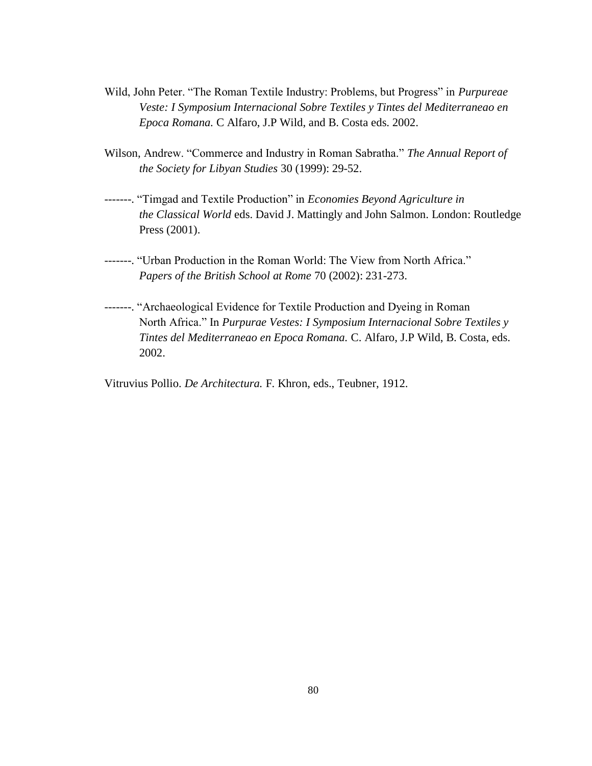Wild, John Peter. "The Roman Textile Industry: Problems, but Progress" in *Purpureae Veste: I Symposium Internacional Sobre Textiles y Tintes del Mediterraneao en Epoca Romana.* C Alfaro, J.P Wild, and B. Costa eds. 2002.

Wilson, Andrew. "Commerce and Industry in Roman Sabratha." *The Annual Report of the Society for Libyan Studies* 30 (1999): 29-52.

-------. "Timgad and Textile Production" in *Economies Beyond Agriculture in the Classical World* eds. David J. Mattingly and John Salmon. London: Routledge Press (2001).

-------. "Urban Production in the Roman World: The View from North Africa." *Papers of the British School at Rome* 70 (2002): 231-273.

-------. "Archaeological Evidence for Textile Production and Dyeing in Roman North Africa." In *Purpurae Vestes: I Symposium Internacional Sobre Textiles y Tintes del Mediterraneao en Epoca Romana.* C. Alfaro, J.P Wild, B. Costa, eds. 2002.

Vitruvius Pollio. *De Architectura.* F. Khron, eds., Teubner, 1912.